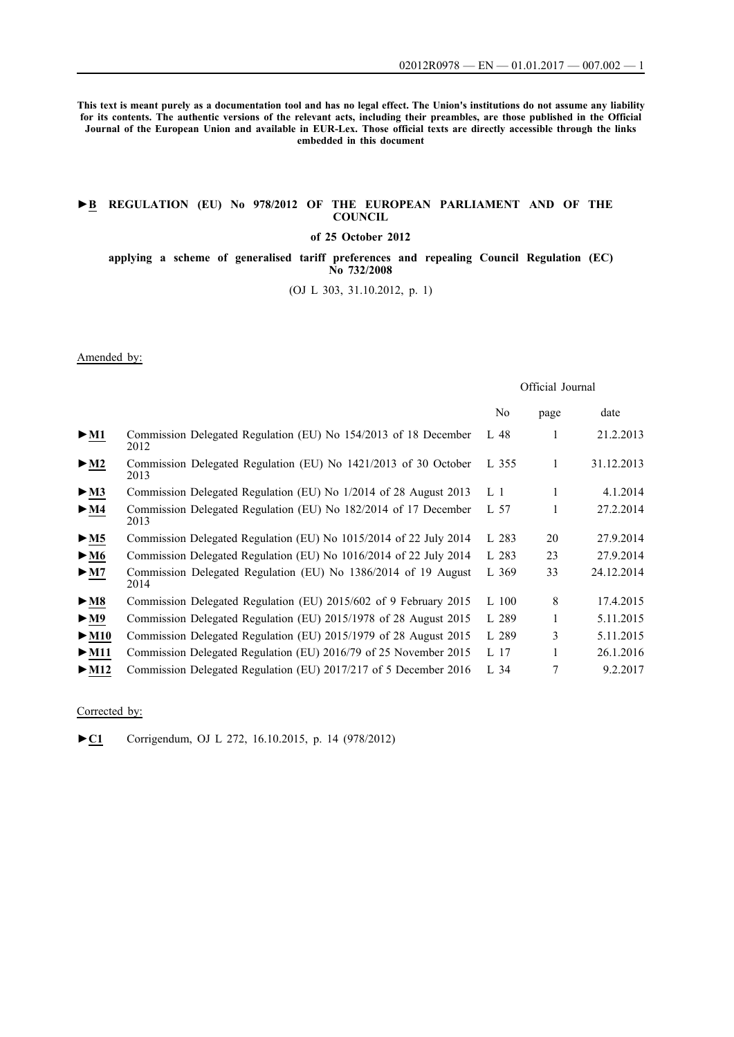**This text is meant purely as a documentation tool and has no legal effect. The Union's institutions do not assume any liability for its contents. The authentic versions of the relevant acts, including their preambles, are those published in the Official Journal of the European Union and available in EUR-Lex. Those official texts are directly accessible through the links embedded in this document**

**►B REGULATION (EU) No 978/2012 OF THE EUROPEAN PARLIAMENT AND OF THE COUNCIL**

**of 25 October 2012**

**applying a scheme of generalised tariff preferences and repealing Council Regulation (EC) No 732/2008**

(OJ L 303, 31.10.2012, p. 1)

Amended by:

| | | Official Journal | | |
|---|---|---|---|---|
| | | No | page | date |
| ►M1 | Commission Delegated Regulation (EU) No 154/2013 of 18 December 2012 | L 48 | 1 | 21.2.2013 |
| ►M2 | Commission Delegated Regulation (EU) No 1421/2013 of 30 October 2013 | L 355 | 1 | 31.12.2013 |
| ►M3 | Commission Delegated Regulation (EU) No 1/2014 of 28 August 2013 | L 1 | 1 | 4.1.2014 |
| ►M4 | Commission Delegated Regulation (EU) No 182/2014 of 17 December 2013 | L 57 | 1 | 27.2.2014 |
| ►M5 | Commission Delegated Regulation (EU) No 1015/2014 of 22 July 2014 | L 283 | 20 | 27.9.2014 |
| ►M6 | Commission Delegated Regulation (EU) No 1016/2014 of 22 July 2014 | L 283 | 23 | 27.9.2014 |
| ►M7 | Commission Delegated Regulation (EU) No 1386/2014 of 19 August 2014 | L 369 | 33 | 24.12.2014 |
| ►M8 | Commission Delegated Regulation (EU) 2015/602 of 9 February 2015 | L 100 | 8 | 17.4.2015 |
| ►M9 | Commission Delegated Regulation (EU) 2015/1978 of 28 August 2015 | L 289 | 1 | 5.11.2015 |
| ►M10 | Commission Delegated Regulation (EU) 2015/1979 of 28 August 2015 | L 289 | 3 | 5.11.2015 |
| ►M11 | Commission Delegated Regulation (EU) 2016/79 of 25 November 2015 | L 17 | 1 | 26.1.2016 |
| ►M12 | Commission Delegated Regulation (EU) 2017/217 of 5 December 2016 | L 34 | 7 | 9.2.2017 |

Corrected by:

►C1 Corrigendum, OJ L 272, 16.10.2015, p. 14 (978/2012)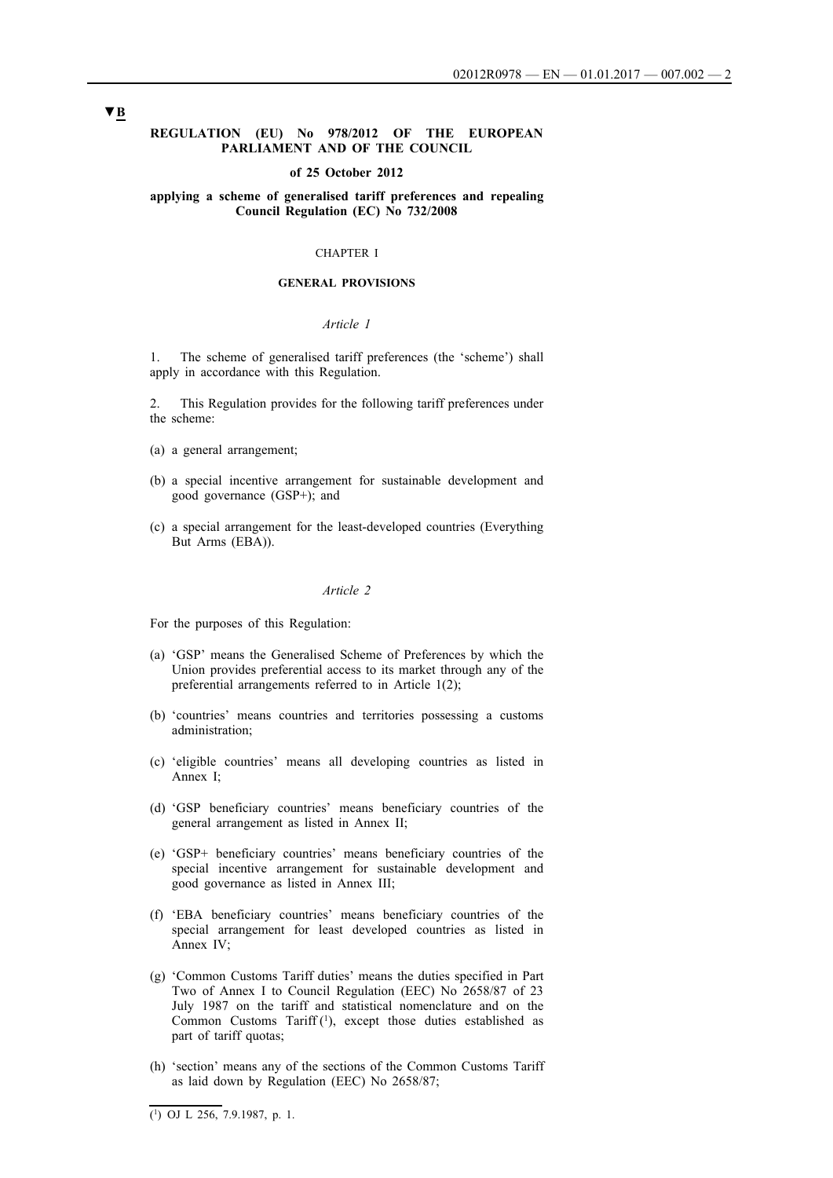**▼B**

**REGULATION (EU) No 978/2012 OF THE EUROPEAN PARLIAMENT AND OF THE COUNCIL**

**of 25 October 2012**

**applying a scheme of generalised tariff preferences and repealing Council Regulation (EC) No 732/2008**

CHAPTER I

**GENERAL PROVISIONS**

*Article 1*

1. The scheme of generalised tariff preferences (the 'scheme') shall apply in accordance with this Regulation.

2. This Regulation provides for the following tariff preferences under the scheme:

(a) a general arrangement;

(b) a special incentive arrangement for sustainable development and good governance (GSP+); and

(c) a special arrangement for the least-developed countries (Everything But Arms (EBA)).

*Article 2*

For the purposes of this Regulation:

(a) 'GSP' means the Generalised Scheme of Preferences by which the Union provides preferential access to its market through any of the preferential arrangements referred to in Article 1(2);

(b) 'countries' means countries and territories possessing a customs administration;

(c) 'eligible countries' means all developing countries as listed in Annex I;

(d) 'GSP beneficiary countries' means beneficiary countries of the general arrangement as listed in Annex II;

(e) 'GSP+ beneficiary countries' means beneficiary countries of the special incentive arrangement for sustainable development and good governance as listed in Annex III;

(f) 'EBA beneficiary countries' means beneficiary countries of the special arrangement for least developed countries as listed in Annex IV;

(g) 'Common Customs Tariff duties' means the duties specified in Part Two of Annex I to Council Regulation (EEC) No 2658/87 of 23 July 1987 on the tariff and statistical nomenclature and on the Common Customs Tariff [1], except those duties established as part of tariff quotas;

(h) 'section' means any of the sections of the Common Customs Tariff as laid down by Regulation (EEC) No 2658/87;

---

[1] OJ L 256, 7.9.1987, p. 1.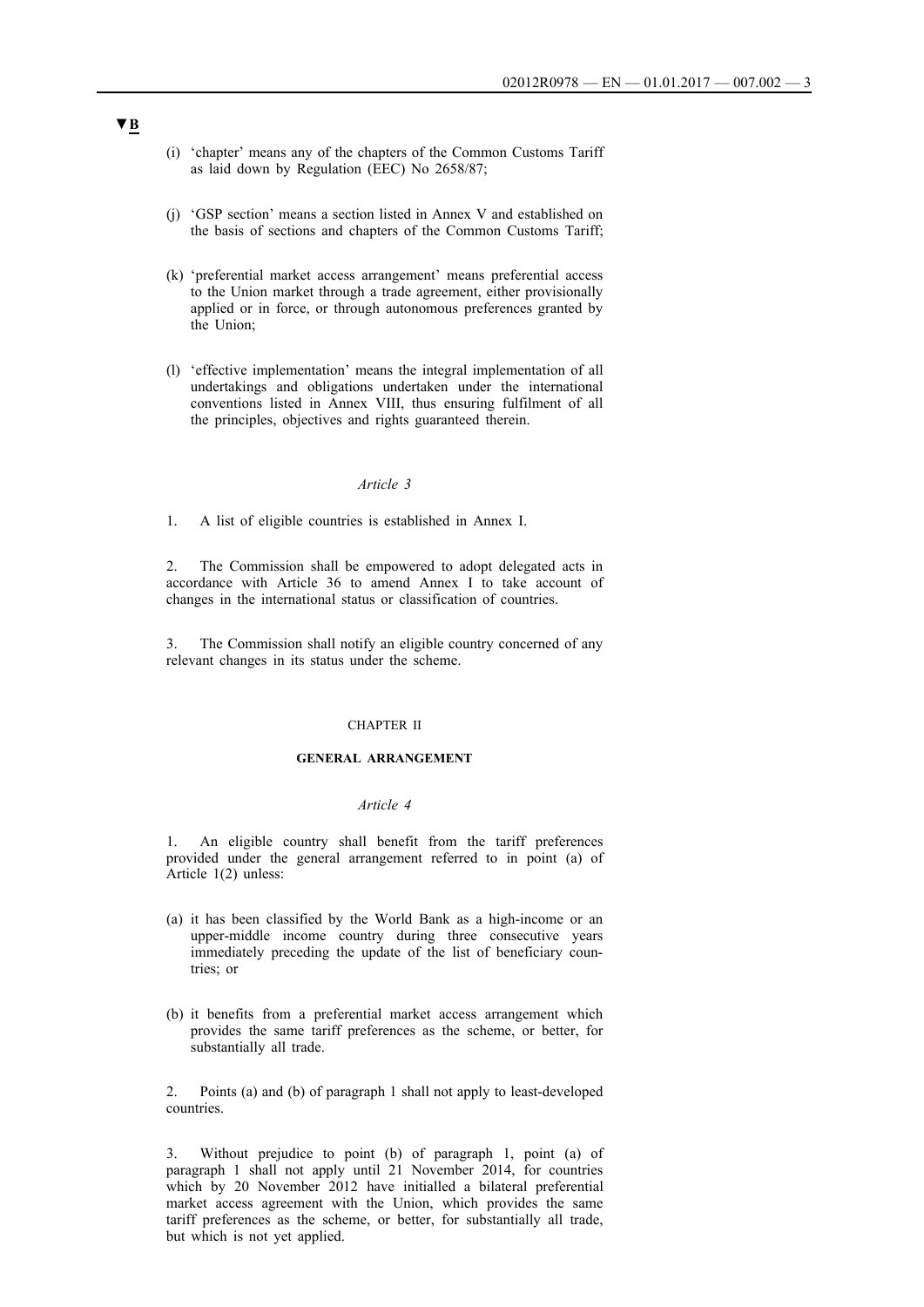▼B

(i) 'chapter' means any of the chapters of the Common Customs Tariff as laid down by Regulation (EEC) No 2658/87;

(j) 'GSP section' means a section listed in Annex V and established on the basis of sections and chapters of the Common Customs Tariff;

(k) 'preferential market access arrangement' means preferential access to the Union market through a trade agreement, either provisionally applied or in force, or through autonomous preferences granted by the Union;

(l) 'effective implementation' means the integral implementation of all undertakings and obligations undertaken under the international conventions listed in Annex VIII, thus ensuring fulfilment of all the principles, objectives and rights guaranteed therein.

*Article 3*

1. A list of eligible countries is established in Annex I.

2. The Commission shall be empowered to adopt delegated acts in accordance with Article 36 to amend Annex I to take account of changes in the international status or classification of countries.

3. The Commission shall notify an eligible country concerned of any relevant changes in its status under the scheme.

CHAPTER II

**GENERAL ARRANGEMENT**

*Article 4*

1. An eligible country shall benefit from the tariff preferences provided under the general arrangement referred to in point (a) of Article 1(2) unless:

(a) it has been classified by the World Bank as a high-income or an upper-middle income country during three consecutive years immediately preceding the update of the list of beneficiary countries; or

(b) it benefits from a preferential market access arrangement which provides the same tariff preferences as the scheme, or better, for substantially all trade.

2. Points (a) and (b) of paragraph 1 shall not apply to least-developed countries.

3. Without prejudice to point (b) of paragraph 1, point (a) of paragraph 1 shall not apply until 21 November 2014, for countries which by 20 November 2012 have initialled a bilateral preferential market access agreement with the Union, which provides the same tariff preferences as the scheme, or better, for substantially all trade, but which is not yet applied.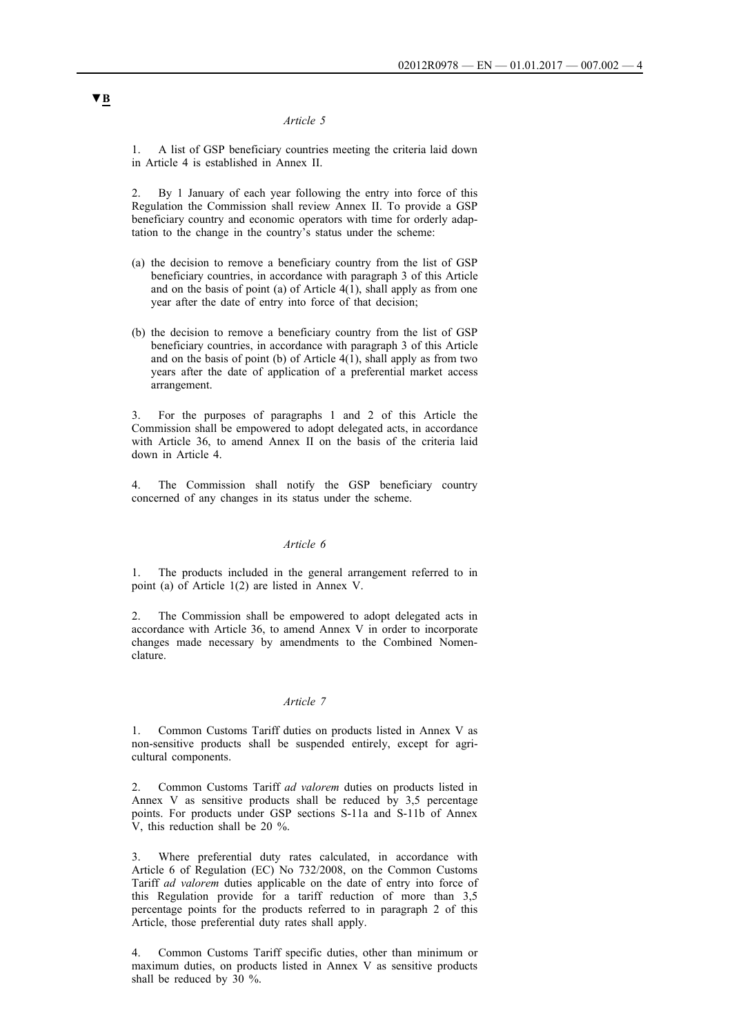▼B

*Article 5*

1. A list of GSP beneficiary countries meeting the criteria laid down in Article 4 is established in Annex II.

2. By 1 January of each year following the entry into force of this Regulation the Commission shall review Annex II. To provide a GSP beneficiary country and economic operators with time for orderly adaptation to the change in the country's status under the scheme:

(a) the decision to remove a beneficiary country from the list of GSP beneficiary countries, in accordance with paragraph 3 of this Article and on the basis of point (a) of Article 4(1), shall apply as from one year after the date of entry into force of that decision;

(b) the decision to remove a beneficiary country from the list of GSP beneficiary countries, in accordance with paragraph 3 of this Article and on the basis of point (b) of Article 4(1), shall apply as from two years after the date of application of a preferential market access arrangement.

3. For the purposes of paragraphs 1 and 2 of this Article the Commission shall be empowered to adopt delegated acts, in accordance with Article 36, to amend Annex II on the basis of the criteria laid down in Article 4.

4. The Commission shall notify the GSP beneficiary country concerned of any changes in its status under the scheme.

*Article 6*

1. The products included in the general arrangement referred to in point (a) of Article 1(2) are listed in Annex V.

2. The Commission shall be empowered to adopt delegated acts in accordance with Article 36, to amend Annex V in order to incorporate changes made necessary by amendments to the Combined Nomenclature.

*Article 7*

1. Common Customs Tariff duties on products listed in Annex V as non-sensitive products shall be suspended entirely, except for agricultural components.

2. Common Customs Tariff *ad valorem* duties on products listed in Annex V as sensitive products shall be reduced by 3,5 percentage points. For products under GSP sections S-11a and S-11b of Annex V, this reduction shall be 20 %.

3. Where preferential duty rates calculated, in accordance with Article 6 of Regulation (EC) No 732/2008, on the Common Customs Tariff *ad valorem* duties applicable on the date of entry into force of this Regulation provide for a tariff reduction of more than 3,5 percentage points for the products referred to in paragraph 2 of this Article, those preferential duty rates shall apply.

4. Common Customs Tariff specific duties, other than minimum or maximum duties, on products listed in Annex V as sensitive products shall be reduced by 30 %.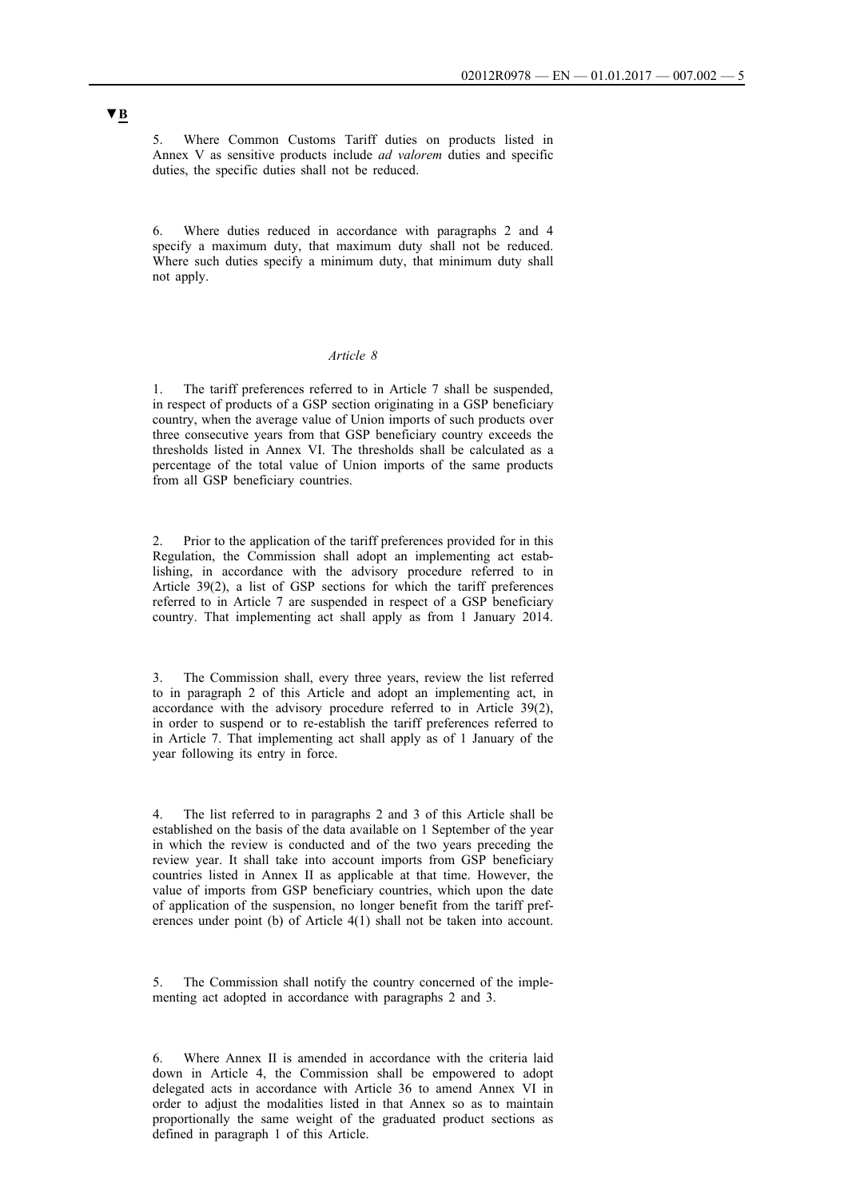▼B

5. Where Common Customs Tariff duties on products listed in Annex V as sensitive products include *ad valorem* duties and specific duties, the specific duties shall not be reduced.

6. Where duties reduced in accordance with paragraphs 2 and 4 specify a maximum duty, that maximum duty shall not be reduced. Where such duties specify a minimum duty, that minimum duty shall not apply.

*Article 8*

1. The tariff preferences referred to in Article 7 shall be suspended, in respect of products of a GSP section originating in a GSP beneficiary country, when the average value of Union imports of such products over three consecutive years from that GSP beneficiary country exceeds the thresholds listed in Annex VI. The thresholds shall be calculated as a percentage of the total value of Union imports of the same products from all GSP beneficiary countries.

2. Prior to the application of the tariff preferences provided for in this Regulation, the Commission shall adopt an implementing act establishing, in accordance with the advisory procedure referred to in Article 39(2), a list of GSP sections for which the tariff preferences referred to in Article 7 are suspended in respect of a GSP beneficiary country. That implementing act shall apply as from 1 January 2014.

3. The Commission shall, every three years, review the list referred to in paragraph 2 of this Article and adopt an implementing act, in accordance with the advisory procedure referred to in Article 39(2), in order to suspend or to re-establish the tariff preferences referred to in Article 7. That implementing act shall apply as of 1 January of the year following its entry in force.

4. The list referred to in paragraphs 2 and 3 of this Article shall be established on the basis of the data available on 1 September of the year in which the review is conducted and of the two years preceding the review year. It shall take into account imports from GSP beneficiary countries listed in Annex II as applicable at that time. However, the value of imports from GSP beneficiary countries, which upon the date of application of the suspension, no longer benefit from the tariff preferences under point (b) of Article 4(1) shall not be taken into account.

5. The Commission shall notify the country concerned of the implementing act adopted in accordance with paragraphs 2 and 3.

6. Where Annex II is amended in accordance with the criteria laid down in Article 4, the Commission shall be empowered to adopt delegated acts in accordance with Article 36 to amend Annex VI in order to adjust the modalities listed in that Annex so as to maintain proportionally the same weight of the graduated product sections as defined in paragraph 1 of this Article.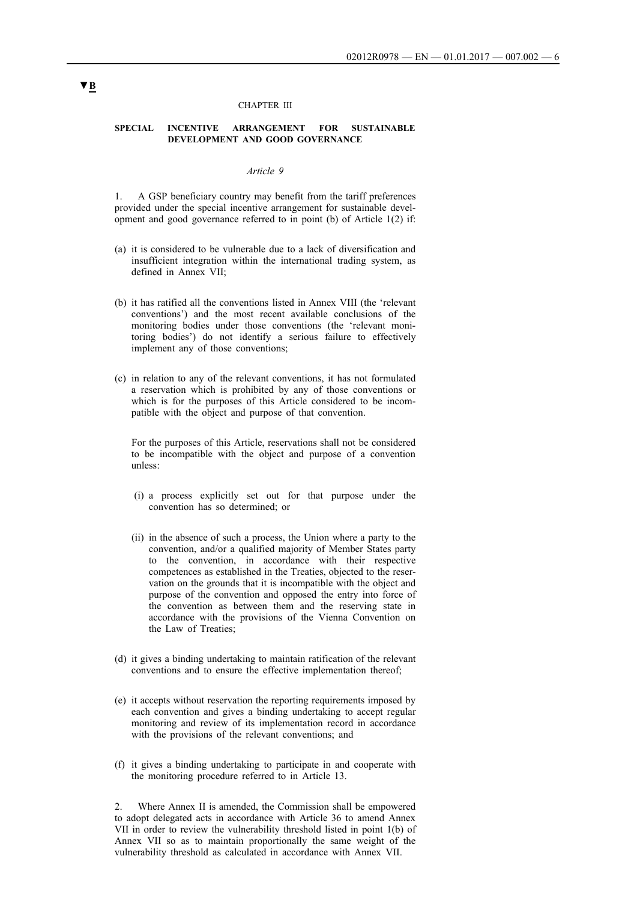▼B

## CHAPTER III

### SPECIAL INCENTIVE ARRANGEMENT FOR SUSTAINABLE DEVELOPMENT AND GOOD GOVERNANCE

*Article 9*

1. A GSP beneficiary country may benefit from the tariff preferences provided under the special incentive arrangement for sustainable development and good governance referred to in point (b) of Article 1(2) if:

(a) it is considered to be vulnerable due to a lack of diversification and insufficient integration within the international trading system, as defined in Annex VII;

(b) it has ratified all the conventions listed in Annex VIII (the 'relevant conventions') and the most recent available conclusions of the monitoring bodies under those conventions (the 'relevant monitoring bodies') do not identify a serious failure to effectively implement any of those conventions;

(c) in relation to any of the relevant conventions, it has not formulated a reservation which is prohibited by any of those conventions or which is for the purposes of this Article considered to be incompatible with the object and purpose of that convention.

For the purposes of this Article, reservations shall not be considered to be incompatible with the object and purpose of a convention unless:

(i) a process explicitly set out for that purpose under the convention has so determined; or

(ii) in the absence of such a process, the Union where a party to the convention, and/or a qualified majority of Member States party to the convention, in accordance with their respective competences as established in the Treaties, objected to the reservation on the grounds that it is incompatible with the object and purpose of the convention and opposed the entry into force of the convention as between them and the reserving state in accordance with the provisions of the Vienna Convention on the Law of Treaties;

(d) it gives a binding undertaking to maintain ratification of the relevant conventions and to ensure the effective implementation thereof;

(e) it accepts without reservation the reporting requirements imposed by each convention and gives a binding undertaking to accept regular monitoring and review of its implementation record in accordance with the provisions of the relevant conventions; and

(f) it gives a binding undertaking to participate in and cooperate with the monitoring procedure referred to in Article 13.

2. Where Annex II is amended, the Commission shall be empowered to adopt delegated acts in accordance with Article 36 to amend Annex VII in order to review the vulnerability threshold listed in point 1(b) of Annex VII so as to maintain proportionally the same weight of the vulnerability threshold as calculated in accordance with Annex VII.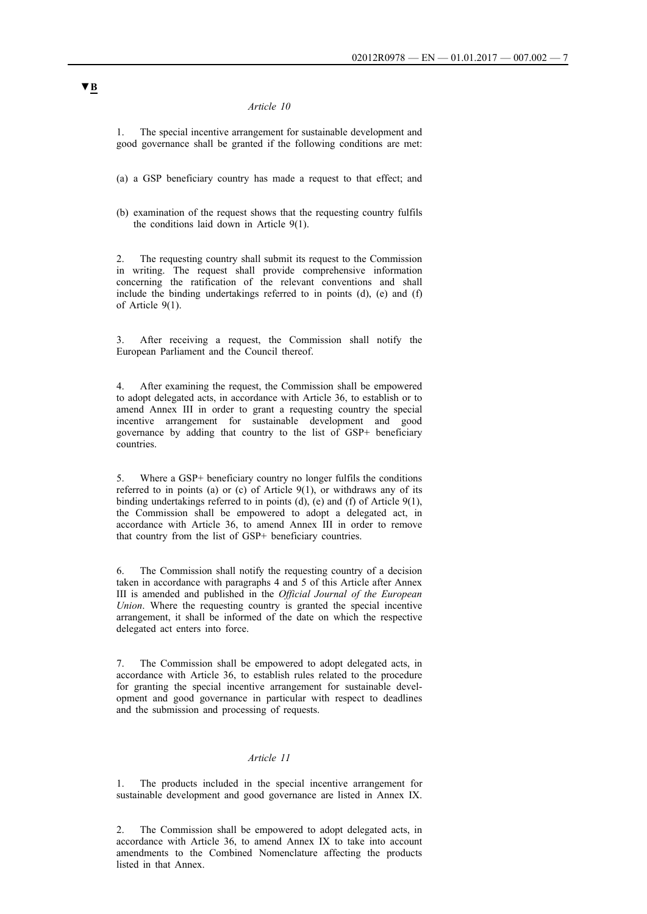▼B

*Article 10*

1. The special incentive arrangement for sustainable development and good governance shall be granted if the following conditions are met:

(a) a GSP beneficiary country has made a request to that effect; and

(b) examination of the request shows that the requesting country fulfils the conditions laid down in Article 9(1).

2. The requesting country shall submit its request to the Commission in writing. The request shall provide comprehensive information concerning the ratification of the relevant conventions and shall include the binding undertakings referred to in points (d), (e) and (f) of Article 9(1).

3. After receiving a request, the Commission shall notify the European Parliament and the Council thereof.

4. After examining the request, the Commission shall be empowered to adopt delegated acts, in accordance with Article 36, to establish or to amend Annex III in order to grant a requesting country the special incentive arrangement for sustainable development and good governance by adding that country to the list of GSP+ beneficiary countries.

5. Where a GSP+ beneficiary country no longer fulfils the conditions referred to in points (a) or (c) of Article 9(1), or withdraws any of its binding undertakings referred to in points (d), (e) and (f) of Article 9(1), the Commission shall be empowered to adopt a delegated act, in accordance with Article 36, to amend Annex III in order to remove that country from the list of GSP+ beneficiary countries.

6. The Commission shall notify the requesting country of a decision taken in accordance with paragraphs 4 and 5 of this Article after Annex III is amended and published in the *Official Journal of the European Union*. Where the requesting country is granted the special incentive arrangement, it shall be informed of the date on which the respective delegated act enters into force.

7. The Commission shall be empowered to adopt delegated acts, in accordance with Article 36, to establish rules related to the procedure for granting the special incentive arrangement for sustainable development and good governance in particular with respect to deadlines and the submission and processing of requests.

*Article 11*

1. The products included in the special incentive arrangement for sustainable development and good governance are listed in Annex IX.

2. The Commission shall be empowered to adopt delegated acts, in accordance with Article 36, to amend Annex IX to take into account amendments to the Combined Nomenclature affecting the products listed in that Annex.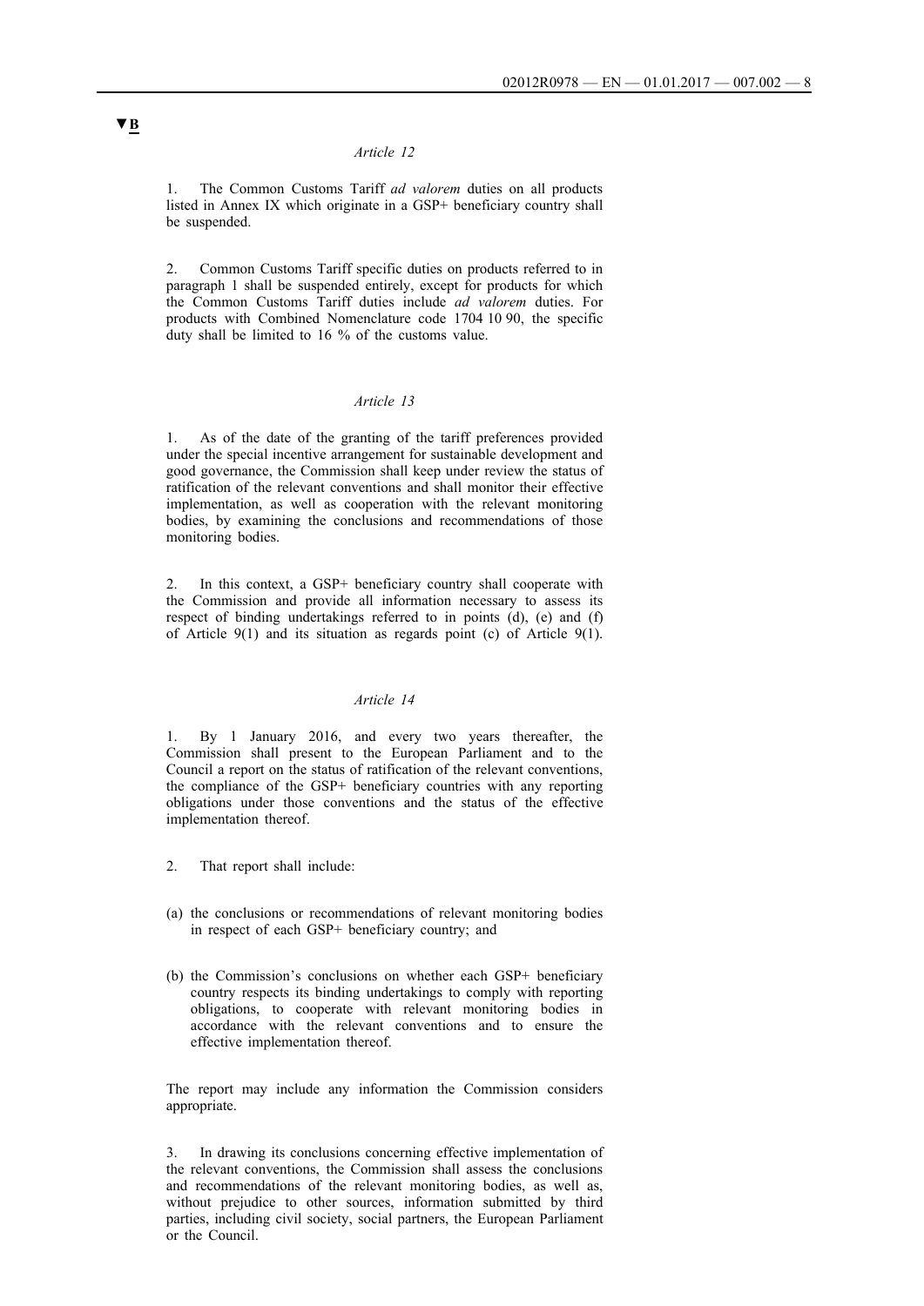▼B

*Article 12*

1. The Common Customs Tariff *ad valorem* duties on all products listed in Annex IX which originate in a GSP+ beneficiary country shall be suspended.

2. Common Customs Tariff specific duties on products referred to in paragraph 1 shall be suspended entirely, except for products for which the Common Customs Tariff duties include *ad valorem* duties. For products with Combined Nomenclature code 1704 10 90, the specific duty shall be limited to 16 % of the customs value.

*Article 13*

1. As of the date of the granting of the tariff preferences provided under the special incentive arrangement for sustainable development and good governance, the Commission shall keep under review the status of ratification of the relevant conventions and shall monitor their effective implementation, as well as cooperation with the relevant monitoring bodies, by examining the conclusions and recommendations of those monitoring bodies.

2. In this context, a GSP+ beneficiary country shall cooperate with the Commission and provide all information necessary to assess its respect of binding undertakings referred to in points (d), (e) and (f) of Article 9(1) and its situation as regards point (c) of Article 9(1).

*Article 14*

1. By 1 January 2016, and every two years thereafter, the Commission shall present to the European Parliament and to the Council a report on the status of ratification of the relevant conventions, the compliance of the GSP+ beneficiary countries with any reporting obligations under those conventions and the status of the effective implementation thereof.

2. That report shall include:

(a) the conclusions or recommendations of relevant monitoring bodies in respect of each GSP+ beneficiary country; and

(b) the Commission's conclusions on whether each GSP+ beneficiary country respects its binding undertakings to comply with reporting obligations, to cooperate with relevant monitoring bodies in accordance with the relevant conventions and to ensure the effective implementation thereof.

The report may include any information the Commission considers appropriate.

3. In drawing its conclusions concerning effective implementation of the relevant conventions, the Commission shall assess the conclusions and recommendations of the relevant monitoring bodies, as well as, without prejudice to other sources, information submitted by third parties, including civil society, social partners, the European Parliament or the Council.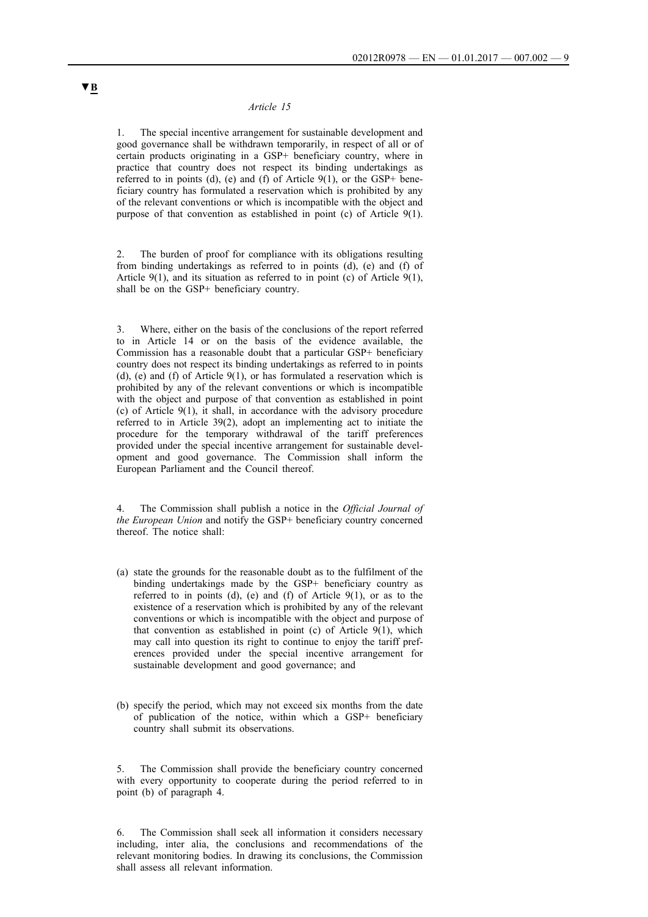*Article 15*

1. The special incentive arrangement for sustainable development and good governance shall be withdrawn temporarily, in respect of all or of certain products originating in a GSP+ beneficiary country, where in practice that country does not respect its binding undertakings as referred to in points (d), (e) and (f) of Article 9(1), or the GSP+ beneficiary country has formulated a reservation which is prohibited by any of the relevant conventions or which is incompatible with the object and purpose of that convention as established in point (c) of Article 9(1).

2. The burden of proof for compliance with its obligations resulting from binding undertakings as referred to in points (d), (e) and (f) of Article 9(1), and its situation as referred to in point (c) of Article 9(1), shall be on the GSP+ beneficiary country.

3. Where, either on the basis of the conclusions of the report referred to in Article 14 or on the basis of the evidence available, the Commission has a reasonable doubt that a particular GSP+ beneficiary country does not respect its binding undertakings as referred to in points (d), (e) and (f) of Article 9(1), or has formulated a reservation which is prohibited by any of the relevant conventions or which is incompatible with the object and purpose of that convention as established in point (c) of Article 9(1), it shall, in accordance with the advisory procedure referred to in Article 39(2), adopt an implementing act to initiate the procedure for the temporary withdrawal of the tariff preferences provided under the special incentive arrangement for sustainable development and good governance. The Commission shall inform the European Parliament and the Council thereof.

4. The Commission shall publish a notice in the *Official Journal of the European Union* and notify the GSP+ beneficiary country concerned thereof. The notice shall:

(a) state the grounds for the reasonable doubt as to the fulfilment of the binding undertakings made by the GSP+ beneficiary country as referred to in points (d), (e) and (f) of Article 9(1), or as to the existence of a reservation which is prohibited by any of the relevant conventions or which is incompatible with the object and purpose of that convention as established in point (c) of Article 9(1), which may call into question its right to continue to enjoy the tariff preferences provided under the special incentive arrangement for sustainable development and good governance; and

(b) specify the period, which may not exceed six months from the date of publication of the notice, within which a GSP+ beneficiary country shall submit its observations.

5. The Commission shall provide the beneficiary country concerned with every opportunity to cooperate during the period referred to in point (b) of paragraph 4.

6. The Commission shall seek all information it considers necessary including, inter alia, the conclusions and recommendations of the relevant monitoring bodies. In drawing its conclusions, the Commission shall assess all relevant information.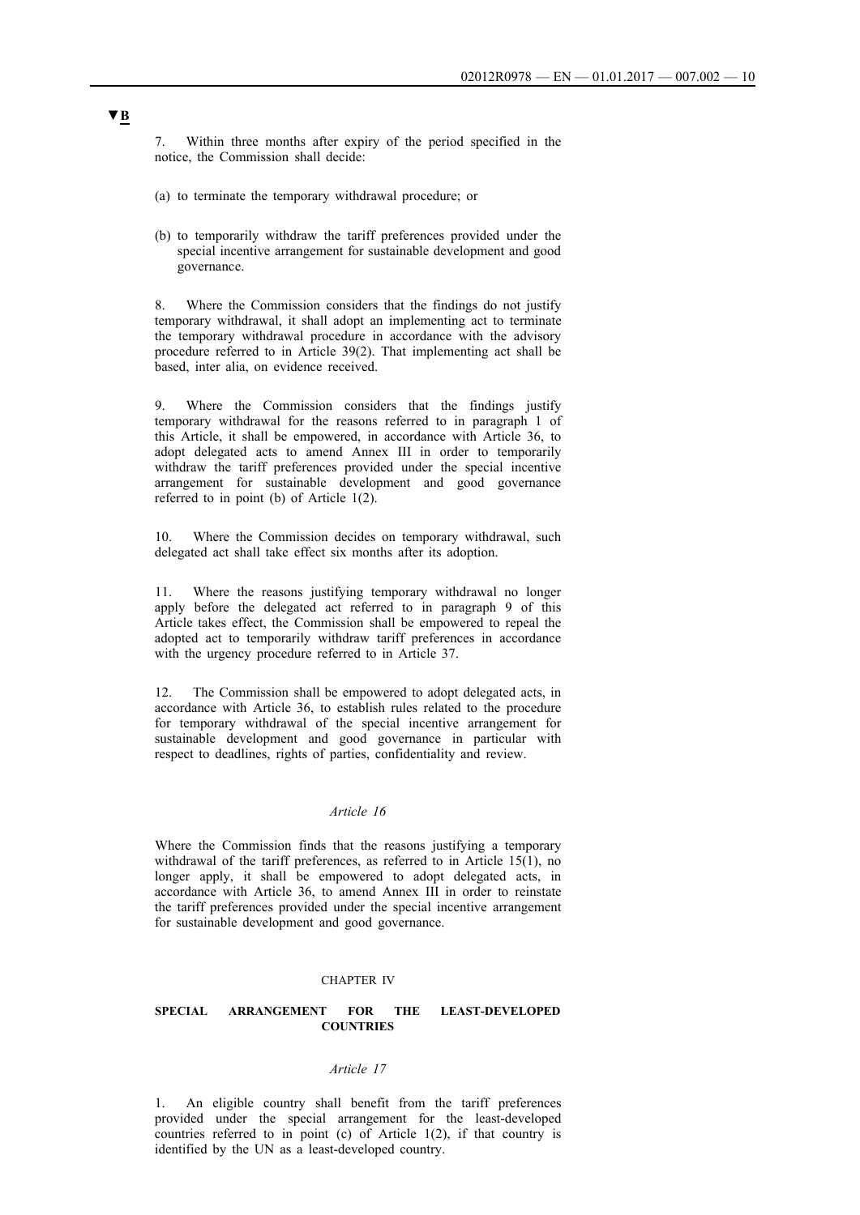▼B

7. Within three months after expiry of the period specified in the notice, the Commission shall decide:

(a) to terminate the temporary withdrawal procedure; or

(b) to temporarily withdraw the tariff preferences provided under the special incentive arrangement for sustainable development and good governance.

8. Where the Commission considers that the findings do not justify temporary withdrawal, it shall adopt an implementing act to terminate the temporary withdrawal procedure in accordance with the advisory procedure referred to in Article 39(2). That implementing act shall be based, inter alia, on evidence received.

9. Where the Commission considers that the findings justify temporary withdrawal for the reasons referred to in paragraph 1 of this Article, it shall be empowered, in accordance with Article 36, to adopt delegated acts to amend Annex III in order to temporarily withdraw the tariff preferences provided under the special incentive arrangement for sustainable development and good governance referred to in point (b) of Article 1(2).

10. Where the Commission decides on temporary withdrawal, such delegated act shall take effect six months after its adoption.

11. Where the reasons justifying temporary withdrawal no longer apply before the delegated act referred to in paragraph 9 of this Article takes effect, the Commission shall be empowered to repeal the adopted act to temporarily withdraw tariff preferences in accordance with the urgency procedure referred to in Article 37.

12. The Commission shall be empowered to adopt delegated acts, in accordance with Article 36, to establish rules related to the procedure for temporary withdrawal of the special incentive arrangement for sustainable development and good governance in particular with respect to deadlines, rights of parties, confidentiality and review.

*Article 16*

Where the Commission finds that the reasons justifying a temporary withdrawal of the tariff preferences, as referred to in Article 15(1), no longer apply, it shall be empowered to adopt delegated acts, in accordance with Article 36, to amend Annex III in order to reinstate the tariff preferences provided under the special incentive arrangement for sustainable development and good governance.

CHAPTER IV

**SPECIAL ARRANGEMENT FOR THE LEAST-DEVELOPED COUNTRIES**

*Article 17*

1. An eligible country shall benefit from the tariff preferences provided under the special arrangement for the least-developed countries referred to in point (c) of Article 1(2), if that country is identified by the UN as a least-developed country.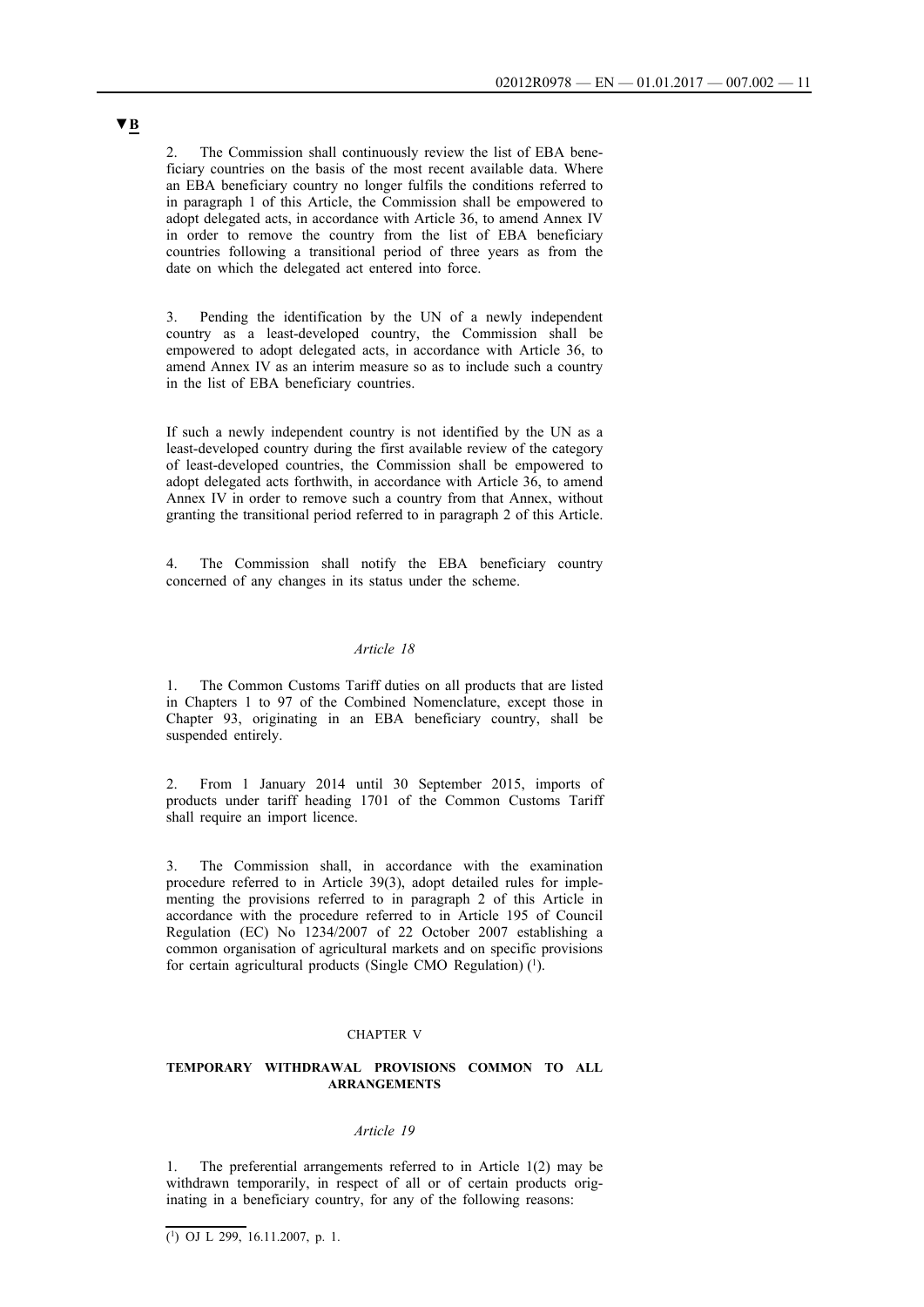▼B

2. The Commission shall continuously review the list of EBA beneficiary countries on the basis of the most recent available data. Where an EBA beneficiary country no longer fulfils the conditions referred to in paragraph 1 of this Article, the Commission shall be empowered to adopt delegated acts, in accordance with Article 36, to amend Annex IV in order to remove the country from the list of EBA beneficiary countries following a transitional period of three years as from the date on which the delegated act entered into force.

3. Pending the identification by the UN of a newly independent country as a least-developed country, the Commission shall be empowered to adopt delegated acts, in accordance with Article 36, to amend Annex IV as an interim measure so as to include such a country in the list of EBA beneficiary countries.

If such a newly independent country is not identified by the UN as a least-developed country during the first available review of the category of least-developed countries, the Commission shall be empowered to adopt delegated acts forthwith, in accordance with Article 36, to amend Annex IV in order to remove such a country from that Annex, without granting the transitional period referred to in paragraph 2 of this Article.

4. The Commission shall notify the EBA beneficiary country concerned of any changes in its status under the scheme.

*Article 18*

1. The Common Customs Tariff duties on all products that are listed in Chapters 1 to 97 of the Combined Nomenclature, except those in Chapter 93, originating in an EBA beneficiary country, shall be suspended entirely.

2. From 1 January 2014 until 30 September 2015, imports of products under tariff heading 1701 of the Common Customs Tariff shall require an import licence.

3. The Commission shall, in accordance with the examination procedure referred to in Article 39(3), adopt detailed rules for implementing the provisions referred to in paragraph 2 of this Article in accordance with the procedure referred to in Article 195 of Council Regulation (EC) No 1234/2007 of 22 October 2007 establishing a common organisation of agricultural markets and on specific provisions for certain agricultural products (Single CMO Regulation) [1].

CHAPTER V

**TEMPORARY WITHDRAWAL PROVISIONS COMMON TO ALL ARRANGEMENTS**

*Article 19*

1. The preferential arrangements referred to in Article 1(2) may be withdrawn temporarily, in respect of all or of certain products originating in a beneficiary country, for any of the following reasons:

---

[1] OJ L 299, 16.11.2007, p. 1.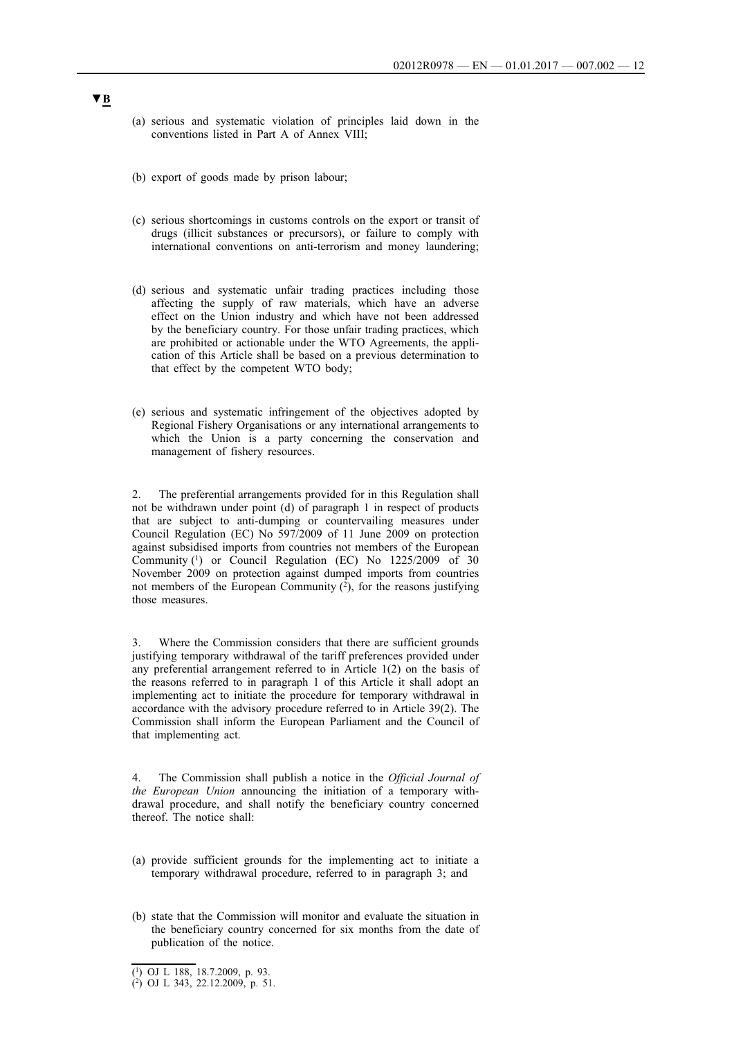▼B

(a) serious and systematic violation of principles laid down in the conventions listed in Part A of Annex VIII;

(b) export of goods made by prison labour;

(c) serious shortcomings in customs controls on the export or transit of drugs (illicit substances or precursors), or failure to comply with international conventions on anti-terrorism and money laundering;

(d) serious and systematic unfair trading practices including those affecting the supply of raw materials, which have an adverse effect on the Union industry and which have not been addressed by the beneficiary country. For those unfair trading practices, which are prohibited or actionable under the WTO Agreements, the application of this Article shall be based on a previous determination to that effect by the competent WTO body;

(e) serious and systematic infringement of the objectives adopted by Regional Fishery Organisations or any international arrangements to which the Union is a party concerning the conservation and management of fishery resources.

2. The preferential arrangements provided for in this Regulation shall not be withdrawn under point (d) of paragraph 1 in respect of products that are subject to anti-dumping or countervailing measures under Council Regulation (EC) No 597/2009 of 11 June 2009 on protection against subsidised imports from countries not members of the European Community [1] or Council Regulation (EC) No 1225/2009 of 30 November 2009 on protection against dumped imports from countries not members of the European Community [2], for the reasons justifying those measures.

3. Where the Commission considers that there are sufficient grounds justifying temporary withdrawal of the tariff preferences provided under any preferential arrangement referred to in Article 1(2) on the basis of the reasons referred to in paragraph 1 of this Article it shall adopt an implementing act to initiate the procedure for temporary withdrawal in accordance with the advisory procedure referred to in Article 39(2). The Commission shall inform the European Parliament and the Council of that implementing act.

4. The Commission shall publish a notice in the *Official Journal of the European Union* announcing the initiation of a temporary withdrawal procedure, and shall notify the beneficiary country concerned thereof. The notice shall:

(a) provide sufficient grounds for the implementing act to initiate a temporary withdrawal procedure, referred to in paragraph 3; and

(b) state that the Commission will monitor and evaluate the situation in the beneficiary country concerned for six months from the date of publication of the notice.

---

[1] OJ L 188, 18.7.2009, p. 93.

[2] OJ L 343, 22.12.2009, p. 51.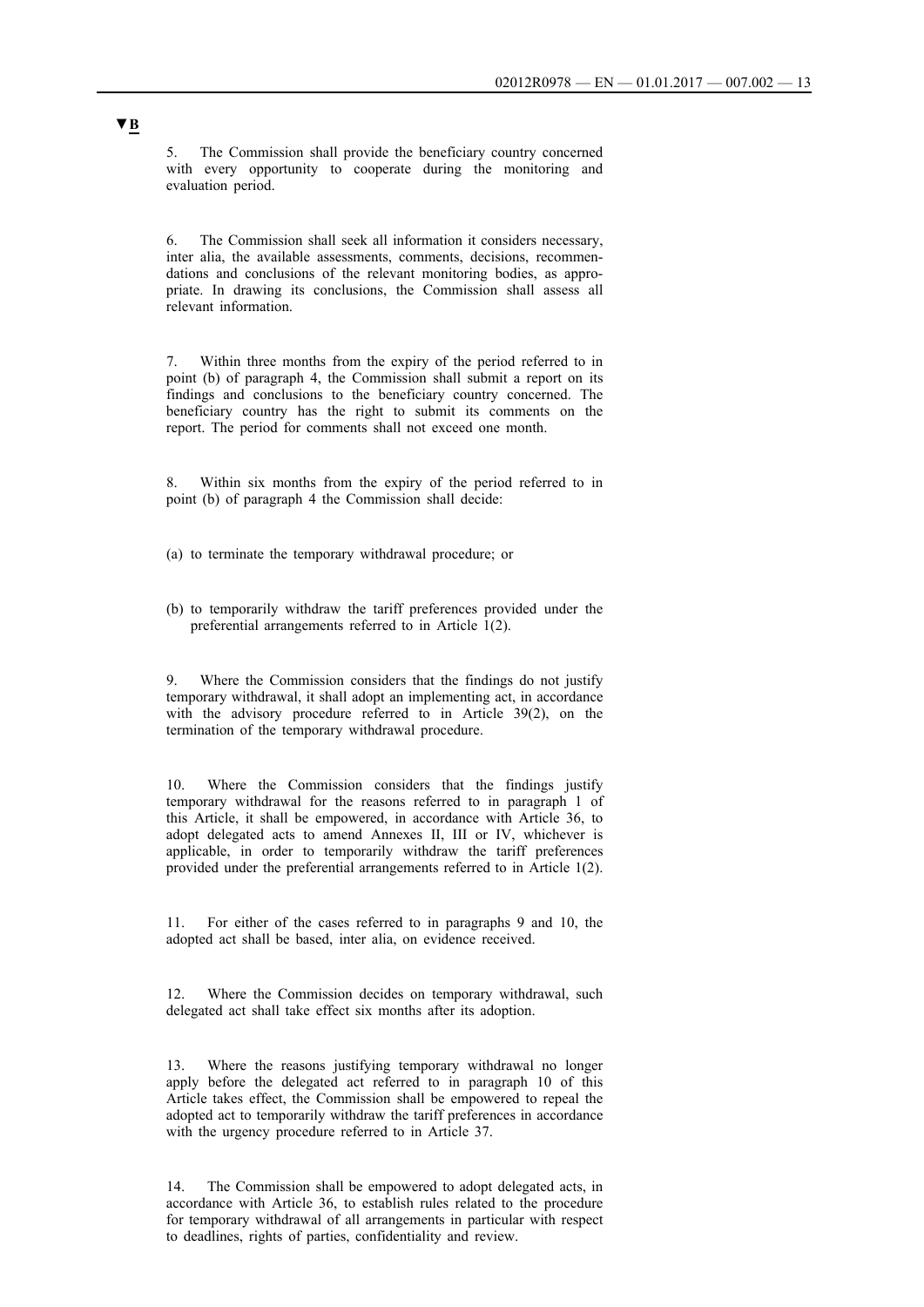**▼B**

5. The Commission shall provide the beneficiary country concerned with every opportunity to cooperate during the monitoring and evaluation period.

6. The Commission shall seek all information it considers necessary, inter alia, the available assessments, comments, decisions, recommendations and conclusions of the relevant monitoring bodies, as appropriate. In drawing its conclusions, the Commission shall assess all relevant information.

7. Within three months from the expiry of the period referred to in point (b) of paragraph 4, the Commission shall submit a report on its findings and conclusions to the beneficiary country concerned. The beneficiary country has the right to submit its comments on the report. The period for comments shall not exceed one month.

8. Within six months from the expiry of the period referred to in point (b) of paragraph 4 the Commission shall decide:

(a) to terminate the temporary withdrawal procedure; or

(b) to temporarily withdraw the tariff preferences provided under the preferential arrangements referred to in Article 1(2).

9. Where the Commission considers that the findings do not justify temporary withdrawal, it shall adopt an implementing act, in accordance with the advisory procedure referred to in Article 39(2), on the termination of the temporary withdrawal procedure.

10. Where the Commission considers that the findings justify temporary withdrawal for the reasons referred to in paragraph 1 of this Article, it shall be empowered, in accordance with Article 36, to adopt delegated acts to amend Annexes II, III or IV, whichever is applicable, in order to temporarily withdraw the tariff preferences provided under the preferential arrangements referred to in Article 1(2).

11. For either of the cases referred to in paragraphs 9 and 10, the adopted act shall be based, inter alia, on evidence received.

12. Where the Commission decides on temporary withdrawal, such delegated act shall take effect six months after its adoption.

13. Where the reasons justifying temporary withdrawal no longer apply before the delegated act referred to in paragraph 10 of this Article takes effect, the Commission shall be empowered to repeal the adopted act to temporarily withdraw the tariff preferences in accordance with the urgency procedure referred to in Article 37.

14. The Commission shall be empowered to adopt delegated acts, in accordance with Article 36, to establish rules related to the procedure for temporary withdrawal of all arrangements in particular with respect to deadlines, rights of parties, confidentiality and review.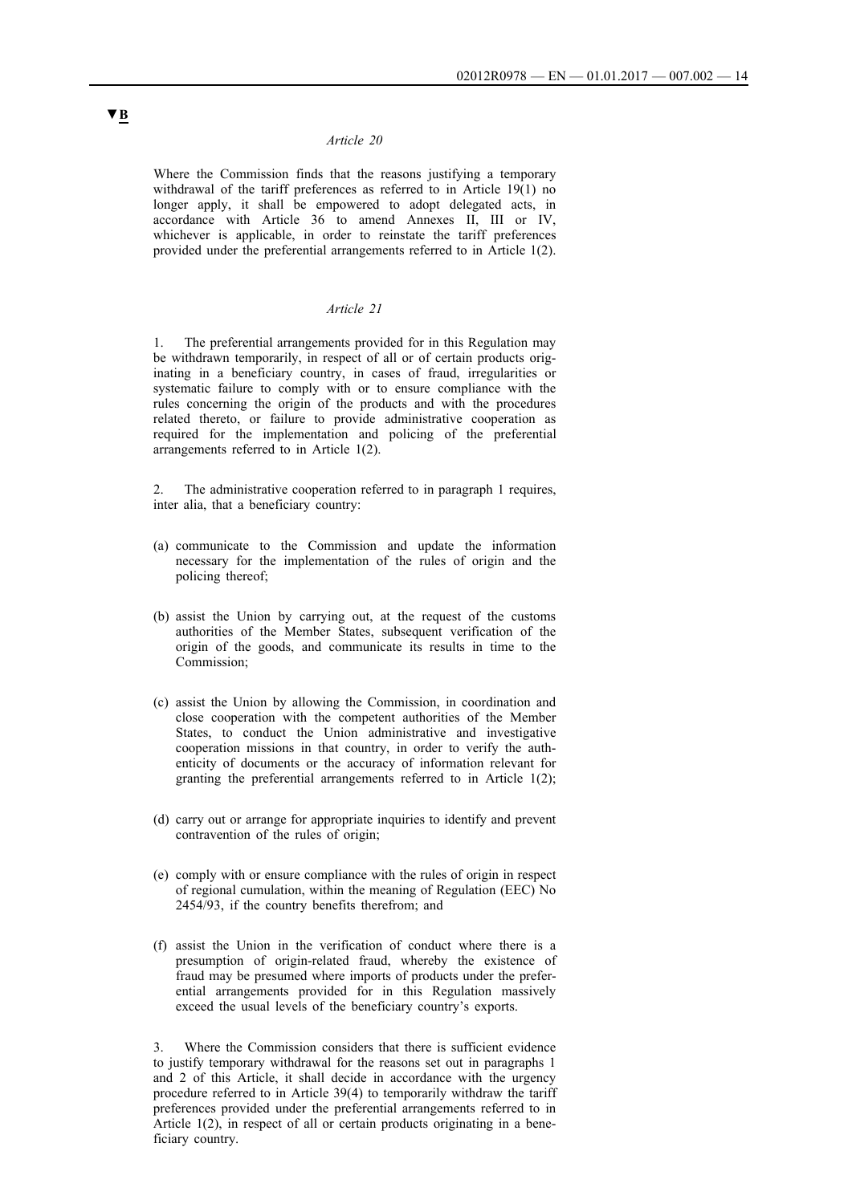▼B

*Article 20*

Where the Commission finds that the reasons justifying a temporary withdrawal of the tariff preferences as referred to in Article 19(1) no longer apply, it shall be empowered to adopt delegated acts, in accordance with Article 36 to amend Annexes II, III or IV, whichever is applicable, in order to reinstate the tariff preferences provided under the preferential arrangements referred to in Article 1(2).

*Article 21*

1. The preferential arrangements provided for in this Regulation may be withdrawn temporarily, in respect of all or of certain products originating in a beneficiary country, in cases of fraud, irregularities or systematic failure to comply with or to ensure compliance with the rules concerning the origin of the products and with the procedures related thereto, or failure to provide administrative cooperation as required for the implementation and policing of the preferential arrangements referred to in Article 1(2).

2. The administrative cooperation referred to in paragraph 1 requires, inter alia, that a beneficiary country:

(a) communicate to the Commission and update the information necessary for the implementation of the rules of origin and the policing thereof;

(b) assist the Union by carrying out, at the request of the customs authorities of the Member States, subsequent verification of the origin of the goods, and communicate its results in time to the Commission;

(c) assist the Union by allowing the Commission, in coordination and close cooperation with the competent authorities of the Member States, to conduct the Union administrative and investigative cooperation missions in that country, in order to verify the authenticity of documents or the accuracy of information relevant for granting the preferential arrangements referred to in Article 1(2);

(d) carry out or arrange for appropriate inquiries to identify and prevent contravention of the rules of origin;

(e) comply with or ensure compliance with the rules of origin in respect of regional cumulation, within the meaning of Regulation (EEC) No 2454/93, if the country benefits therefrom; and

(f) assist the Union in the verification of conduct where there is a presumption of origin-related fraud, whereby the existence of fraud may be presumed where imports of products under the preferential arrangements provided for in this Regulation massively exceed the usual levels of the beneficiary country's exports.

3. Where the Commission considers that there is sufficient evidence to justify temporary withdrawal for the reasons set out in paragraphs 1 and 2 of this Article, it shall decide in accordance with the urgency procedure referred to in Article 39(4) to temporarily withdraw the tariff preferences provided under the preferential arrangements referred to in Article 1(2), in respect of all or certain products originating in a beneficiary country.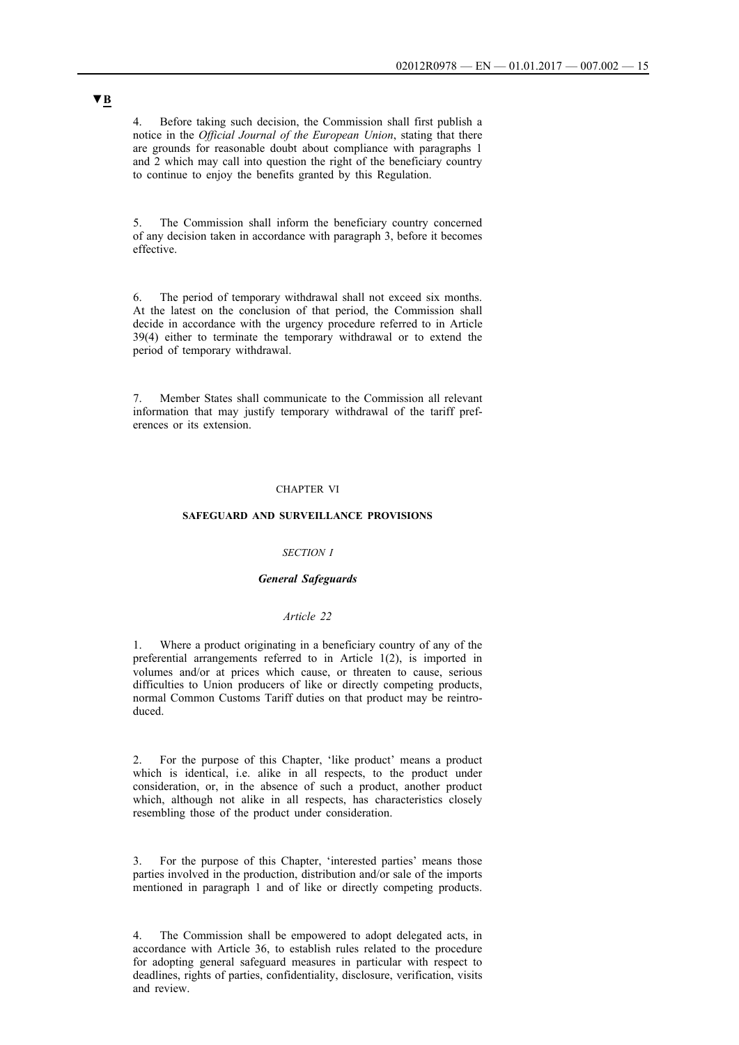▼B

4. Before taking such decision, the Commission shall first publish a notice in the *Official Journal of the European Union*, stating that there are grounds for reasonable doubt about compliance with paragraphs 1 and 2 which may call into question the right of the beneficiary country to continue to enjoy the benefits granted by this Regulation.

5. The Commission shall inform the beneficiary country concerned of any decision taken in accordance with paragraph 3, before it becomes effective.

6. The period of temporary withdrawal shall not exceed six months. At the latest on the conclusion of that period, the Commission shall decide in accordance with the urgency procedure referred to in Article 39(4) either to terminate the temporary withdrawal or to extend the period of temporary withdrawal.

7. Member States shall communicate to the Commission all relevant information that may justify temporary withdrawal of the tariff preferences or its extension.

## CHAPTER VI

## SAFEGUARD AND SURVEILLANCE PROVISIONS

### *SECTION I*

### ***General Safeguards***

#### *Article 22*

1. Where a product originating in a beneficiary country of any of the preferential arrangements referred to in Article 1(2), is imported in volumes and/or at prices which cause, or threaten to cause, serious difficulties to Union producers of like or directly competing products, normal Common Customs Tariff duties on that product may be reintroduced.

2. For the purpose of this Chapter, 'like product' means a product which is identical, i.e. alike in all respects, to the product under consideration, or, in the absence of such a product, another product which, although not alike in all respects, has characteristics closely resembling those of the product under consideration.

3. For the purpose of this Chapter, 'interested parties' means those parties involved in the production, distribution and/or sale of the imports mentioned in paragraph 1 and of like or directly competing products.

4. The Commission shall be empowered to adopt delegated acts, in accordance with Article 36, to establish rules related to the procedure for adopting general safeguard measures in particular with respect to deadlines, rights of parties, confidentiality, disclosure, verification, visits and review.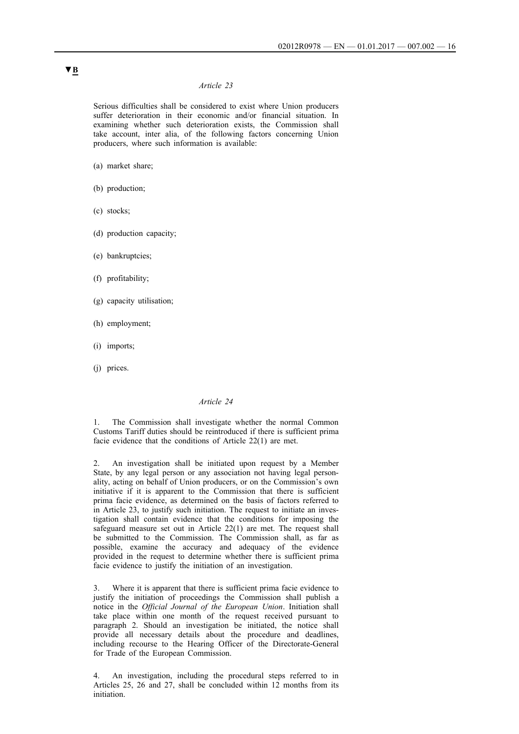▼B

*Article 23*

Serious difficulties shall be considered to exist where Union producers suffer deterioration in their economic and/or financial situation. In examining whether such deterioration exists, the Commission shall take account, inter alia, of the following factors concerning Union producers, where such information is available:

(a) market share;

(b) production;

(c) stocks;

(d) production capacity;

(e) bankruptcies;

(f) profitability;

(g) capacity utilisation;

(h) employment;

(i) imports;

(j) prices.

*Article 24*

1. The Commission shall investigate whether the normal Common Customs Tariff duties should be reintroduced if there is sufficient prima facie evidence that the conditions of Article 22(1) are met.

2. An investigation shall be initiated upon request by a Member State, by any legal person or any association not having legal personality, acting on behalf of Union producers, or on the Commission's own initiative if it is apparent to the Commission that there is sufficient prima facie evidence, as determined on the basis of factors referred to in Article 23, to justify such initiation. The request to initiate an investigation shall contain evidence that the conditions for imposing the safeguard measure set out in Article 22(1) are met. The request shall be submitted to the Commission. The Commission shall, as far as possible, examine the accuracy and adequacy of the evidence provided in the request to determine whether there is sufficient prima facie evidence to justify the initiation of an investigation.

3. Where it is apparent that there is sufficient prima facie evidence to justify the initiation of proceedings the Commission shall publish a notice in the *Official Journal of the European Union*. Initiation shall take place within one month of the request received pursuant to paragraph 2. Should an investigation be initiated, the notice shall provide all necessary details about the procedure and deadlines, including recourse to the Hearing Officer of the Directorate-General for Trade of the European Commission.

4. An investigation, including the procedural steps referred to in Articles 25, 26 and 27, shall be concluded within 12 months from its initiation.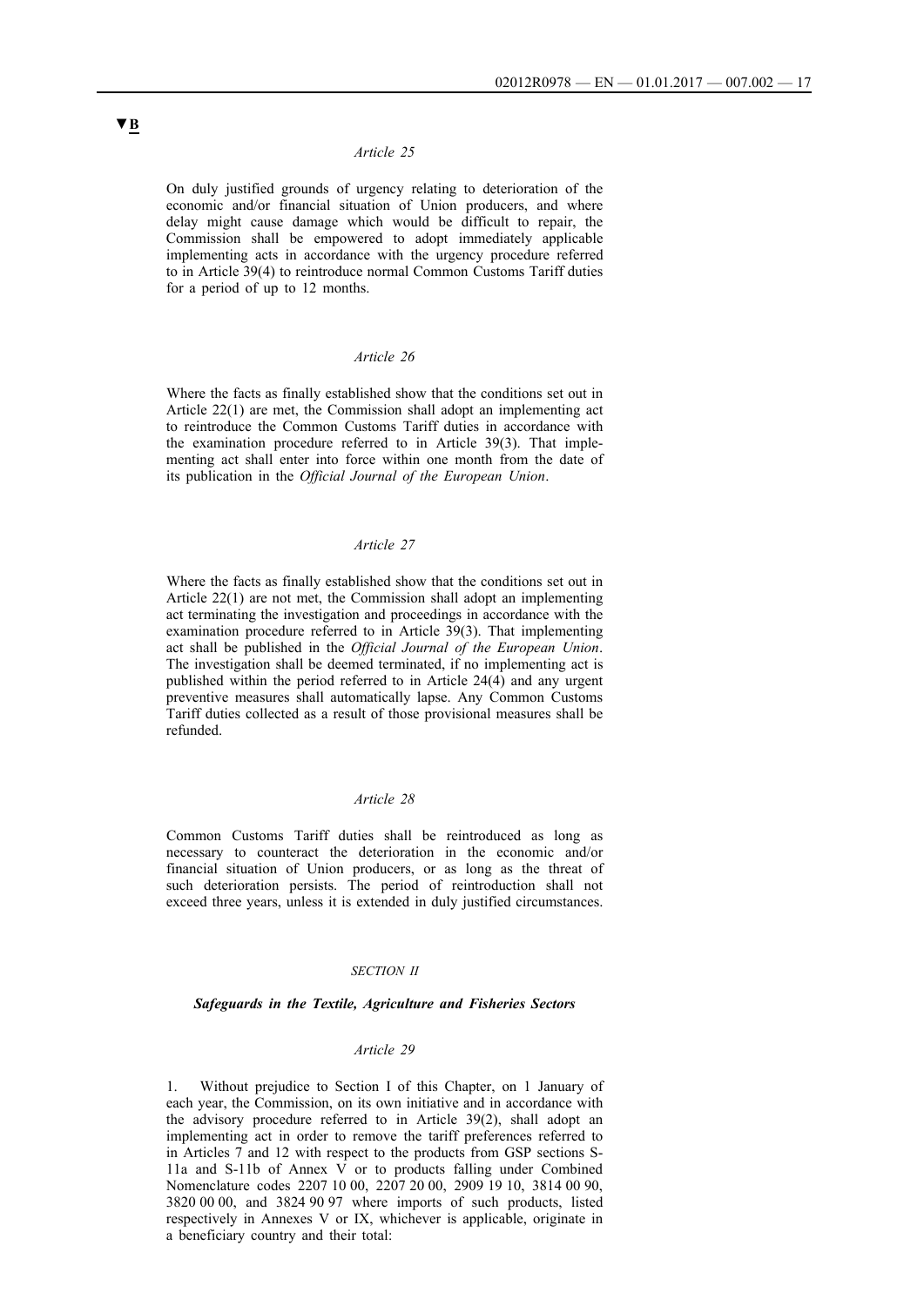▼B

*Article 25*

On duly justified grounds of urgency relating to deterioration of the economic and/or financial situation of Union producers, and where delay might cause damage which would be difficult to repair, the Commission shall be empowered to adopt immediately applicable implementing acts in accordance with the urgency procedure referred to in Article 39(4) to reintroduce normal Common Customs Tariff duties for a period of up to 12 months.

*Article 26*

Where the facts as finally established show that the conditions set out in Article 22(1) are met, the Commission shall adopt an implementing act to reintroduce the Common Customs Tariff duties in accordance with the examination procedure referred to in Article 39(3). That implementing act shall enter into force within one month from the date of its publication in the *Official Journal of the European Union*.

*Article 27*

Where the facts as finally established show that the conditions set out in Article 22(1) are not met, the Commission shall adopt an implementing act terminating the investigation and proceedings in accordance with the examination procedure referred to in Article 39(3). That implementing act shall be published in the *Official Journal of the European Union*. The investigation shall be deemed terminated, if no implementing act is published within the period referred to in Article 24(4) and any urgent preventive measures shall automatically lapse. Any Common Customs Tariff duties collected as a result of those provisional measures shall be refunded.

*Article 28*

Common Customs Tariff duties shall be reintroduced as long as necessary to counteract the deterioration in the economic and/or financial situation of Union producers, or as long as the threat of such deterioration persists. The period of reintroduction shall not exceed three years, unless it is extended in duly justified circumstances.

*SECTION II*

***Safeguards in the Textile, Agriculture and Fisheries Sectors***

*Article 29*

1. Without prejudice to Section I of this Chapter, on 1 January of each year, the Commission, on its own initiative and in accordance with the advisory procedure referred to in Article 39(2), shall adopt an implementing act in order to remove the tariff preferences referred to in Articles 7 and 12 with respect to the products from GSP sections S-11a and S-11b of Annex V or to products falling under Combined Nomenclature codes 2207 10 00, 2207 20 00, 2909 19 10, 3814 00 90, 3820 00 00, and 3824 90 97 where imports of such products, listed respectively in Annexes V or IX, whichever is applicable, originate in a beneficiary country and their total: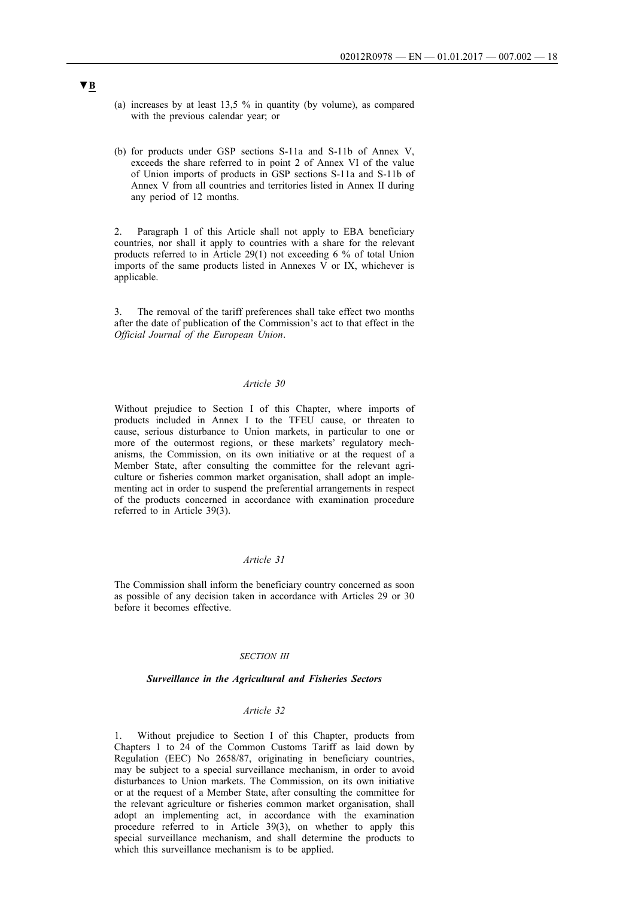▼B

(a) increases by at least 13,5 % in quantity (by volume), as compared with the previous calendar year; or

(b) for products under GSP sections S-11a and S-11b of Annex V, exceeds the share referred to in point 2 of Annex VI of the value of Union imports of products in GSP sections S-11a and S-11b of Annex V from all countries and territories listed in Annex II during any period of 12 months.

2. Paragraph 1 of this Article shall not apply to EBA beneficiary countries, nor shall it apply to countries with a share for the relevant products referred to in Article 29(1) not exceeding 6 % of total Union imports of the same products listed in Annexes V or IX, whichever is applicable.

3. The removal of the tariff preferences shall take effect two months after the date of publication of the Commission's act to that effect in the *Official Journal of the European Union*.

*Article 30*

Without prejudice to Section I of this Chapter, where imports of products included in Annex I to the TFEU cause, or threaten to cause, serious disturbance to Union markets, in particular to one or more of the outermost regions, or these markets' regulatory mechanisms, the Commission, on its own initiative or at the request of a Member State, after consulting the committee for the relevant agriculture or fisheries common market organisation, shall adopt an implementing act in order to suspend the preferential arrangements in respect of the products concerned in accordance with examination procedure referred to in Article 39(3).

*Article 31*

The Commission shall inform the beneficiary country concerned as soon as possible of any decision taken in accordance with Articles 29 or 30 before it becomes effective.

*SECTION III*

***Surveillance in the Agricultural and Fisheries Sectors***

*Article 32*

1. Without prejudice to Section I of this Chapter, products from Chapters 1 to 24 of the Common Customs Tariff as laid down by Regulation (EEC) No 2658/87, originating in beneficiary countries, may be subject to a special surveillance mechanism, in order to avoid disturbances to Union markets. The Commission, on its own initiative or at the request of a Member State, after consulting the committee for the relevant agriculture or fisheries common market organisation, shall adopt an implementing act, in accordance with the examination procedure referred to in Article 39(3), on whether to apply this special surveillance mechanism, and shall determine the products to which this surveillance mechanism is to be applied.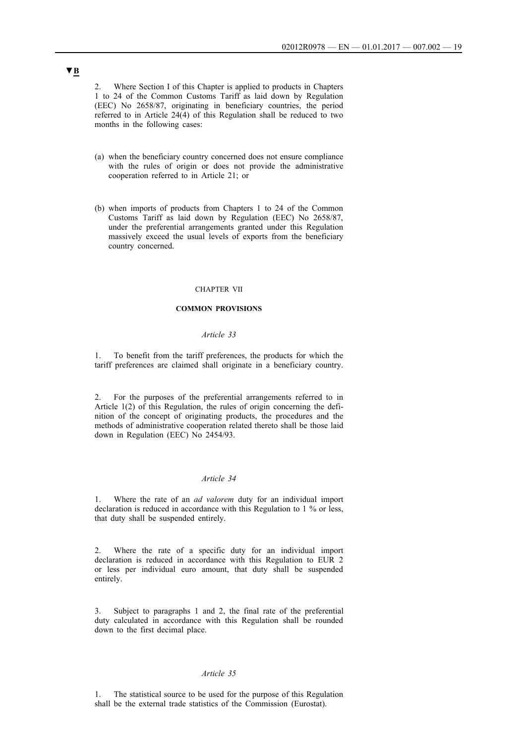▼B

2. Where Section I of this Chapter is applied to products in Chapters 1 to 24 of the Common Customs Tariff as laid down by Regulation (EEC) No 2658/87, originating in beneficiary countries, the period referred to in Article 24(4) of this Regulation shall be reduced to two months in the following cases:

(a) when the beneficiary country concerned does not ensure compliance with the rules of origin or does not provide the administrative cooperation referred to in Article 21; or

(b) when imports of products from Chapters 1 to 24 of the Common Customs Tariff as laid down by Regulation (EEC) No 2658/87, under the preferential arrangements granted under this Regulation massively exceed the usual levels of exports from the beneficiary country concerned.

## CHAPTER VII

## COMMON PROVISIONS

### *Article 33*

1. To benefit from the tariff preferences, the products for which the tariff preferences are claimed shall originate in a beneficiary country.

2. For the purposes of the preferential arrangements referred to in Article 1(2) of this Regulation, the rules of origin concerning the definition of the concept of originating products, the procedures and the methods of administrative cooperation related thereto shall be those laid down in Regulation (EEC) No 2454/93.

### *Article 34*

1. Where the rate of an *ad valorem* duty for an individual import declaration is reduced in accordance with this Regulation to 1 % or less, that duty shall be suspended entirely.

2. Where the rate of a specific duty for an individual import declaration is reduced in accordance with this Regulation to EUR 2 or less per individual euro amount, that duty shall be suspended entirely.

3. Subject to paragraphs 1 and 2, the final rate of the preferential duty calculated in accordance with this Regulation shall be rounded down to the first decimal place.

### *Article 35*

1. The statistical source to be used for the purpose of this Regulation shall be the external trade statistics of the Commission (Eurostat).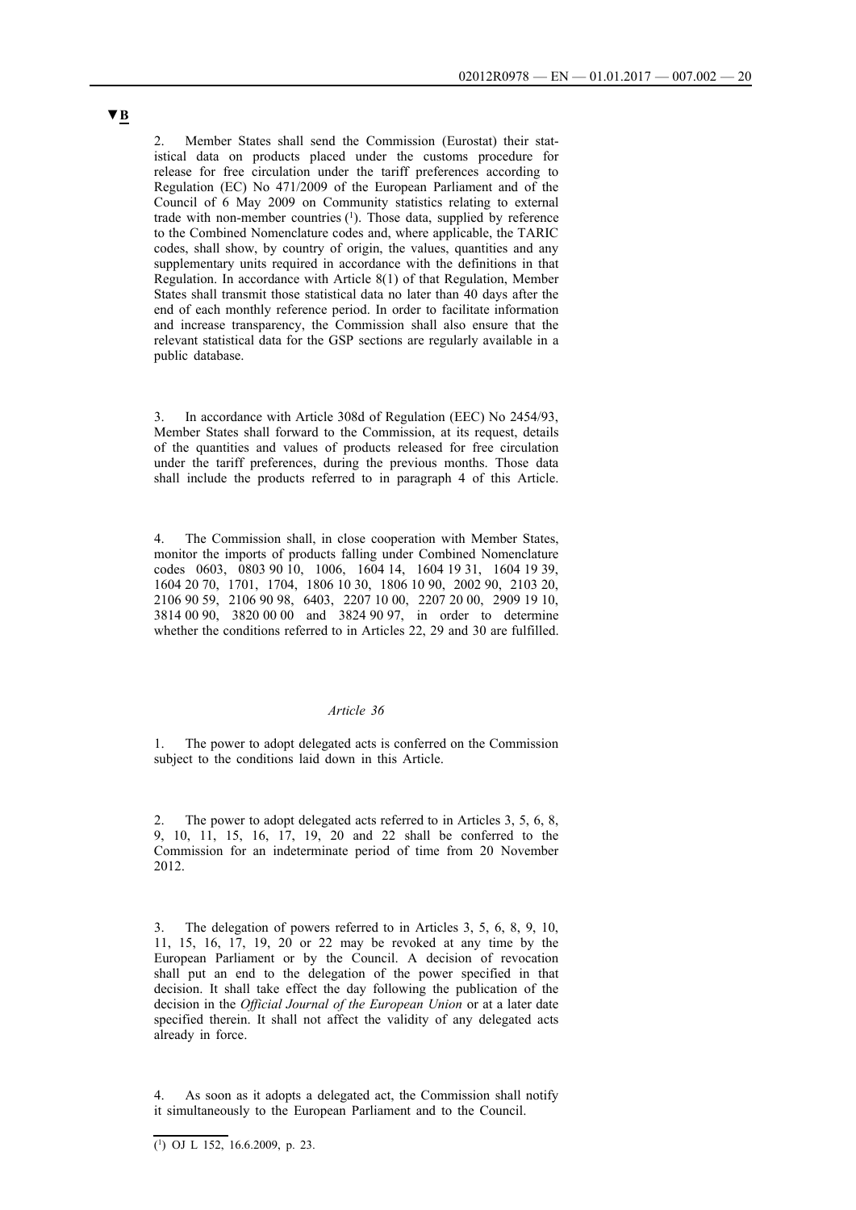**▼B**

2. Member States shall send the Commission (Eurostat) their statistical data on products placed under the customs procedure for release for free circulation under the tariff preferences according to Regulation (EC) No 471/2009 of the European Parliament and of the Council of 6 May 2009 on Community statistics relating to external trade with non-member countries [1]. Those data, supplied by reference to the Combined Nomenclature codes and, where applicable, the TARIC codes, shall show, by country of origin, the values, quantities and any supplementary units required in accordance with the definitions in that Regulation. In accordance with Article 8(1) of that Regulation, Member States shall transmit those statistical data no later than 40 days after the end of each monthly reference period. In order to facilitate information and increase transparency, the Commission shall also ensure that the relevant statistical data for the GSP sections are regularly available in a public database.

3. In accordance with Article 308d of Regulation (EEC) No 2454/93, Member States shall forward to the Commission, at its request, details of the quantities and values of products released for free circulation under the tariff preferences, during the previous months. Those data shall include the products referred to in paragraph 4 of this Article.

4. The Commission shall, in close cooperation with Member States, monitor the imports of products falling under Combined Nomenclature codes 0603, 0803 90 10, 1006, 1604 14, 1604 19 31, 1604 19 39, 1604 20 70, 1701, 1704, 1806 10 30, 1806 10 90, 2002 90, 2103 20, 2106 90 59, 2106 90 98, 6403, 2207 10 00, 2207 20 00, 2909 19 10, 3814 00 90, 3820 00 00 and 3824 90 97, in order to determine whether the conditions referred to in Articles 22, 29 and 30 are fulfilled.

*Article 36*

1. The power to adopt delegated acts is conferred on the Commission subject to the conditions laid down in this Article.

2. The power to adopt delegated acts referred to in Articles 3, 5, 6, 8, 9, 10, 11, 15, 16, 17, 19, 20 and 22 shall be conferred to the Commission for an indeterminate period of time from 20 November 2012.

3. The delegation of powers referred to in Articles 3, 5, 6, 8, 9, 10, 11, 15, 16, 17, 19, 20 or 22 may be revoked at any time by the European Parliament or by the Council. A decision of revocation shall put an end to the delegation of the power specified in that decision. It shall take effect the day following the publication of the decision in the *Official Journal of the European Union* or at a later date specified therein. It shall not affect the validity of any delegated acts already in force.

4. As soon as it adopts a delegated act, the Commission shall notify it simultaneously to the European Parliament and to the Council.

---

[1] OJ L 152, 16.6.2009, p. 23.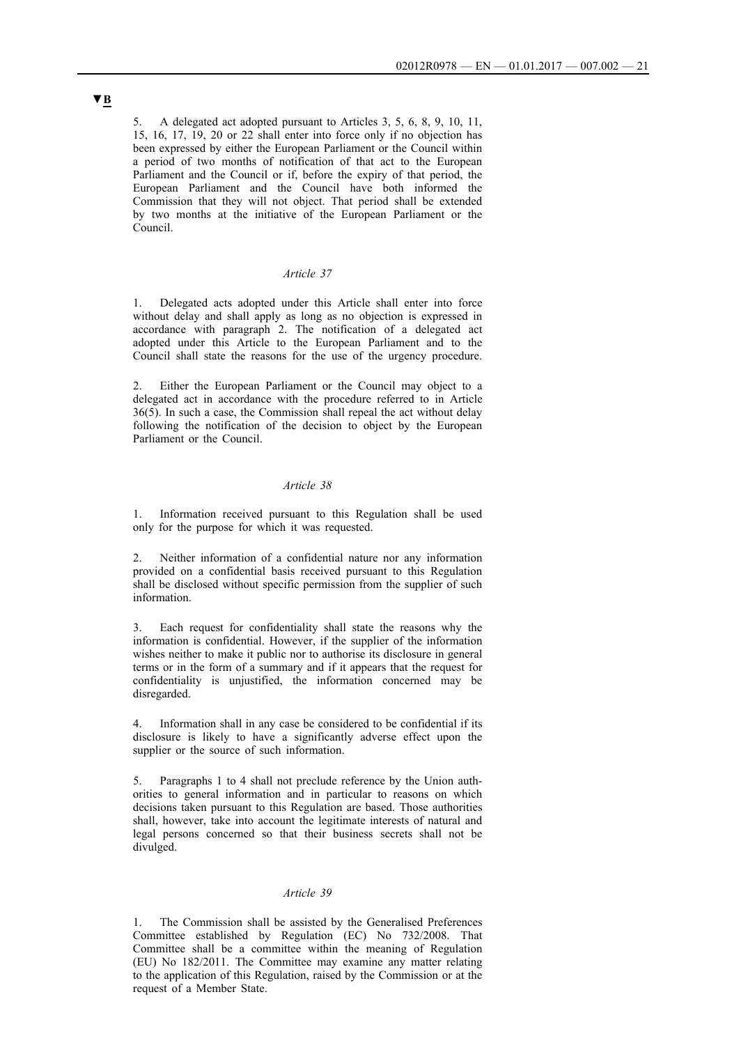▼B

5. A delegated act adopted pursuant to Articles 3, 5, 6, 8, 9, 10, 11, 15, 16, 17, 19, 20 or 22 shall enter into force only if no objection has been expressed by either the European Parliament or the Council within a period of two months of notification of that act to the European Parliament and the Council or if, before the expiry of that period, the European Parliament and the Council have both informed the Commission that they will not object. That period shall be extended by two months at the initiative of the European Parliament or the Council.

*Article 37*

1. Delegated acts adopted under this Article shall enter into force without delay and shall apply as long as no objection is expressed in accordance with paragraph 2. The notification of a delegated act adopted under this Article to the European Parliament and to the Council shall state the reasons for the use of the urgency procedure.

2. Either the European Parliament or the Council may object to a delegated act in accordance with the procedure referred to in Article 36(5). In such a case, the Commission shall repeal the act without delay following the notification of the decision to object by the European Parliament or the Council.

*Article 38*

1. Information received pursuant to this Regulation shall be used only for the purpose for which it was requested.

2. Neither information of a confidential nature nor any information provided on a confidential basis received pursuant to this Regulation shall be disclosed without specific permission from the supplier of such information.

3. Each request for confidentiality shall state the reasons why the information is confidential. However, if the supplier of the information wishes neither to make it public nor to authorise its disclosure in general terms or in the form of a summary and if it appears that the request for confidentiality is unjustified, the information concerned may be disregarded.

4. Information shall in any case be considered to be confidential if its disclosure is likely to have a significantly adverse effect upon the supplier or the source of such information.

5. Paragraphs 1 to 4 shall not preclude reference by the Union authorities to general information and in particular to reasons on which decisions taken pursuant to this Regulation are based. Those authorities shall, however, take into account the legitimate interests of natural and legal persons concerned so that their business secrets shall not be divulged.

*Article 39*

1. The Commission shall be assisted by the Generalised Preferences Committee established by Regulation (EC) No 732/2008. That Committee shall be a committee within the meaning of Regulation (EU) No 182/2011. The Committee may examine any matter relating to the application of this Regulation, raised by the Commission or at the request of a Member State.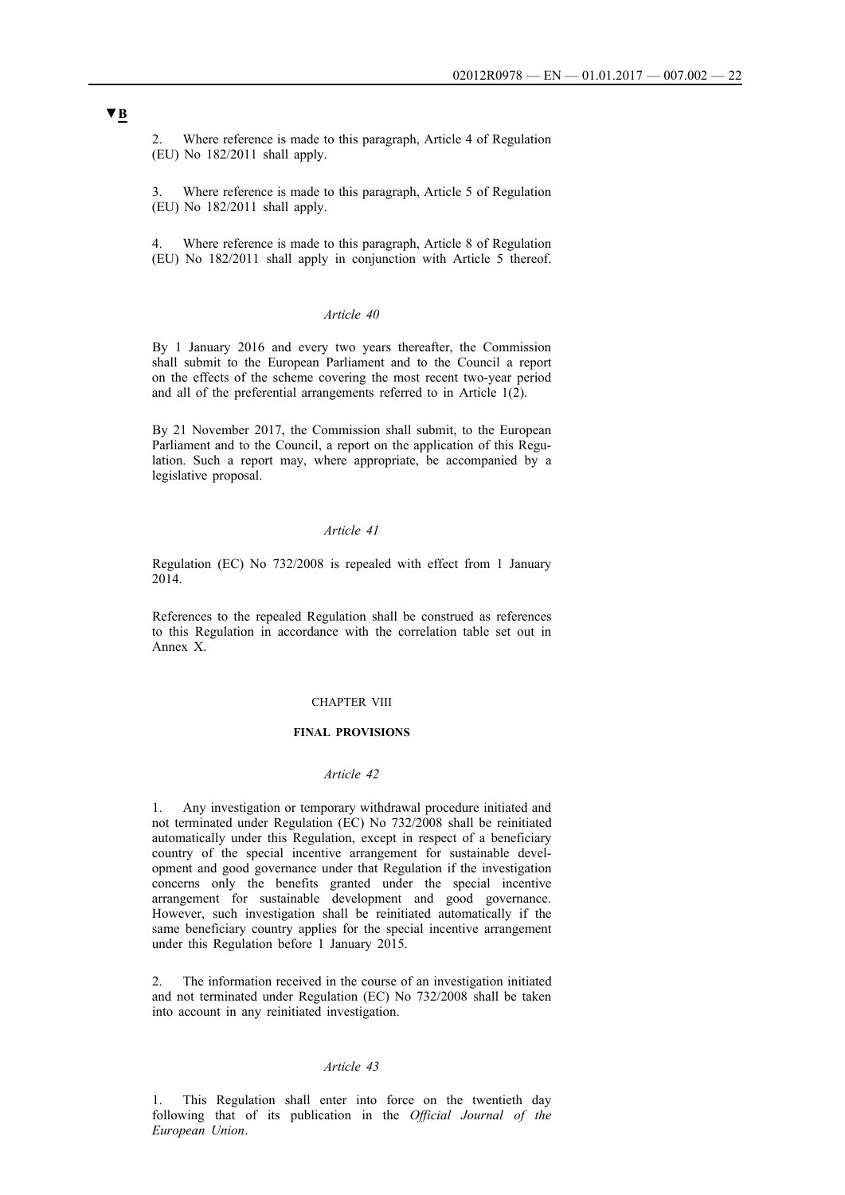▼B

2. Where reference is made to this paragraph, Article 4 of Regulation (EU) No 182/2011 shall apply.

3. Where reference is made to this paragraph, Article 5 of Regulation (EU) No 182/2011 shall apply.

4. Where reference is made to this paragraph, Article 8 of Regulation (EU) No 182/2011 shall apply in conjunction with Article 5 thereof.

*Article 40*

By 1 January 2016 and every two years thereafter, the Commission shall submit to the European Parliament and to the Council a report on the effects of the scheme covering the most recent two-year period and all of the preferential arrangements referred to in Article 1(2).

By 21 November 2017, the Commission shall submit, to the European Parliament and to the Council, a report on the application of this Regulation. Such a report may, where appropriate, be accompanied by a legislative proposal.

*Article 41*

Regulation (EC) No 732/2008 is repealed with effect from 1 January 2014.

References to the repealed Regulation shall be construed as references to this Regulation in accordance with the correlation table set out in Annex X.

CHAPTER VIII

**FINAL PROVISIONS**

*Article 42*

1. Any investigation or temporary withdrawal procedure initiated and not terminated under Regulation (EC) No 732/2008 shall be reinitiated automatically under this Regulation, except in respect of a beneficiary country of the special incentive arrangement for sustainable development and good governance under that Regulation if the investigation concerns only the benefits granted under the special incentive arrangement for sustainable development and good governance. However, such investigation shall be reinitiated automatically if the same beneficiary country applies for the special incentive arrangement under this Regulation before 1 January 2015.

2. The information received in the course of an investigation initiated and not terminated under Regulation (EC) No 732/2008 shall be taken into account in any reinitiated investigation.

*Article 43*

1. This Regulation shall enter into force on the twentieth day following that of its publication in the *Official Journal of the European Union*.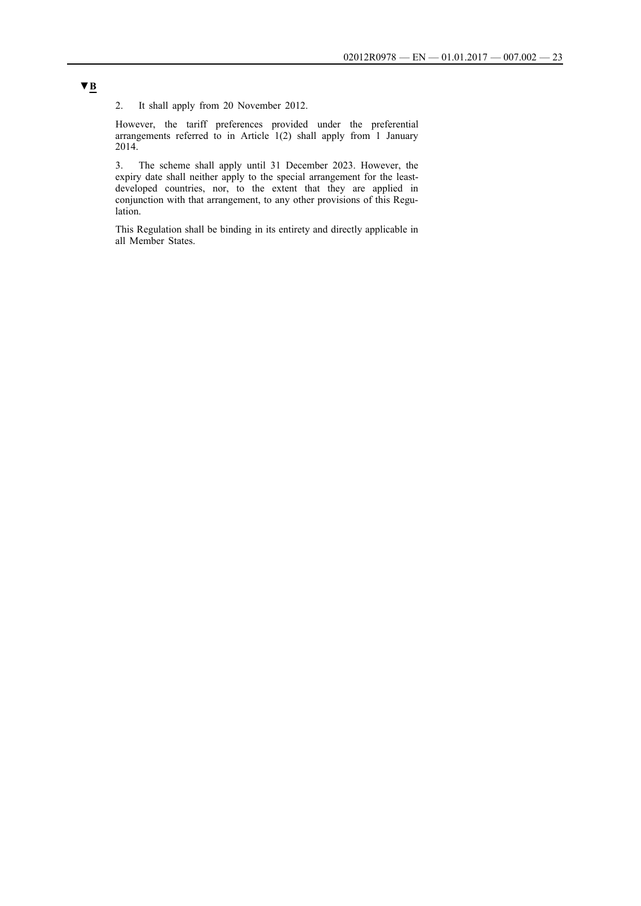**▼B**

2. It shall apply from 20 November 2012.

However, the tariff preferences provided under the preferential arrangements referred to in Article 1(2) shall apply from 1 January 2014.

3. The scheme shall apply until 31 December 2023. However, the expiry date shall neither apply to the special arrangement for the least-developed countries, nor, to the extent that they are applied in conjunction with that arrangement, to any other provisions of this Regulation.

This Regulation shall be binding in its entirety and directly applicable in all Member States.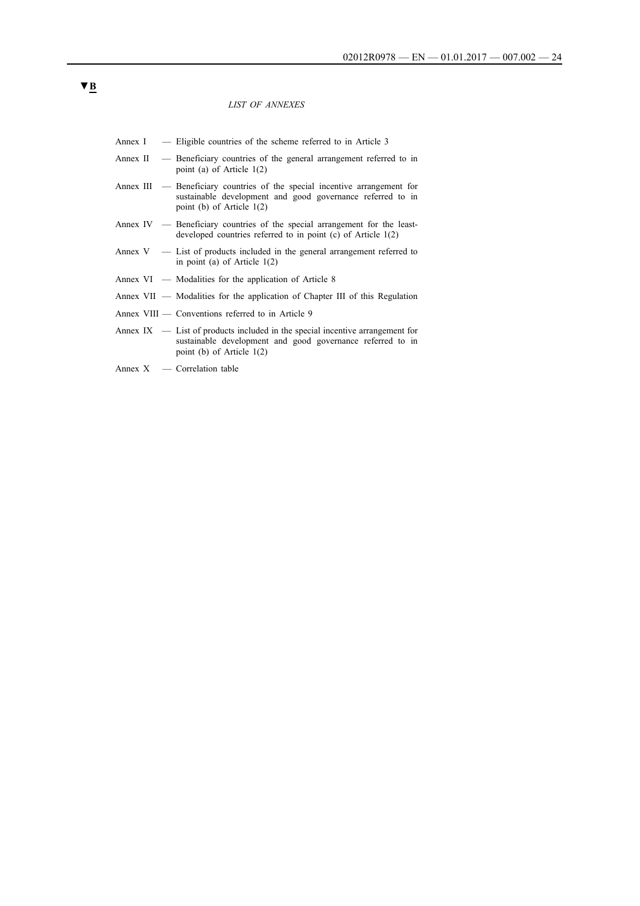▼B

*LIST OF ANNEXES*

Annex I — Eligible countries of the scheme referred to in Article 3

Annex II — Beneficiary countries of the general arrangement referred to in point (a) of Article 1(2)

Annex III — Beneficiary countries of the special incentive arrangement for sustainable development and good governance referred to in point (b) of Article 1(2)

Annex IV — Beneficiary countries of the special arrangement for the least-developed countries referred to in point (c) of Article 1(2)

Annex V — List of products included in the general arrangement referred to in point (a) of Article 1(2)

Annex VI — Modalities for the application of Article 8

Annex VII — Modalities for the application of Chapter III of this Regulation

Annex VIII — Conventions referred to in Article 9

Annex IX — List of products included in the special incentive arrangement for sustainable development and good governance referred to in point (b) of Article 1(2)

Annex X — Correlation table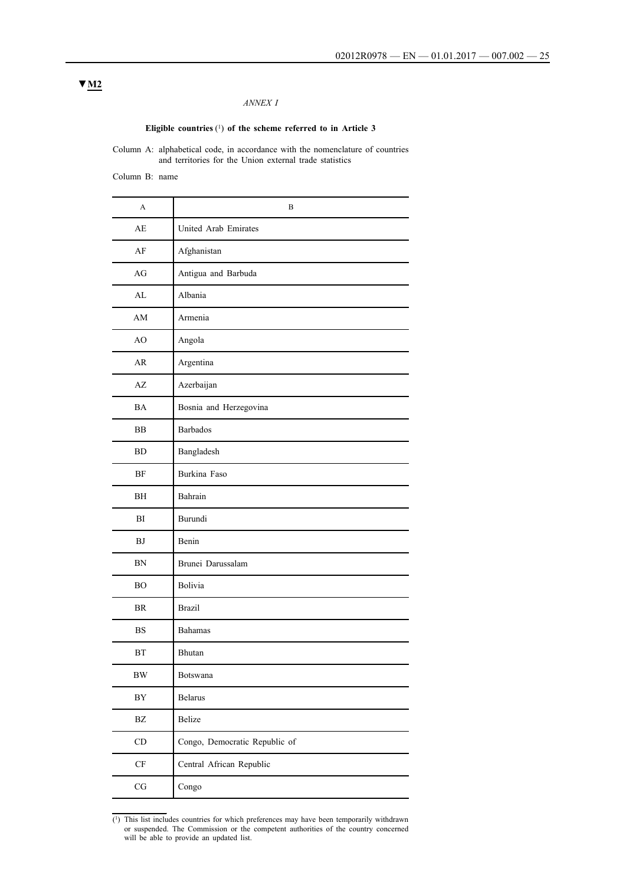▼M2

*ANNEX I*

**Eligible countries** [1] **of the scheme referred to in Article 3**

Column A: alphabetical code, in accordance with the nomenclature of countries and territories for the Union external trade statistics

Column B: name

| A | B |
|---|---|
| AE | United Arab Emirates |
| AF | Afghanistan |
| AG | Antigua and Barbuda |
| AL | Albania |
| AM | Armenia |
| AO | Angola |
| AR | Argentina |
| AZ | Azerbaijan |
| BA | Bosnia and Herzegovina |
| BB | Barbados |
| BD | Bangladesh |
| BF | Burkina Faso |
| BH | Bahrain |
| BI | Burundi |
| BJ | Benin |
| BN | Brunei Darussalam |
| BO | Bolivia |
| BR | Brazil |
| BS | Bahamas |
| BT | Bhutan |
| BW | Botswana |
| BY | Belarus |
| BZ | Belize |
| CD | Congo, Democratic Republic of |
| CF | Central African Republic |
| CG | Congo |

[1] This list includes countries for which preferences may have been temporarily withdrawn or suspended. The Commission or the competent authorities of the country concerned will be able to provide an updated list.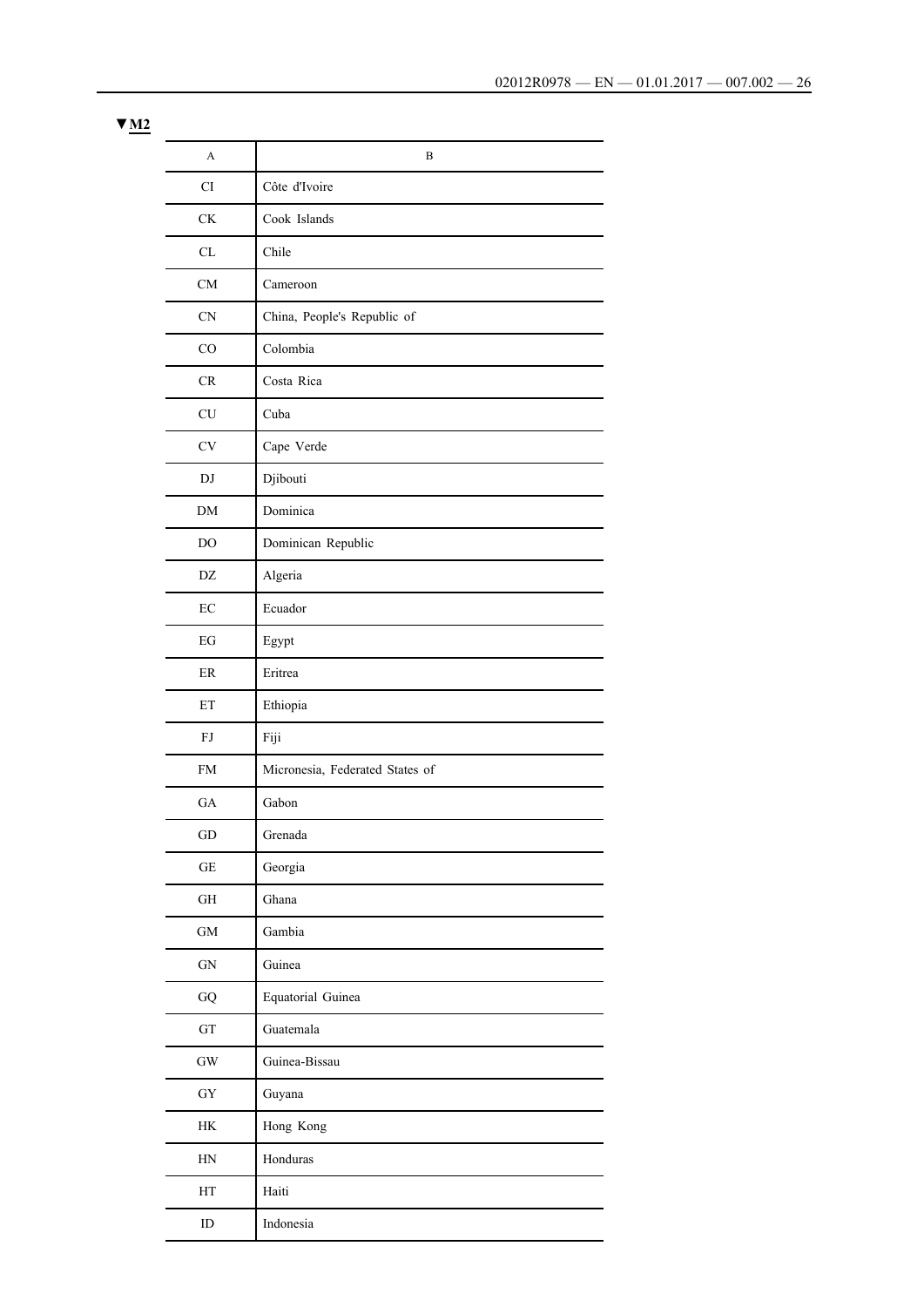▼M2

| A | B |
|---|---|
| CI | Côte d'Ivoire |
| CK | Cook Islands |
| CL | Chile |
| CM | Cameroon |
| CN | China, People's Republic of |
| CO | Colombia |
| CR | Costa Rica |
| CU | Cuba |
| CV | Cape Verde |
| DJ | Djibouti |
| DM | Dominica |
| DO | Dominican Republic |
| DZ | Algeria |
| EC | Ecuador |
| EG | Egypt |
| ER | Eritrea |
| ET | Ethiopia |
| FJ | Fiji |
| FM | Micronesia, Federated States of |
| GA | Gabon |
| GD | Grenada |
| GE | Georgia |
| GH | Ghana |
| GM | Gambia |
| GN | Guinea |
| GQ | Equatorial Guinea |
| GT | Guatemala |
| GW | Guinea-Bissau |
| GY | Guyana |
| HK | Hong Kong |
| HN | Honduras |
| HT | Haiti |
| ID | Indonesia |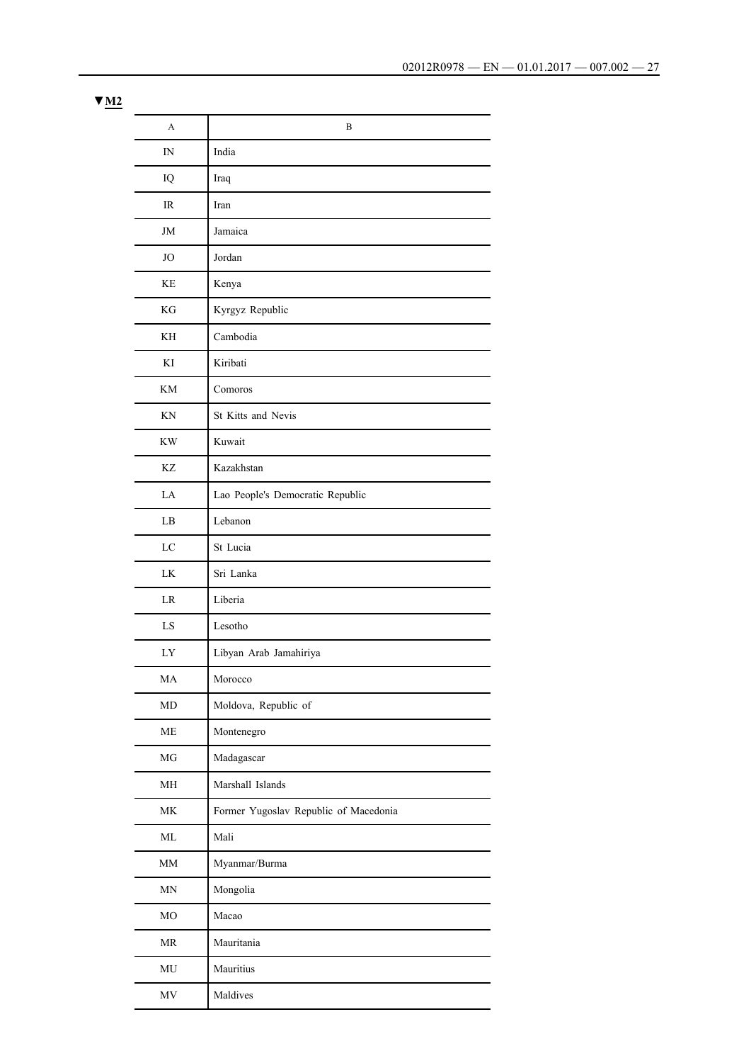▼M2

| A | B |
|---|---|
| IN | India |
| IQ | Iraq |
| IR | Iran |
| JM | Jamaica |
| JO | Jordan |
| KE | Kenya |
| KG | Kyrgyz Republic |
| KH | Cambodia |
| KI | Kiribati |
| KM | Comoros |
| KN | St Kitts and Nevis |
| KW | Kuwait |
| KZ | Kazakhstan |
| LA | Lao People's Democratic Republic |
| LB | Lebanon |
| LC | St Lucia |
| LK | Sri Lanka |
| LR | Liberia |
| LS | Lesotho |
| LY | Libyan Arab Jamahiriya |
| MA | Morocco |
| MD | Moldova, Republic of |
| ME | Montenegro |
| MG | Madagascar |
| MH | Marshall Islands |
| MK | Former Yugoslav Republic of Macedonia |
| ML | Mali |
| MM | Myanmar/Burma |
| MN | Mongolia |
| MO | Macao |
| MR | Mauritania |
| MU | Mauritius |
| MV | Maldives |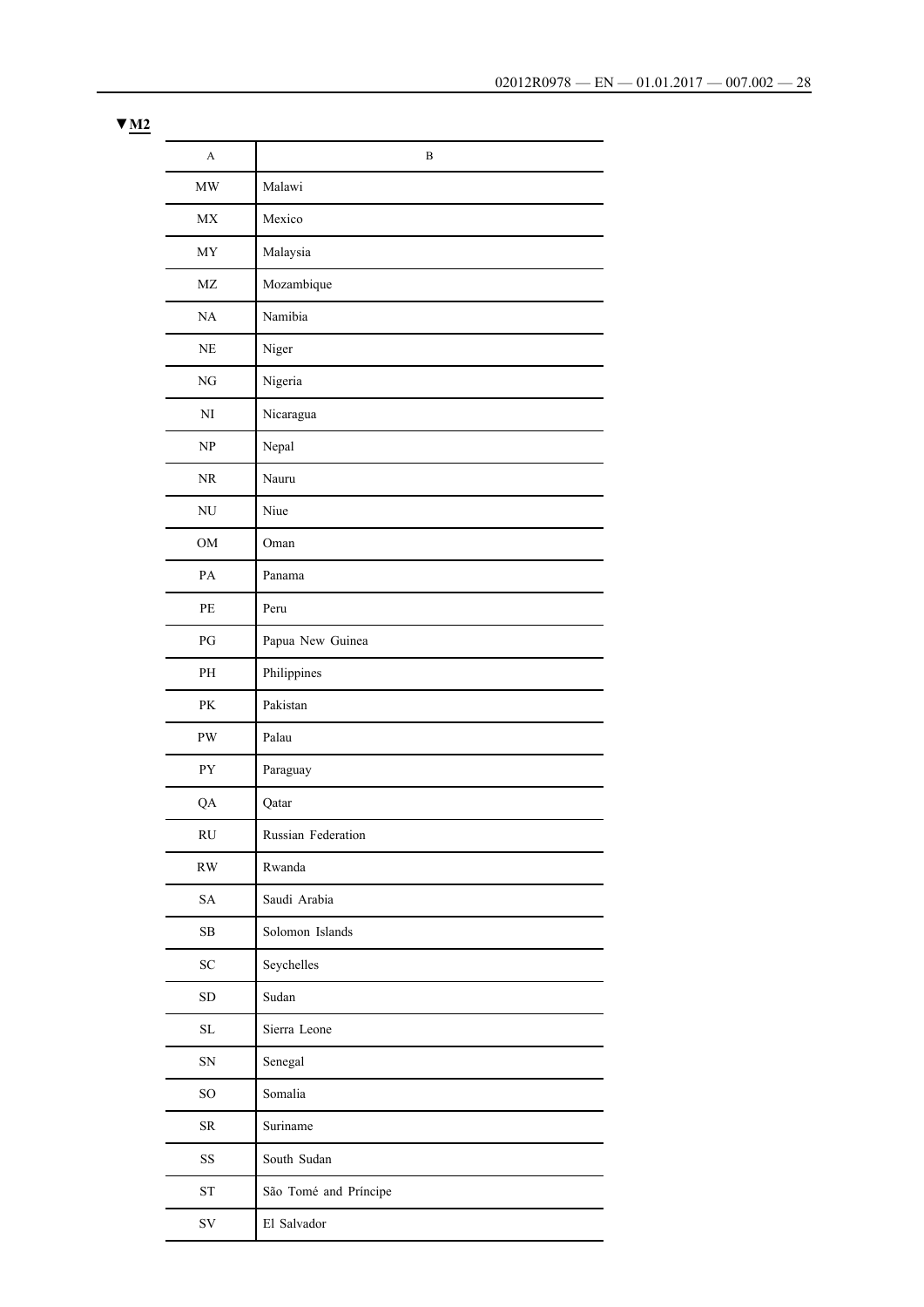▼M2

| A | B |
|---|---|
| MW | Malawi |
| MX | Mexico |
| MY | Malaysia |
| MZ | Mozambique |
| NA | Namibia |
| NE | Niger |
| NG | Nigeria |
| NI | Nicaragua |
| NP | Nepal |
| NR | Nauru |
| NU | Niue |
| OM | Oman |
| PA | Panama |
| PE | Peru |
| PG | Papua New Guinea |
| PH | Philippines |
| PK | Pakistan |
| PW | Palau |
| PY | Paraguay |
| QA | Qatar |
| RU | Russian Federation |
| RW | Rwanda |
| SA | Saudi Arabia |
| SB | Solomon Islands |
| SC | Seychelles |
| SD | Sudan |
| SL | Sierra Leone |
| SN | Senegal |
| SO | Somalia |
| SR | Suriname |
| SS | South Sudan |
| ST | São Tomé and Príncipe |
| SV | El Salvador |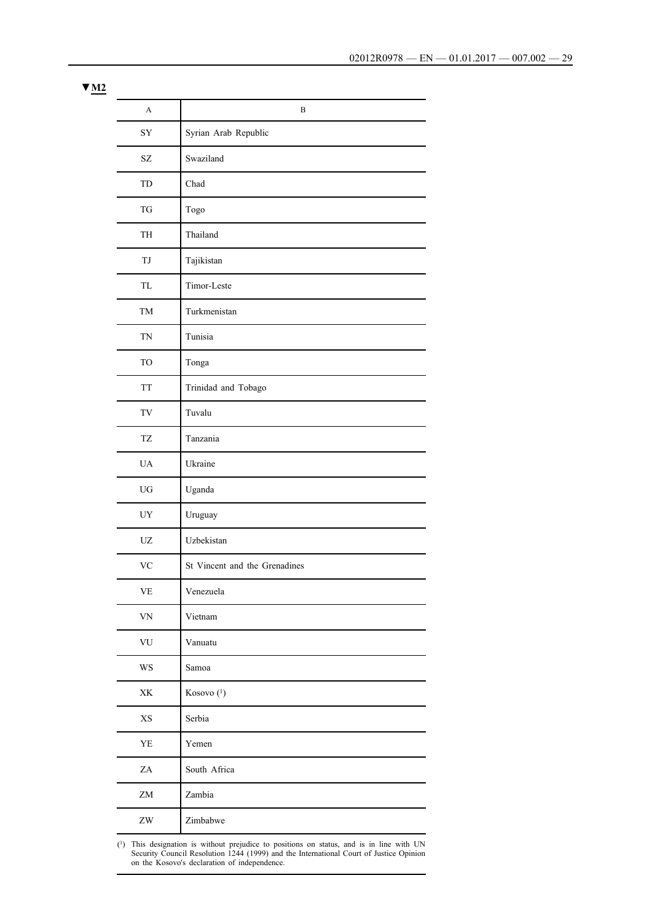▼**M2**

| A | B |
| --- | --- |
| SY | Syrian Arab Republic |
| SZ | Swaziland |
| TD | Chad |
| TG | Togo |
| TH | Thailand |
| TJ | Tajikistan |
| TL | Timor-Leste |
| TM | Turkmenistan |
| TN | Tunisia |
| TO | Tonga |
| TT | Trinidad and Tobago |
| TV | Tuvalu |
| TZ | Tanzania |
| UA | Ukraine |
| UG | Uganda |
| UY | Uruguay |
| UZ | Uzbekistan |
| VC | St Vincent and the Grenadines |
| VE | Venezuela |
| VN | Vietnam |
| VU | Vanuatu |
| WS | Samoa |
| XK | Kosovo [1] |
| XS | Serbia |
| YE | Yemen |
| ZA | South Africa |
| ZM | Zambia |
| ZW | Zimbabwe |

[1] This designation is without prejudice to positions on status, and is in line with UN Security Council Resolution 1244 (1999) and the International Court of Justice Opinion on the Kosovo's declaration of independence.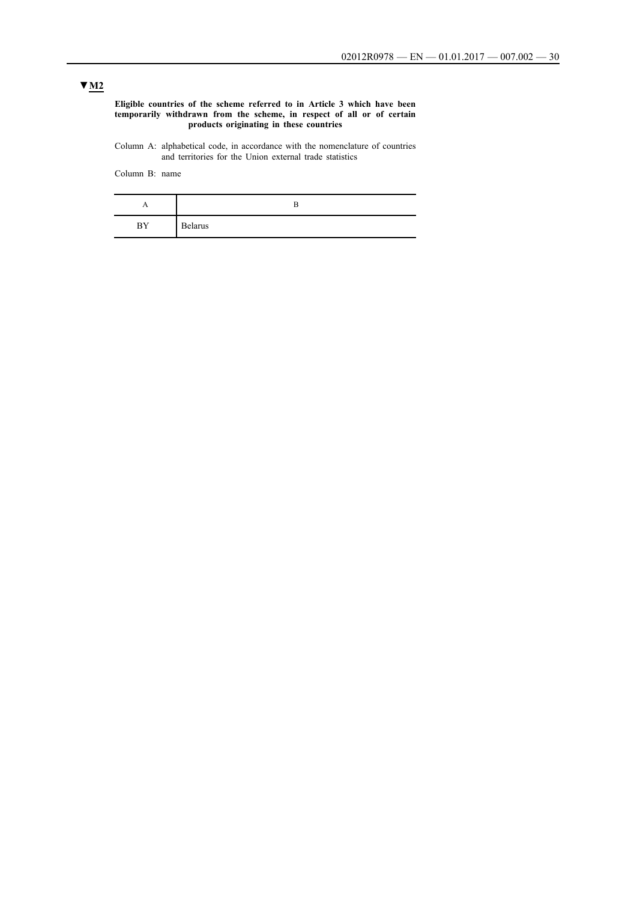▼M2

**Eligible countries of the scheme referred to in Article 3 which have been temporarily withdrawn from the scheme, in respect of all or of certain products originating in these countries**

Column A: alphabetical code, in accordance with the nomenclature of countries and territories for the Union external trade statistics

Column B: name

| A | B |
|---|---|
| BY | Belarus |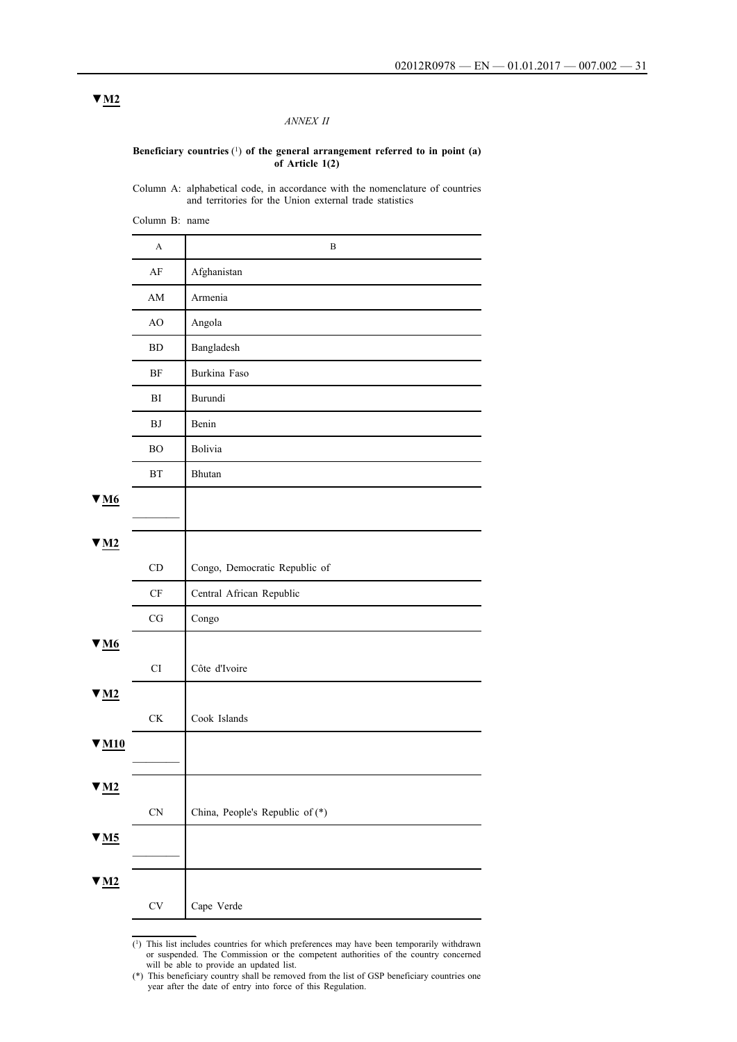▼M2

*ANNEX II*

**Beneficiary countries** (1) **of the general arrangement referred to in point (a) of Article 1(2)**

Column A: alphabetical code, in accordance with the nomenclature of countries and territories for the Union external trade statistics

Column B: name

| A | B |
|---|---|
| AF | Afghanistan |
| AM | Armenia |
| AO | Angola |
| BD | Bangladesh |
| BF | Burkina Faso |
| BI | Burundi |
| BJ | Benin |
| BO | Bolivia |
| BT | Bhutan |
| ▼M6 ________ | |
| ▼M2 CD | Congo, Democratic Republic of |
| CF | Central African Republic |
| CG | Congo |
| ▼M6 CI | Côte d'Ivoire |
| ▼M2 CK | Cook Islands |
| ▼M10 ________ | |
| ▼M2 CN | China, People's Republic of (*) |
| ▼M5 ________ | |
| ▼M2 CV | Cape Verde |

(1) This list includes countries for which preferences may have been temporarily withdrawn or suspended. The Commission or the competent authorities of the country concerned will be able to provide an updated list.

(*) This beneficiary country shall be removed from the list of GSP beneficiary countries one year after the date of entry into force of this Regulation.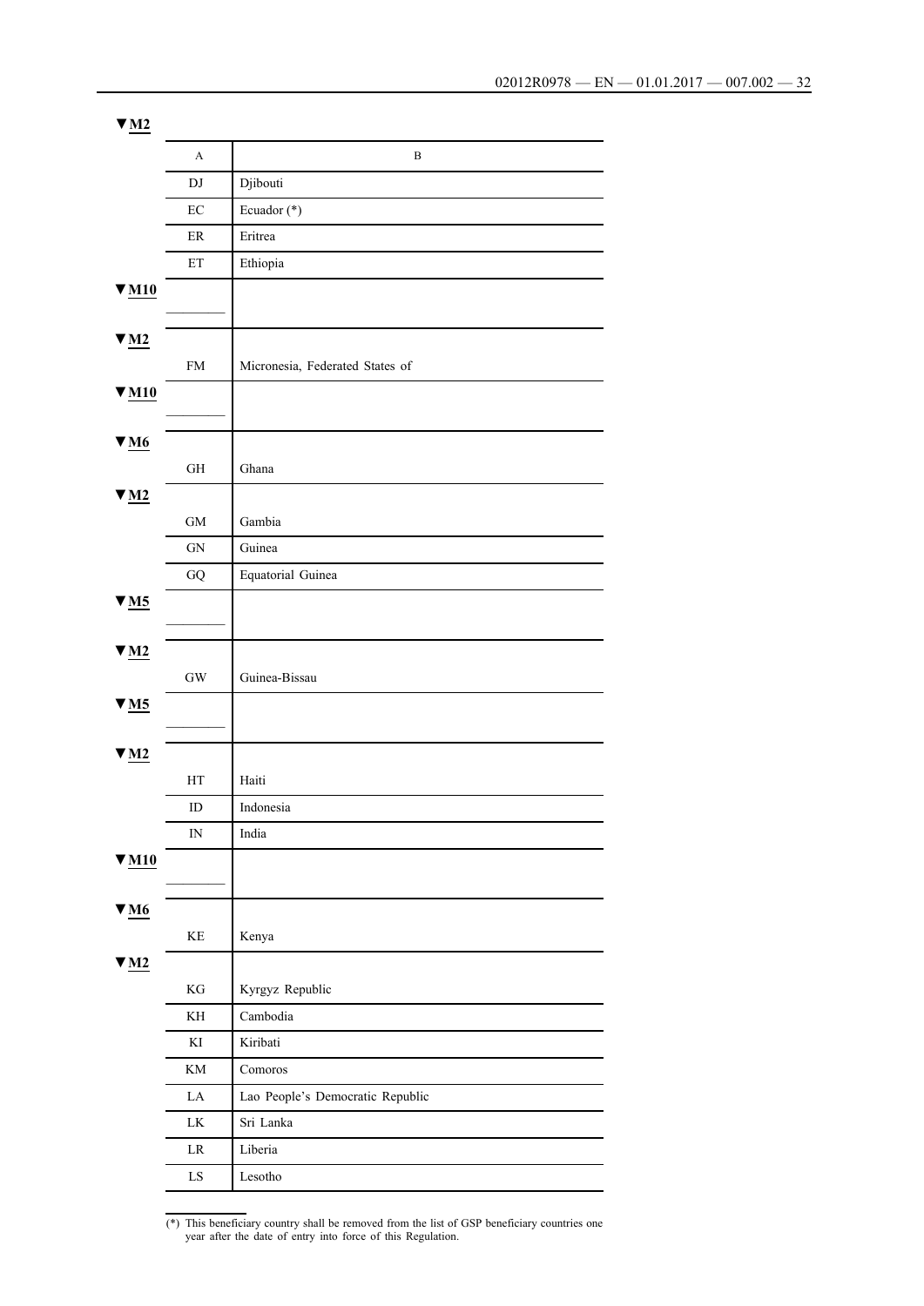▼M2

| A | B |
|---|---|
| DJ | Djibouti |
| EC | Ecuador (*) |
| ER | Eritrea |
| ET | Ethiopia |

▼M10

| | |
|---|---|
| ________ | |

▼M2

| | |
|---|---|
| FM | Micronesia, Federated States of |

▼M10

| | |
|---|---|
| ________ | |

▼M6

| | |
|---|---|
| GH | Ghana |

▼M2

| | |
|---|---|
| GM | Gambia |
| GN | Guinea |
| GQ | Equatorial Guinea |

▼M5

| | |
|---|---|
| ________ | |

▼M2

| | |
|---|---|
| GW | Guinea-Bissau |

▼M5

| | |
|---|---|
| ________ | |

▼M2

| | |
|---|---|
| HT | Haiti |
| ID | Indonesia |
| IN | India |

▼M10

| | |
|---|---|
| ________ | |

▼M6

| | |
|---|---|
| KE | Kenya |

▼M2

| | |
|---|---|
| KG | Kyrgyz Republic |
| KH | Cambodia |
| KI | Kiribati |
| KM | Comoros |
| LA | Lao People's Democratic Republic |
| LK | Sri Lanka |
| LR | Liberia |
| LS | Lesotho |

(*) This beneficiary country shall be removed from the list of GSP beneficiary countries one year after the date of entry into force of this Regulation.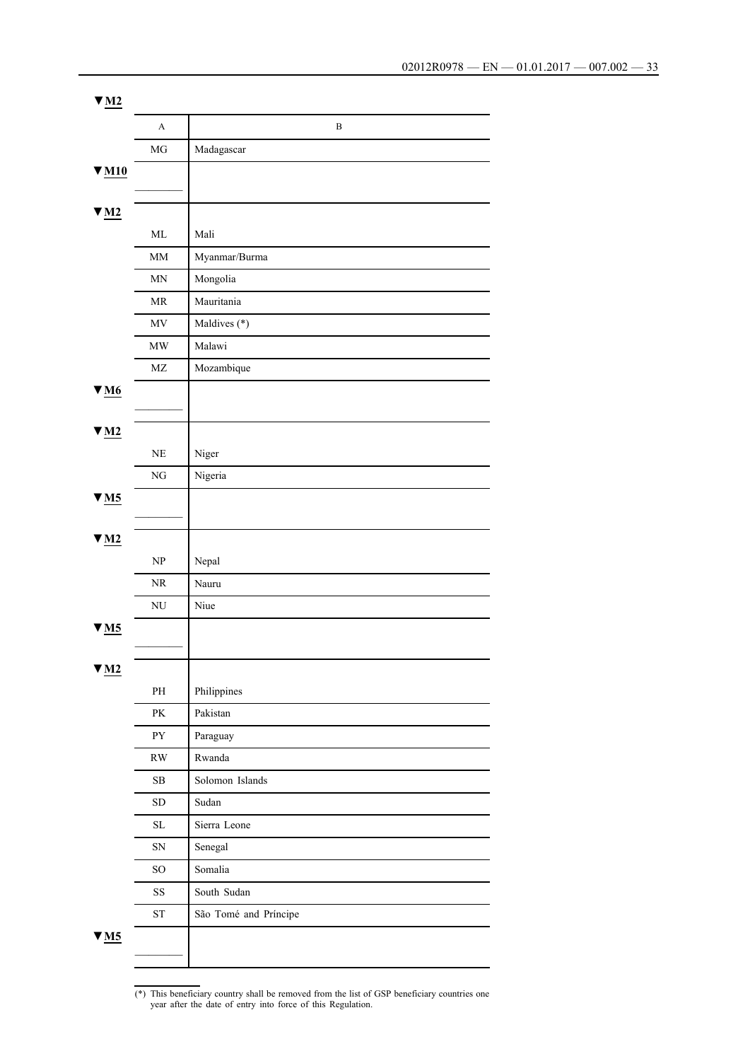▼M2

| A | B |
|---|---|
| MG | Madagascar |
| ▼M10 ________ | |
| ▼M2 | |
| ML | Mali |
| MM | Myanmar/Burma |
| MN | Mongolia |
| MR | Mauritania |
| MV | Maldives (*) |
| MW | Malawi |
| MZ | Mozambique |
| ▼M6 ________ | |
| ▼M2 | |
| NE | Niger |
| NG | Nigeria |
| ▼M5 ________ | |
| ▼M2 | |
| NP | Nepal |
| NR | Nauru |
| NU | Niue |
| ▼M5 ________ | |
| ▼M2 | |
| PH | Philippines |
| PK | Pakistan |
| PY | Paraguay |
| RW | Rwanda |
| SB | Solomon Islands |
| SD | Sudan |
| SL | Sierra Leone |
| SN | Senegal |
| SO | Somalia |
| SS | South Sudan |
| ST | São Tomé and Príncipe |
| ▼M5 ________ | |

(*) This beneficiary country shall be removed from the list of GSP beneficiary countries one year after the date of entry into force of this Regulation.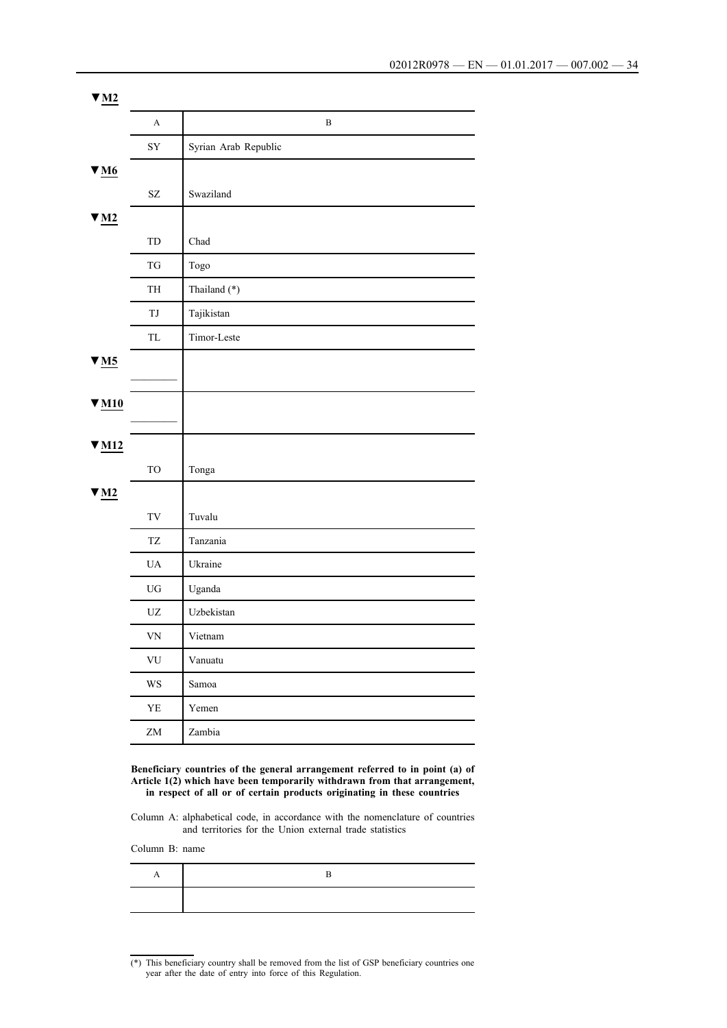▼M2

| A | B |
|---|---|
| SY | Syrian Arab Republic |

▼M6

| A | B |
|---|---|
| SZ | Swaziland |

▼M2

| A | B |
|---|---|
| TD | Chad |
| TG | Togo |
| TH | Thailand (*) |
| TJ | Tajikistan |
| TL | Timor-Leste |

▼M5

| A | B |
|---|---|
| ________ | |

▼M10

| A | B |
|---|---|
| ________ | |

▼M12

| A | B |
|---|---|
| TO | Tonga |

▼M2

| A | B |
|---|---|
| TV | Tuvalu |
| TZ | Tanzania |
| UA | Ukraine |
| UG | Uganda |
| UZ | Uzbekistan |
| VN | Vietnam |
| VU | Vanuatu |
| WS | Samoa |
| YE | Yemen |
| ZM | Zambia |

**Beneficiary countries of the general arrangement referred to in point (a) of Article 1(2) which have been temporarily withdrawn from that arrangement, in respect of all or of certain products originating in these countries**

Column A: alphabetical code, in accordance with the nomenclature of countries and territories for the Union external trade statistics

Column B: name

| A | B |
|---|---|
| | |

(*) This beneficiary country shall be removed from the list of GSP beneficiary countries one year after the date of entry into force of this Regulation.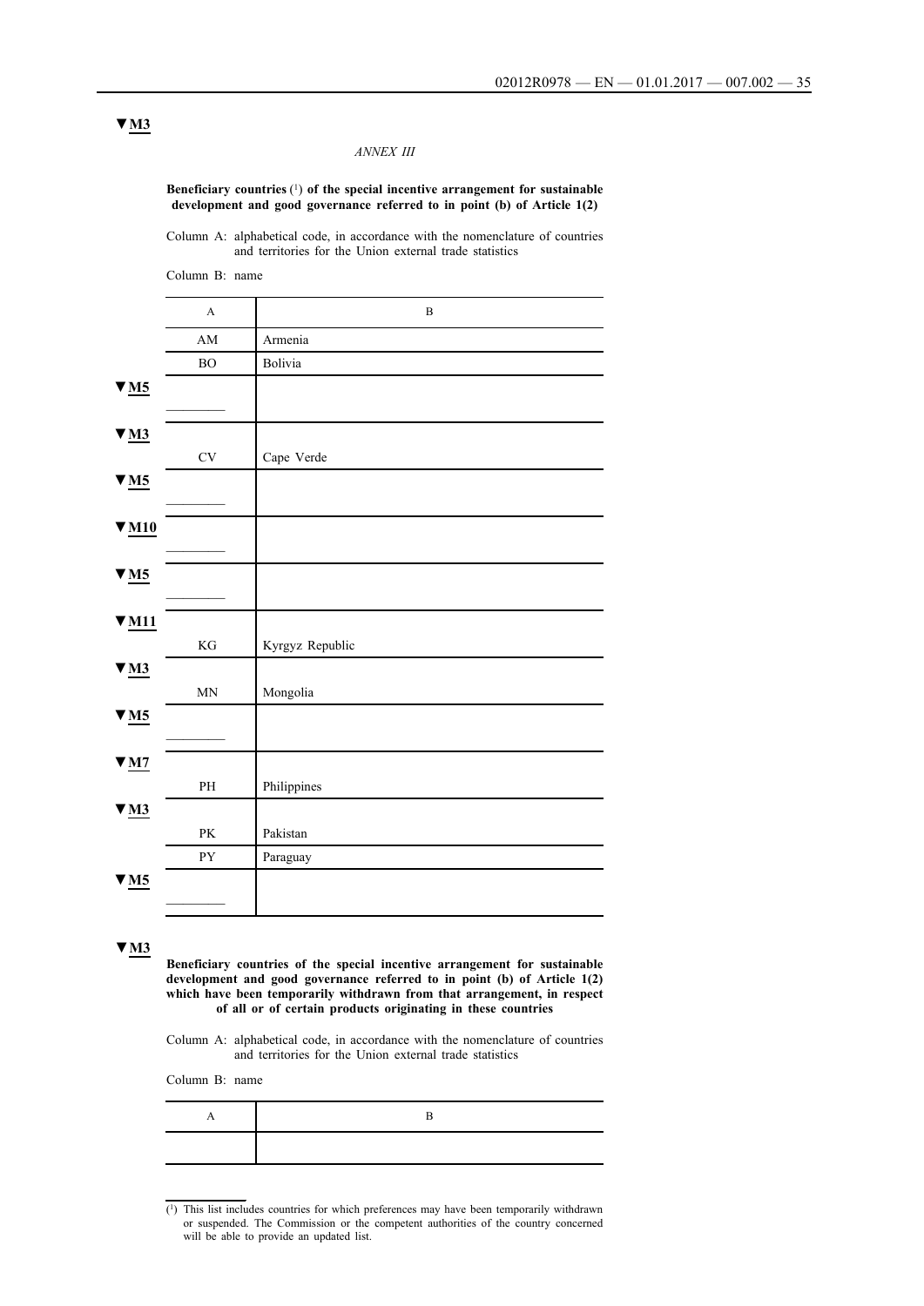▼M3

*ANNEX III*

**Beneficiary countries** [1] **of the special incentive arrangement for sustainable development and good governance referred to in point (b) of Article 1(2)**

Column A: alphabetical code, in accordance with the nomenclature of countries and territories for the Union external trade statistics

Column B: name

| A | B |
|---|---|
| AM | Armenia |
| BO | Bolivia |
| ▼M5 ________ | |
| ▼M3 CV | Cape Verde |
| ▼M5 ________ | |
| ▼M10 ________ | |
| ▼M5 ________ | |
| ▼M11 KG | Kyrgyz Republic |
| ▼M3 MN | Mongolia |
| ▼M5 ________ | |
| ▼M7 PH | Philippines |
| ▼M3 PK | Pakistan |
| PY | Paraguay |
| ▼M5 ________ | |

▼M3

**Beneficiary countries of the special incentive arrangement for sustainable development and good governance referred to in point (b) of Article 1(2) which have been temporarily withdrawn from that arrangement, in respect of all or of certain products originating in these countries**

Column A: alphabetical code, in accordance with the nomenclature of countries and territories for the Union external trade statistics

Column B: name

| A | B |
|---|---|
| | |

[1] This list includes countries for which preferences may have been temporarily withdrawn or suspended. The Commission or the competent authorities of the country concerned will be able to provide an updated list.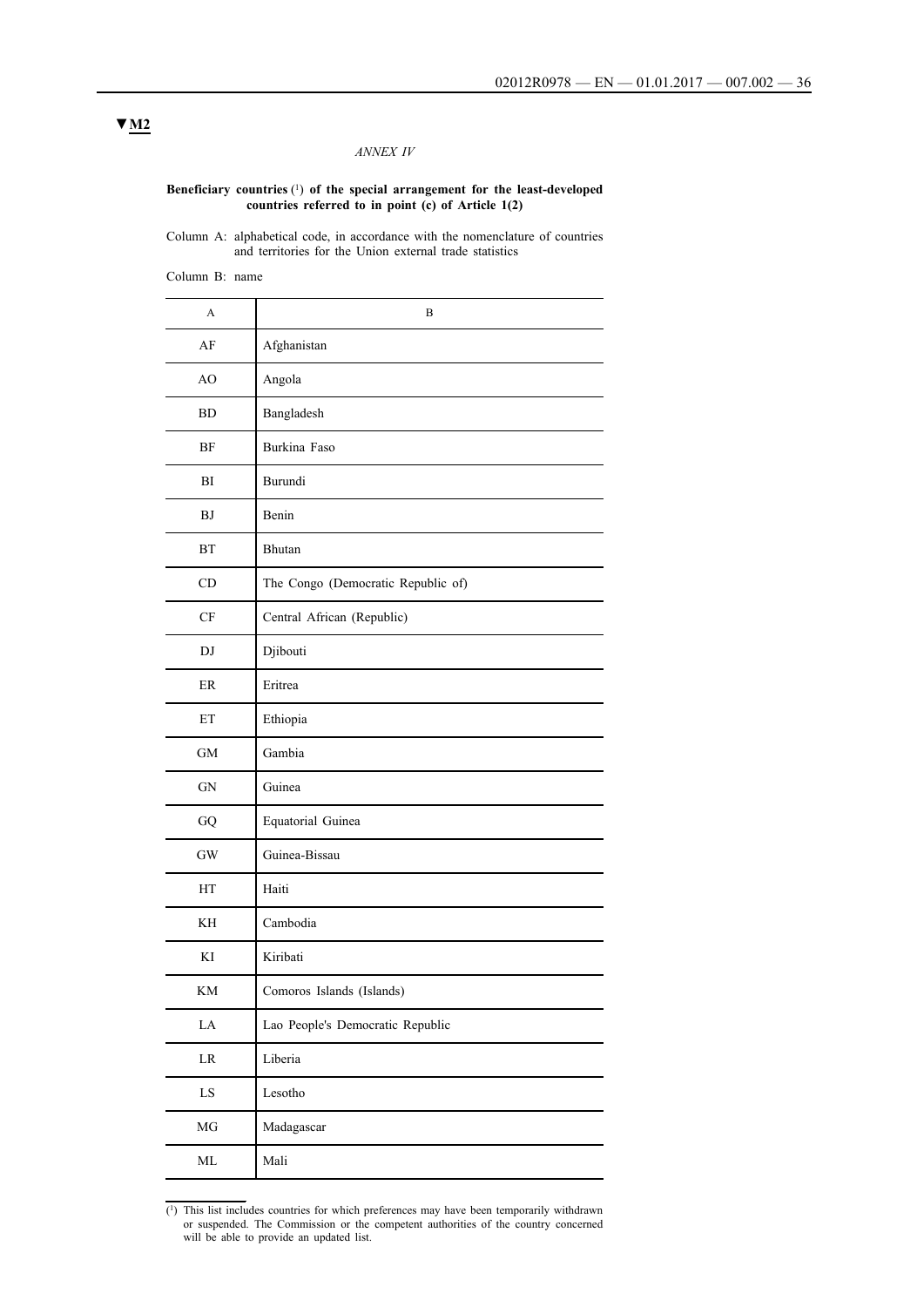▼M2

*ANNEX IV*

**Beneficiary countries** [1] **of the special arrangement for the least-developed countries referred to in point (c) of Article 1(2)**

Column A: alphabetical code, in accordance with the nomenclature of countries and territories for the Union external trade statistics

Column B: name

| A | B |
|---|---|
| AF | Afghanistan |
| AO | Angola |
| BD | Bangladesh |
| BF | Burkina Faso |
| BI | Burundi |
| BJ | Benin |
| BT | Bhutan |
| CD | The Congo (Democratic Republic of) |
| CF | Central African (Republic) |
| DJ | Djibouti |
| ER | Eritrea |
| ET | Ethiopia |
| GM | Gambia |
| GN | Guinea |
| GQ | Equatorial Guinea |
| GW | Guinea-Bissau |
| HT | Haiti |
| KH | Cambodia |
| KI | Kiribati |
| KM | Comoros Islands (Islands) |
| LA | Lao People's Democratic Republic |
| LR | Liberia |
| LS | Lesotho |
| MG | Madagascar |
| ML | Mali |

[1] This list includes countries for which preferences may have been temporarily withdrawn or suspended. The Commission or the competent authorities of the country concerned will be able to provide an updated list.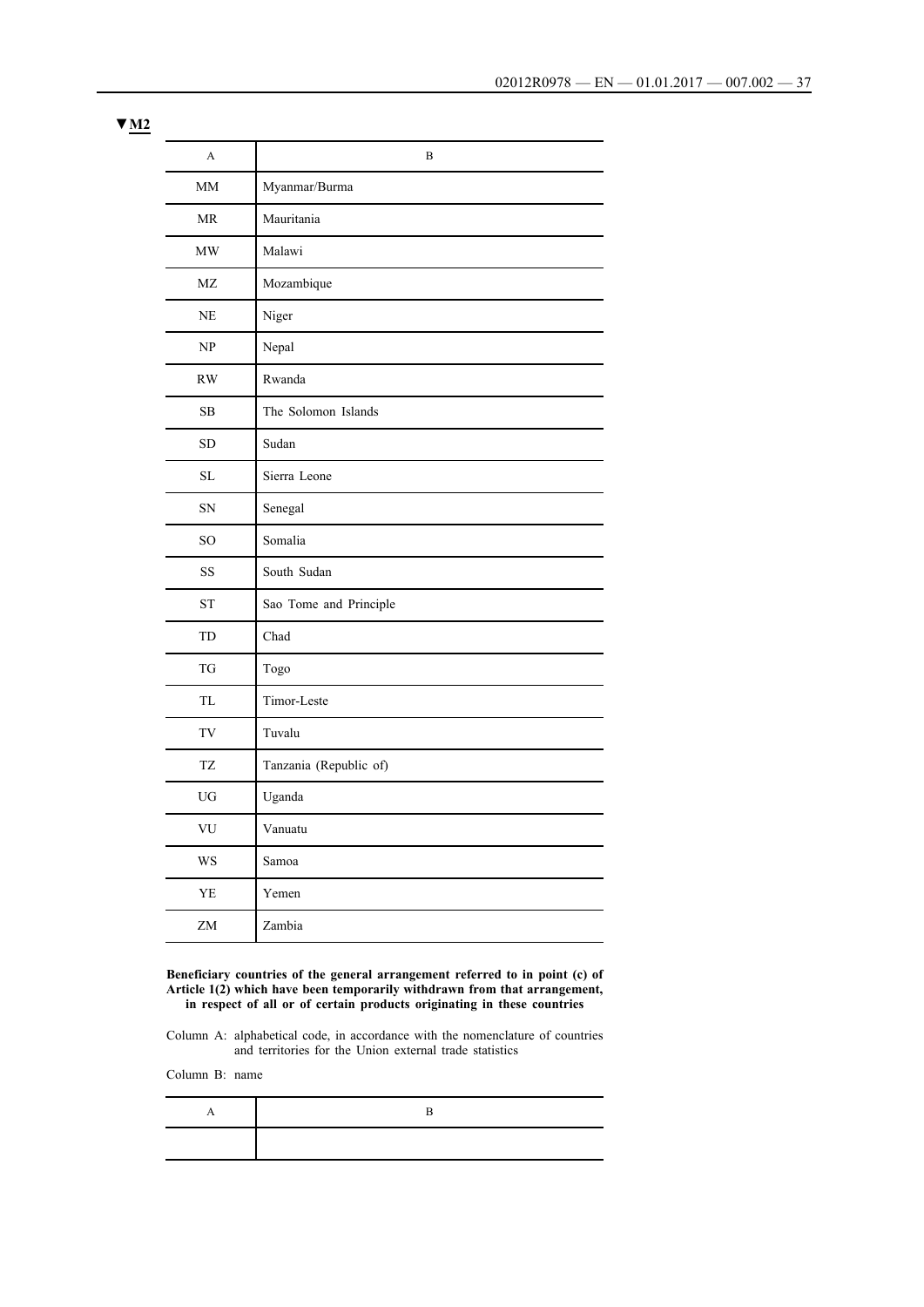▼**M2**

| A | B |
|---|---|
| MM | Myanmar/Burma |
| MR | Mauritania |
| MW | Malawi |
| MZ | Mozambique |
| NE | Niger |
| NP | Nepal |
| RW | Rwanda |
| SB | The Solomon Islands |
| SD | Sudan |
| SL | Sierra Leone |
| SN | Senegal |
| SO | Somalia |
| SS | South Sudan |
| ST | Sao Tome and Principle |
| TD | Chad |
| TG | Togo |
| TL | Timor-Leste |
| TV | Tuvalu |
| TZ | Tanzania (Republic of) |
| UG | Uganda |
| VU | Vanuatu |
| WS | Samoa |
| YE | Yemen |
| ZM | Zambia |

**Beneficiary countries of the general arrangement referred to in point (c) of Article 1(2) which have been temporarily withdrawn from that arrangement, in respect of all or of certain products originating in these countries**

Column A: alphabetical code, in accordance with the nomenclature of countries and territories for the Union external trade statistics

Column B: name

| A | B |
|---|---|
| | |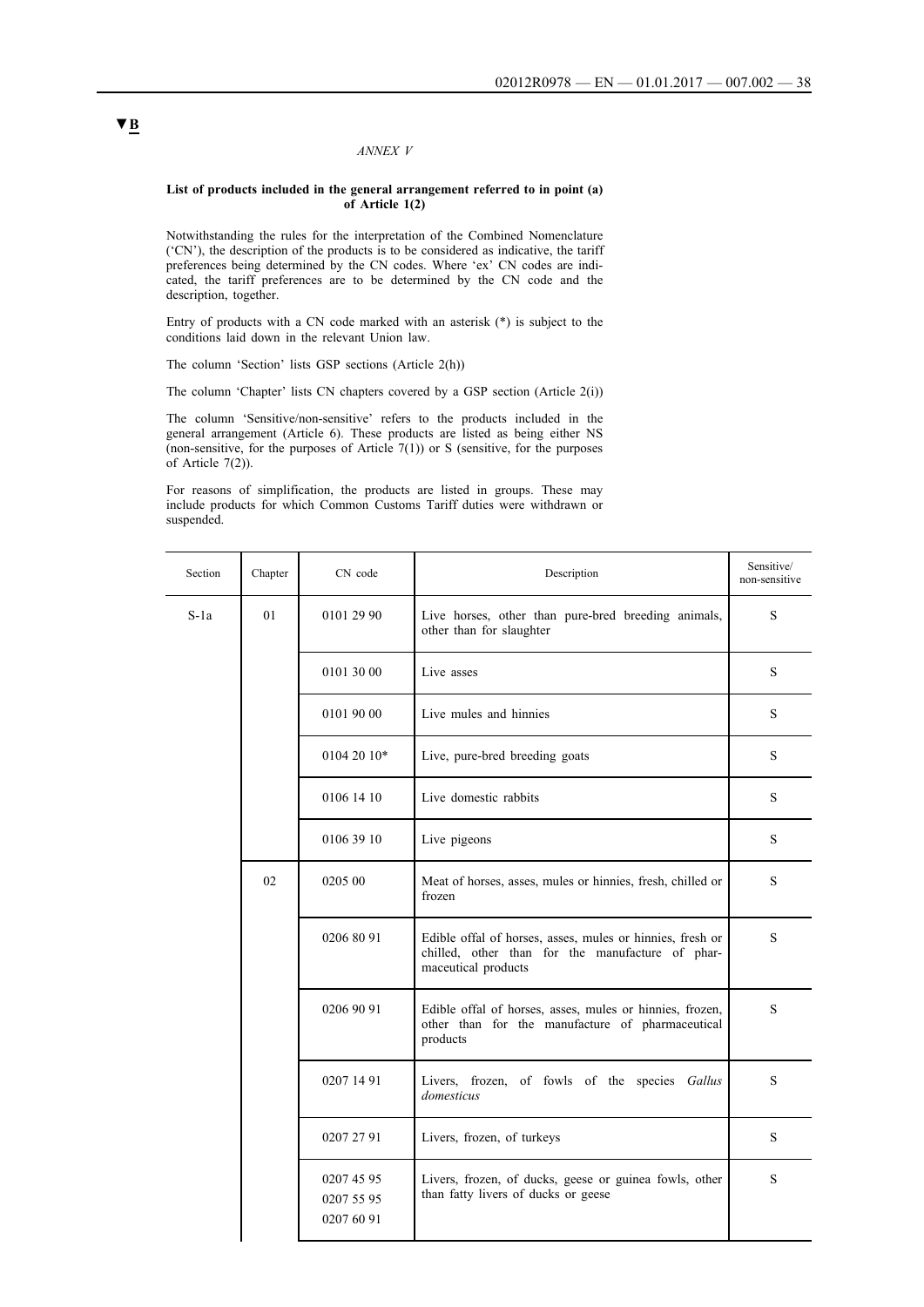▼B

*ANNEX V*

**List of products included in the general arrangement referred to in point (a) of Article 1(2)**

Notwithstanding the rules for the interpretation of the Combined Nomenclature ('CN'), the description of the products is to be considered as indicative, the tariff preferences being determined by the CN codes. Where 'ex' CN codes are indicated, the tariff preferences are to be determined by the CN code and the description, together.

Entry of products with a CN code marked with an asterisk (*) is subject to the conditions laid down in the relevant Union law.

The column 'Section' lists GSP sections (Article 2(h))

The column 'Chapter' lists CN chapters covered by a GSP section (Article 2(i))

The column 'Sensitive/non-sensitive' refers to the products included in the general arrangement (Article 6). These products are listed as being either NS (non-sensitive, for the purposes of Article 7(1)) or S (sensitive, for the purposes of Article 7(2)).

For reasons of simplification, the products are listed in groups. These may include products for which Common Customs Tariff duties were withdrawn or suspended.

| Section | Chapter | CN code | Description | Sensitive/ non-sensitive |
|---|---|---|---|---|
| S-1a | 01 | 0101 29 90 | Live horses, other than pure-bred breeding animals, other than for slaughter | S |
| | | 0101 30 00 | Live asses | S |
| | | 0101 90 00 | Live mules and hinnies | S |
| | | 0104 20 10* | Live, pure-bred breeding goats | S |
| | | 0106 14 10 | Live domestic rabbits | S |
| | | 0106 39 10 | Live pigeons | S |
| | 02 | 0205 00 | Meat of horses, asses, mules or hinnies, fresh, chilled or frozen | S |
| | | 0206 80 91 | Edible offal of horses, asses, mules or hinnies, fresh or chilled, other than for the manufacture of pharmaceutical products | S |
| | | 0206 90 91 | Edible offal of horses, asses, mules or hinnies, frozen, other than for the manufacture of pharmaceutical products | S |
| | | 0207 14 91 | Livers, frozen, of fowls of the species *Gallus domesticus* | S |
| | | 0207 27 91 | Livers, frozen, of turkeys | S |
| | | 0207 45 95<br>0207 55 95<br>0207 60 91 | Livers, frozen, of ducks, geese or guinea fowls, other than fatty livers of ducks or geese | S |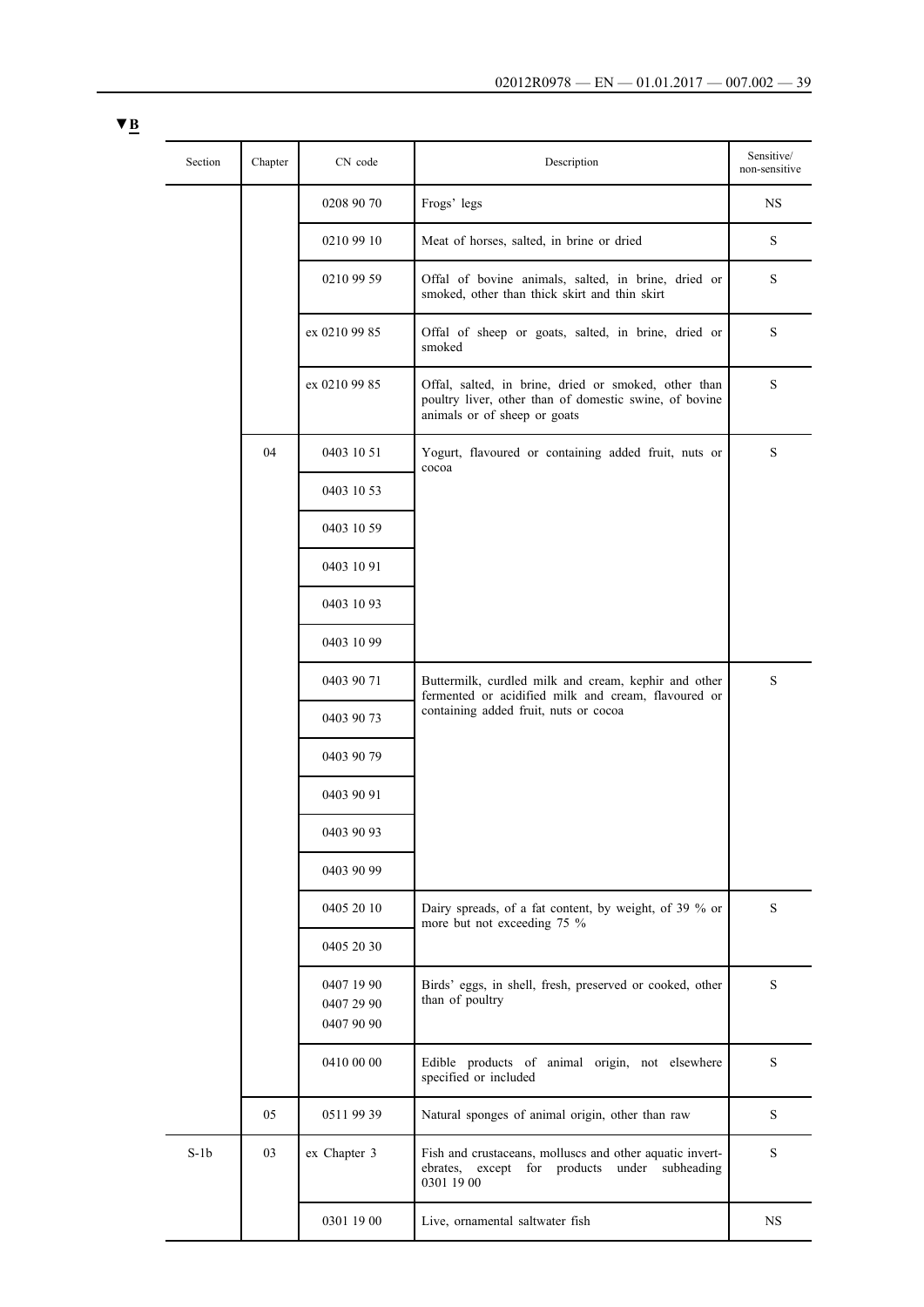▼B

| Section | Chapter | CN code | Description | Sensitive/ non-sensitive |
|---|---|---|---|---|
| | | 0208 90 70 | Frogs' legs | NS |
| | | 0210 99 10 | Meat of horses, salted, in brine or dried | S |
| | | 0210 99 59 | Offal of bovine animals, salted, in brine, dried or smoked, other than thick skirt and thin skirt | S |
| | | ex 0210 99 85 | Offal of sheep or goats, salted, in brine, dried or smoked | S |
| | | ex 0210 99 85 | Offal, salted, in brine, dried or smoked, other than poultry liver, other than of domestic swine, of bovine animals or of sheep or goats | S |
| | 04 | 0403 10 51 | Yogurt, flavoured or containing added fruit, nuts or cocoa | S |
| | | 0403 10 53 | | |
| | | 0403 10 59 | | |
| | | 0403 10 91 | | |
| | | 0403 10 93 | | |
| | | 0403 10 99 | | |
| | | 0403 90 71 | Buttermilk, curdled milk and cream, kephir and other fermented or acidified milk and cream, flavoured or containing added fruit, nuts or cocoa | S |
| | | 0403 90 73 | | |
| | | 0403 90 79 | | |
| | | 0403 90 91 | | |
| | | 0403 90 93 | | |
| | | 0403 90 99 | | |
| | | 0405 20 10 | Dairy spreads, of a fat content, by weight, of 39 % or more but not exceeding 75 % | S |
| | | 0405 20 30 | | |
| | | 0407 19 90<br>0407 29 90<br>0407 90 90 | Birds' eggs, in shell, fresh, preserved or cooked, other than of poultry | S |
| | | 0410 00 00 | Edible products of animal origin, not elsewhere specified or included | S |
| | 05 | 0511 99 39 | Natural sponges of animal origin, other than raw | S |
| S-1b | 03 | ex Chapter 3 | Fish and crustaceans, molluscs and other aquatic invertebrates, except for products under subheading 0301 19 00 | S |
| | | 0301 19 00 | Live, ornamental saltwater fish | NS |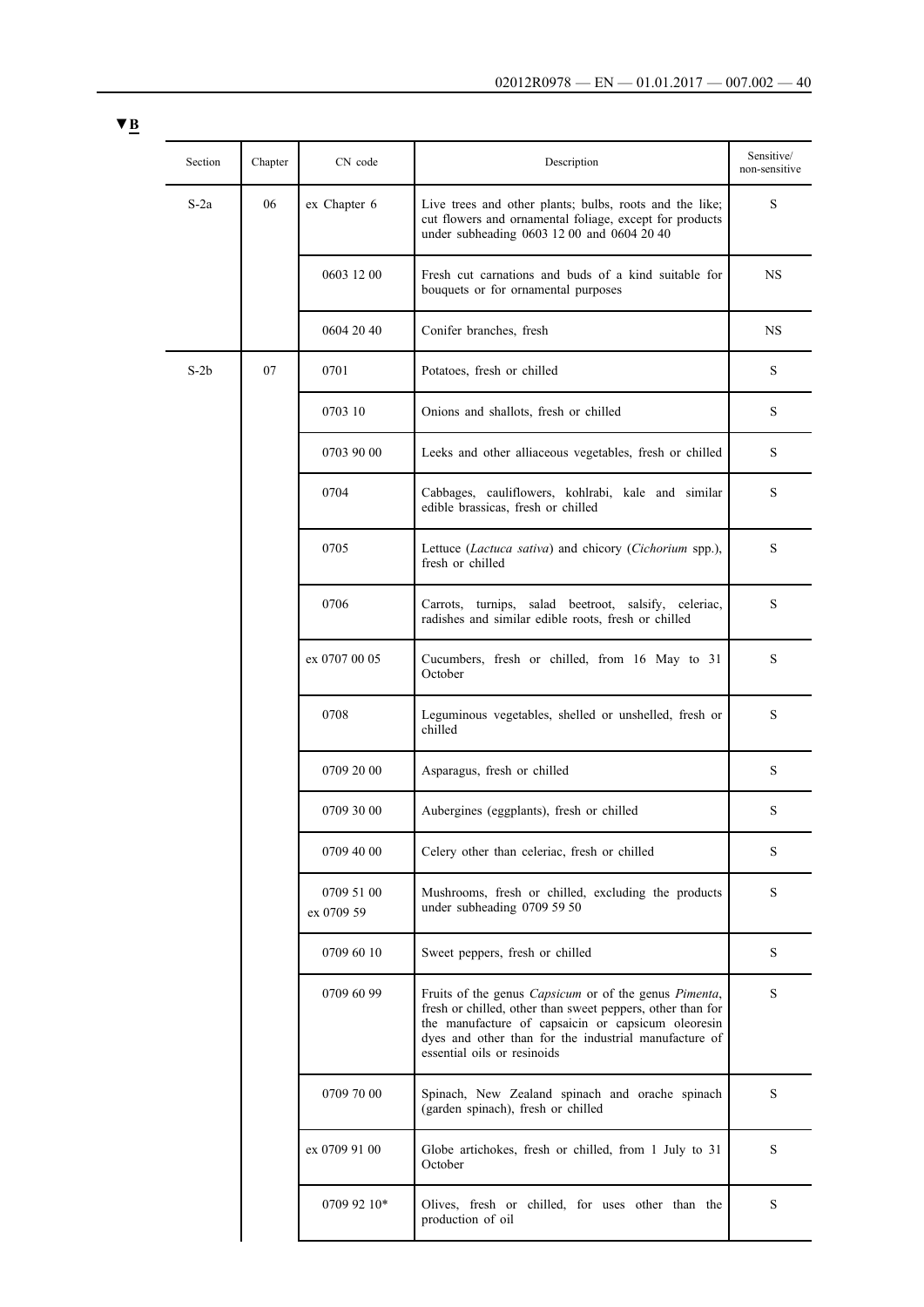▼B

| Section | Chapter | CN code | Description | Sensitive/ non-sensitive |
|---|---|---|---|---|
| S-2a | 06 | ex Chapter 6 | Live trees and other plants; bulbs, roots and the like; cut flowers and ornamental foliage, except for products under subheading 0603 12 00 and 0604 20 40 | S |
| | | 0603 12 00 | Fresh cut carnations and buds of a kind suitable for bouquets or for ornamental purposes | NS |
| | | 0604 20 40 | Conifer branches, fresh | NS |
| S-2b | 07 | 0701 | Potatoes, fresh or chilled | S |
| | | 0703 10 | Onions and shallots, fresh or chilled | S |
| | | 0703 90 00 | Leeks and other alliaceous vegetables, fresh or chilled | S |
| | | 0704 | Cabbages, cauliflowers, kohlrabi, kale and similar edible brassicas, fresh or chilled | S |
| | | 0705 | Lettuce (*Lactuca sativa*) and chicory (*Cichorium* spp.), fresh or chilled | S |
| | | 0706 | Carrots, turnips, salad beetroot, salsify, celeriac, radishes and similar edible roots, fresh or chilled | S |
| | | ex 0707 00 05 | Cucumbers, fresh or chilled, from 16 May to 31 October | S |
| | | 0708 | Leguminous vegetables, shelled or unshelled, fresh or chilled | S |
| | | 0709 20 00 | Asparagus, fresh or chilled | S |
| | | 0709 30 00 | Aubergines (eggplants), fresh or chilled | S |
| | | 0709 40 00 | Celery other than celeriac, fresh or chilled | S |
| | | 0709 51 00<br>ex 0709 59 | Mushrooms, fresh or chilled, excluding the products under subheading 0709 59 50 | S |
| | | 0709 60 10 | Sweet peppers, fresh or chilled | S |
| | | 0709 60 99 | Fruits of the genus *Capsicum* or of the genus *Pimenta*, fresh or chilled, other than sweet peppers, other than for the manufacture of capsaicin or capsicum oleoresin dyes and other than for the industrial manufacture of essential oils or resinoids | S |
| | | 0709 70 00 | Spinach, New Zealand spinach and orache spinach (garden spinach), fresh or chilled | S |
| | | ex 0709 91 00 | Globe artichokes, fresh or chilled, from 1 July to 31 October | S |
| | | 0709 92 10* | Olives, fresh or chilled, for uses other than the production of oil | S |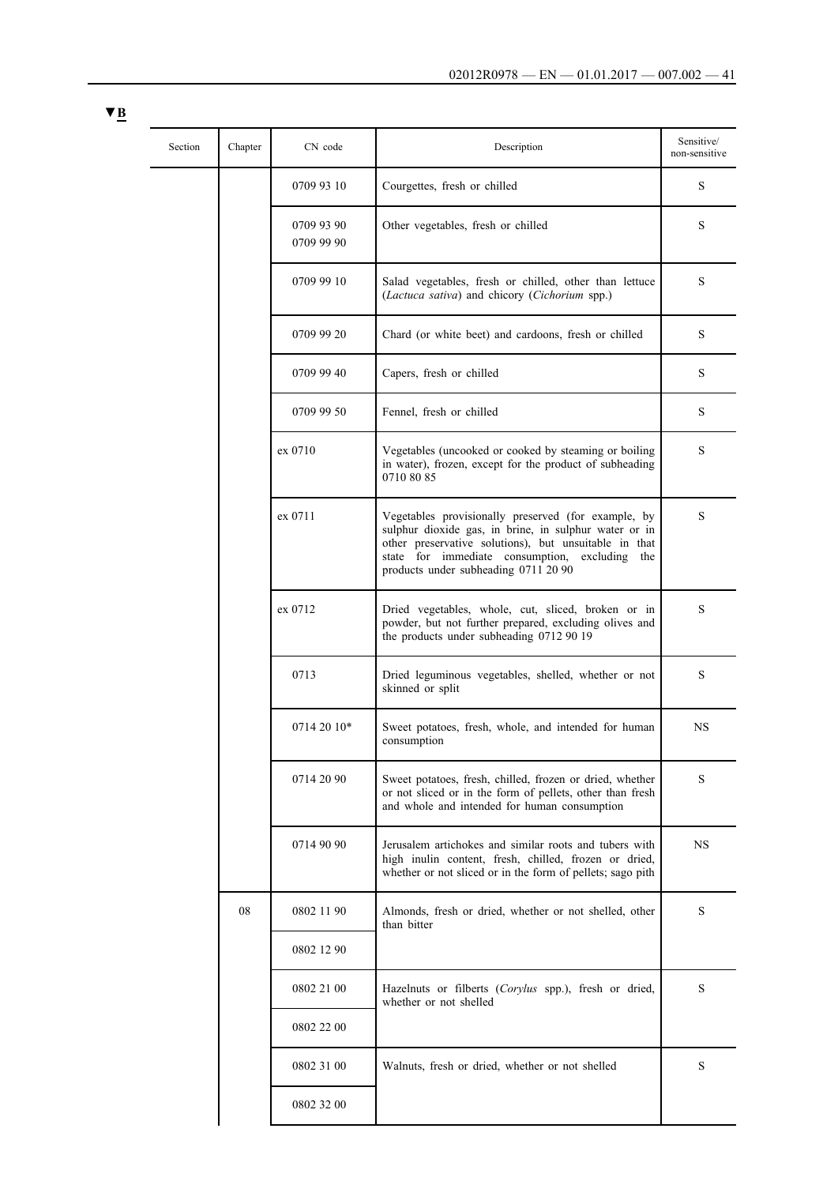▼B

| Section | Chapter | CN code | Description | Sensitive/ non-sensitive |
|---|---|---|---|---|
| | | 0709 93 10 | Courgettes, fresh or chilled | S |
| | | 0709 93 90<br>0709 99 90 | Other vegetables, fresh or chilled | S |
| | | 0709 99 10 | Salad vegetables, fresh or chilled, other than lettuce (*Lactuca sativa*) and chicory (*Cichorium* spp.) | S |
| | | 0709 99 20 | Chard (or white beet) and cardoons, fresh or chilled | S |
| | | 0709 99 40 | Capers, fresh or chilled | S |
| | | 0709 99 50 | Fennel, fresh or chilled | S |
| | | ex 0710 | Vegetables (uncooked or cooked by steaming or boiling in water), frozen, except for the product of subheading 0710 80 85 | S |
| | | ex 0711 | Vegetables provisionally preserved (for example, by sulphur dioxide gas, in brine, in sulphur water or in other preservative solutions), but unsuitable in that state for immediate consumption, excluding the products under subheading 0711 20 90 | S |
| | | ex 0712 | Dried vegetables, whole, cut, sliced, broken or in powder, but not further prepared, excluding olives and the products under subheading 0712 90 19 | S |
| | | 0713 | Dried leguminous vegetables, shelled, whether or not skinned or split | S |
| | | 0714 20 10* | Sweet potatoes, fresh, whole, and intended for human consumption | NS |
| | | 0714 20 90 | Sweet potatoes, fresh, chilled, frozen or dried, whether or not sliced or in the form of pellets, other than fresh and whole and intended for human consumption | S |
| | | 0714 90 90 | Jerusalem artichokes and similar roots and tubers with high inulin content, fresh, chilled, frozen or dried, whether or not sliced or in the form of pellets; sago pith | NS |
| | 08 | 0802 11 90<br>0802 12 90 | Almonds, fresh or dried, whether or not shelled, other than bitter | S |
| | | 0802 21 00<br>0802 22 00 | Hazelnuts or filberts (*Corylus* spp.), fresh or dried, whether or not shelled | S |
| | | 0802 31 00<br>0802 32 00 | Walnuts, fresh or dried, whether or not shelled | S |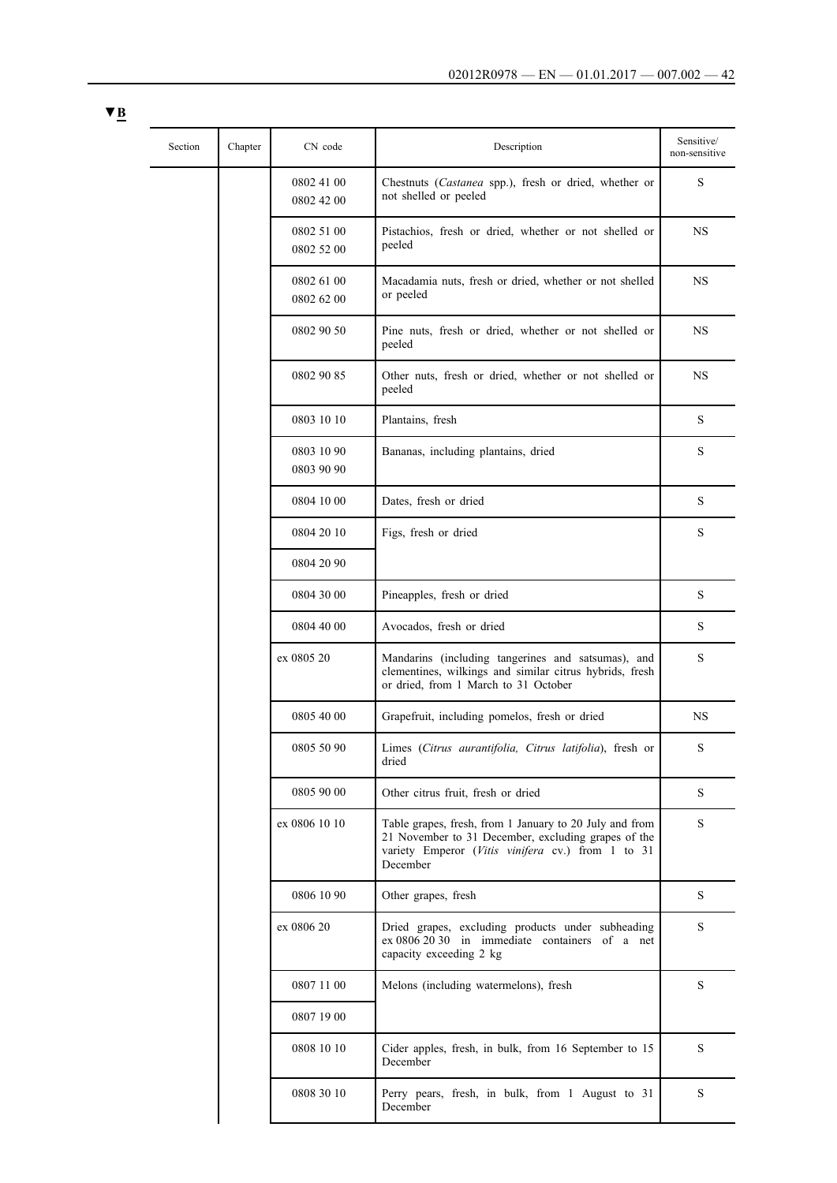▼B

| Section | Chapter | CN code | Description | Sensitive/ non-sensitive |
|---|---|---|---|---|
| | | 0802 41 00<br>0802 42 00 | Chestnuts (*Castanea* spp.), fresh or dried, whether or not shelled or peeled | S |
| | | 0802 51 00<br>0802 52 00 | Pistachios, fresh or dried, whether or not shelled or peeled | NS |
| | | 0802 61 00<br>0802 62 00 | Macadamia nuts, fresh or dried, whether or not shelled or peeled | NS |
| | | 0802 90 50 | Pine nuts, fresh or dried, whether or not shelled or peeled | NS |
| | | 0802 90 85 | Other nuts, fresh or dried, whether or not shelled or peeled | NS |
| | | 0803 10 10 | Plantains, fresh | S |
| | | 0803 10 90<br>0803 90 90 | Bananas, including plantains, dried | S |
| | | 0804 10 00 | Dates, fresh or dried | S |
| | | 0804 20 10 | Figs, fresh or dried | S |
| | | 0804 20 90 | | |
| | | 0804 30 00 | Pineapples, fresh or dried | S |
| | | 0804 40 00 | Avocados, fresh or dried | S |
| | | ex 0805 20 | Mandarins (including tangerines and satsumas), and clementines, wilkings and similar citrus hybrids, fresh or dried, from 1 March to 31 October | S |
| | | 0805 40 00 | Grapefruit, including pomelos, fresh or dried | NS |
| | | 0805 50 90 | Limes (*Citrus aurantifolia, Citrus latifolia*), fresh or dried | S |
| | | 0805 90 00 | Other citrus fruit, fresh or dried | S |
| | | ex 0806 10 10 | Table grapes, fresh, from 1 January to 20 July and from 21 November to 31 December, excluding grapes of the variety Emperor (*Vitis vinifera* cv.) from 1 to 31 December | S |
| | | 0806 10 90 | Other grapes, fresh | S |
| | | ex 0806 20 | Dried grapes, excluding products under subheading ex 0806 20 30 in immediate containers of a net capacity exceeding 2 kg | S |
| | | 0807 11 00 | Melons (including watermelons), fresh | S |
| | | 0807 19 00 | | |
| | | 0808 10 10 | Cider apples, fresh, in bulk, from 16 September to 15 December | S |
| | | 0808 30 10 | Perry pears, fresh, in bulk, from 1 August to 31 December | S |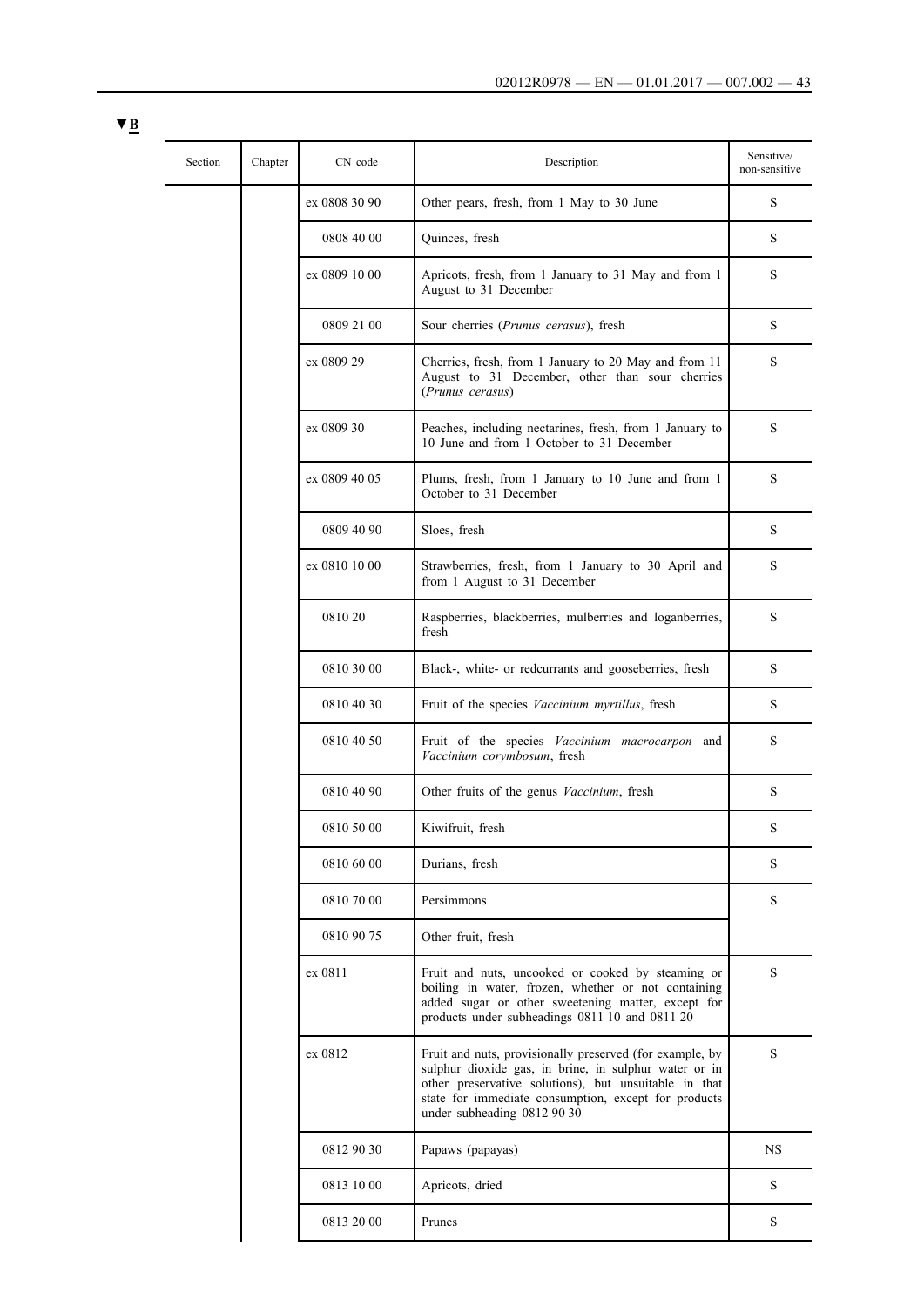▼B

| Section | Chapter | CN code | Description | Sensitive/ non-sensitive |
|---|---|---|---|---|
| | | ex 0808 30 90 | Other pears, fresh, from 1 May to 30 June | S |
| | | 0808 40 00 | Quinces, fresh | S |
| | | ex 0809 10 00 | Apricots, fresh, from 1 January to 31 May and from 1 August to 31 December | S |
| | | 0809 21 00 | Sour cherries (*Prunus cerasus*), fresh | S |
| | | ex 0809 29 | Cherries, fresh, from 1 January to 20 May and from 11 August to 31 December, other than sour cherries (*Prunus cerasus*) | S |
| | | ex 0809 30 | Peaches, including nectarines, fresh, from 1 January to 10 June and from 1 October to 31 December | S |
| | | ex 0809 40 05 | Plums, fresh, from 1 January to 10 June and from 1 October to 31 December | S |
| | | 0809 40 90 | Sloes, fresh | S |
| | | ex 0810 10 00 | Strawberries, fresh, from 1 January to 30 April and from 1 August to 31 December | S |
| | | 0810 20 | Raspberries, blackberries, mulberries and loganberries, fresh | S |
| | | 0810 30 00 | Black-, white- or redcurrants and gooseberries, fresh | S |
| | | 0810 40 30 | Fruit of the species *Vaccinium myrtillus*, fresh | S |
| | | 0810 40 50 | Fruit of the species *Vaccinium macrocarpon* and *Vaccinium corymbosum*, fresh | S |
| | | 0810 40 90 | Other fruits of the genus *Vaccinium*, fresh | S |
| | | 0810 50 00 | Kiwifruit, fresh | S |
| | | 0810 60 00 | Durians, fresh | S |
| | | 0810 70 00 | Persimmons | S |
| | | 0810 90 75 | Other fruit, fresh | |
| | | ex 0811 | Fruit and nuts, uncooked or cooked by steaming or boiling in water, frozen, whether or not containing added sugar or other sweetening matter, except for products under subheadings 0811 10 and 0811 20 | S |
| | | ex 0812 | Fruit and nuts, provisionally preserved (for example, by sulphur dioxide gas, in brine, in sulphur water or in other preservative solutions), but unsuitable in that state for immediate consumption, except for products under subheading 0812 90 30 | S |
| | | 0812 90 30 | Papaws (papayas) | NS |
| | | 0813 10 00 | Apricots, dried | S |
| | | 0813 20 00 | Prunes | S |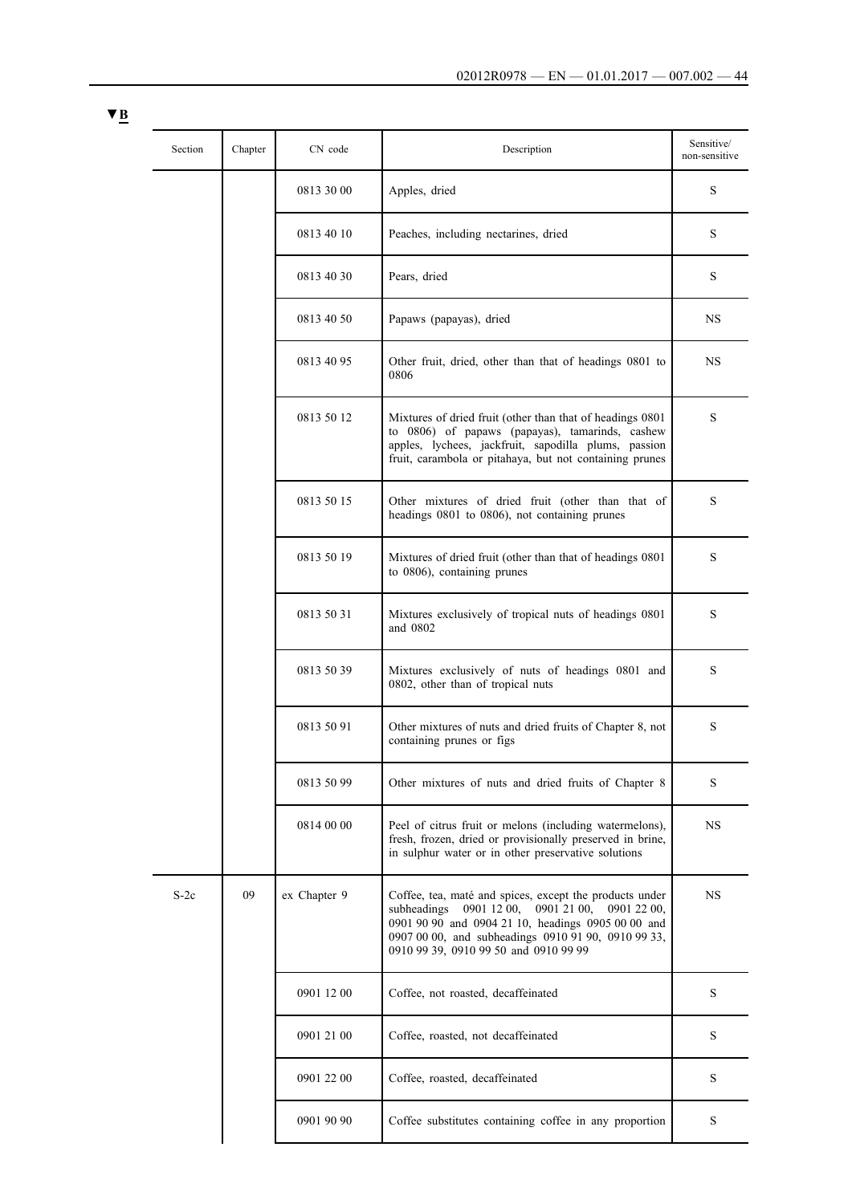▼B

| Section | Chapter | CN code | Description | Sensitive/ non-sensitive |
|---|---|---|---|---|
| | | 0813 30 00 | Apples, dried | S |
| | | 0813 40 10 | Peaches, including nectarines, dried | S |
| | | 0813 40 30 | Pears, dried | S |
| | | 0813 40 50 | Papaws (papayas), dried | NS |
| | | 0813 40 95 | Other fruit, dried, other than that of headings 0801 to 0806 | NS |
| | | 0813 50 12 | Mixtures of dried fruit (other than that of headings 0801 to 0806) of papaws (papayas), tamarinds, cashew apples, lychees, jackfruit, sapodilla plums, passion fruit, carambola or pitahaya, but not containing prunes | S |
| | | 0813 50 15 | Other mixtures of dried fruit (other than that of headings 0801 to 0806), not containing prunes | S |
| | | 0813 50 19 | Mixtures of dried fruit (other than that of headings 0801 to 0806), containing prunes | S |
| | | 0813 50 31 | Mixtures exclusively of tropical nuts of headings 0801 and 0802 | S |
| | | 0813 50 39 | Mixtures exclusively of nuts of headings 0801 and 0802, other than of tropical nuts | S |
| | | 0813 50 91 | Other mixtures of nuts and dried fruits of Chapter 8, not containing prunes or figs | S |
| | | 0813 50 99 | Other mixtures of nuts and dried fruits of Chapter 8 | S |
| | | 0814 00 00 | Peel of citrus fruit or melons (including watermelons), fresh, frozen, dried or provisionally preserved in brine, in sulphur water or in other preservative solutions | NS |
| S-2c | 09 | ex Chapter 9 | Coffee, tea, maté and spices, except the products under subheadings 0901 12 00, 0901 21 00, 0901 22 00, 0901 90 90 and 0904 21 10, headings 0905 00 00 and 0907 00 00, and subheadings 0910 91 90, 0910 99 33, 0910 99 39, 0910 99 50 and 0910 99 99 | NS |
| | | 0901 12 00 | Coffee, not roasted, decaffeinated | S |
| | | 0901 21 00 | Coffee, roasted, not decaffeinated | S |
| | | 0901 22 00 | Coffee, roasted, decaffeinated | S |
| | | 0901 90 90 | Coffee substitutes containing coffee in any proportion | S |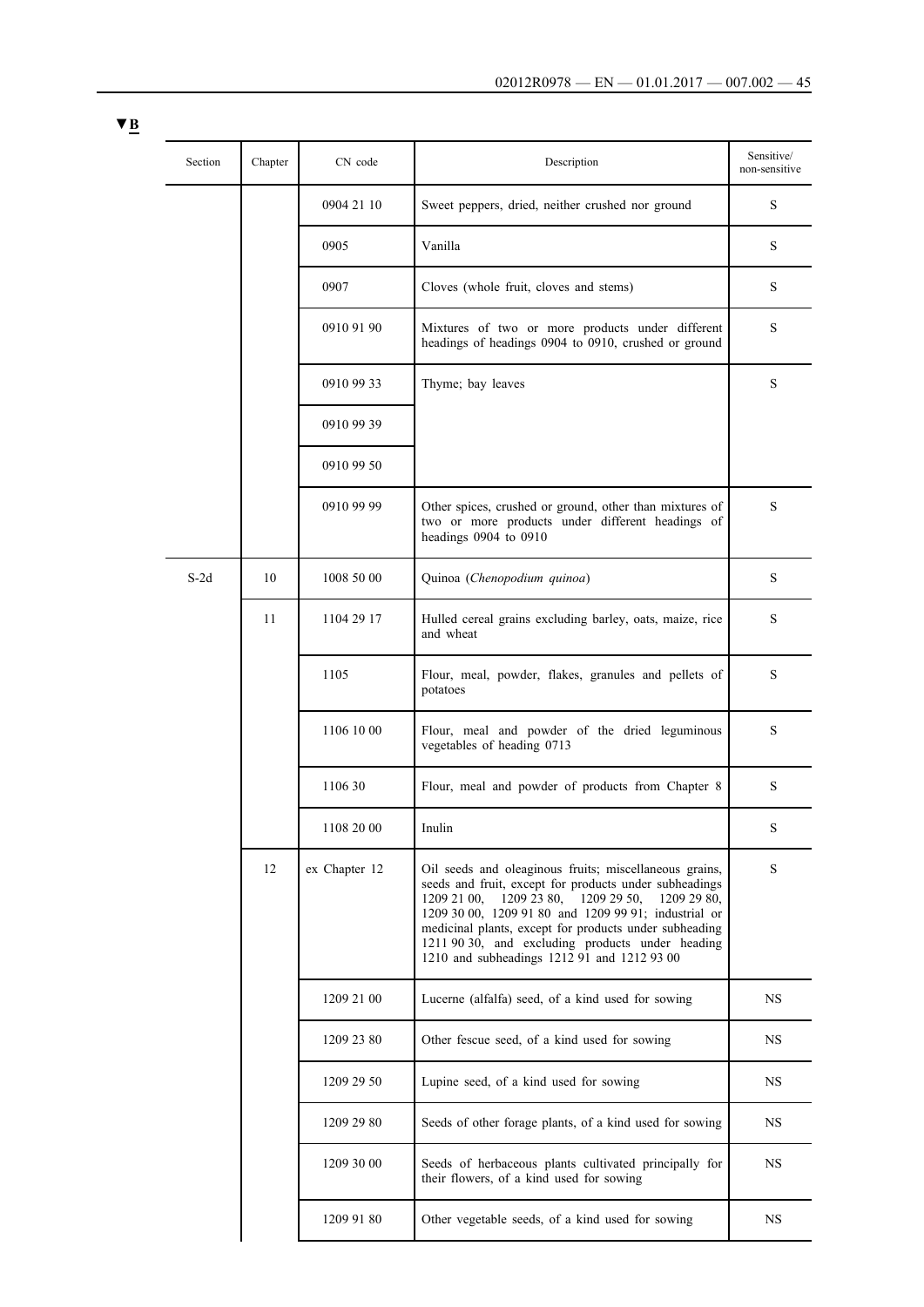▼B

| Section | Chapter | CN code | Description | Sensitive/ non-sensitive |
|---|---|---|---|---|
| | | 0904 21 10 | Sweet peppers, dried, neither crushed nor ground | S |
| | | 0905 | Vanilla | S |
| | | 0907 | Cloves (whole fruit, cloves and stems) | S |
| | | 0910 91 90 | Mixtures of two or more products under different headings of headings 0904 to 0910, crushed or ground | S |
| | | 0910 99 33 | Thyme; bay leaves | S |
| | | 0910 99 39 | | |
| | | 0910 99 50 | | |
| | | 0910 99 99 | Other spices, crushed or ground, other than mixtures of two or more products under different headings of headings 0904 to 0910 | S |
| S-2d | 10 | 1008 50 00 | Quinoa (*Chenopodium quinoa*) | S |
| | 11 | 1104 29 17 | Hulled cereal grains excluding barley, oats, maize, rice and wheat | S |
| | | 1105 | Flour, meal, powder, flakes, granules and pellets of potatoes | S |
| | | 1106 10 00 | Flour, meal and powder of the dried leguminous vegetables of heading 0713 | S |
| | | 1106 30 | Flour, meal and powder of products from Chapter 8 | S |
| | | 1108 20 00 | Inulin | S |
| | 12 | ex Chapter 12 | Oil seeds and oleaginous fruits; miscellaneous grains, seeds and fruit, except for products under subheadings 1209 21 00, 1209 23 80, 1209 29 50, 1209 29 80, 1209 30 00, 1209 91 80 and 1209 99 91; industrial or medicinal plants, except for products under subheading 1211 90 30, and excluding products under heading 1210 and subheadings 1212 91 and 1212 93 00 | S |
| | | 1209 21 00 | Lucerne (alfalfa) seed, of a kind used for sowing | NS |
| | | 1209 23 80 | Other fescue seed, of a kind used for sowing | NS |
| | | 1209 29 50 | Lupine seed, of a kind used for sowing | NS |
| | | 1209 29 80 | Seeds of other forage plants, of a kind used for sowing | NS |
| | | 1209 30 00 | Seeds of herbaceous plants cultivated principally for their flowers, of a kind used for sowing | NS |
| | | 1209 91 80 | Other vegetable seeds, of a kind used for sowing | NS |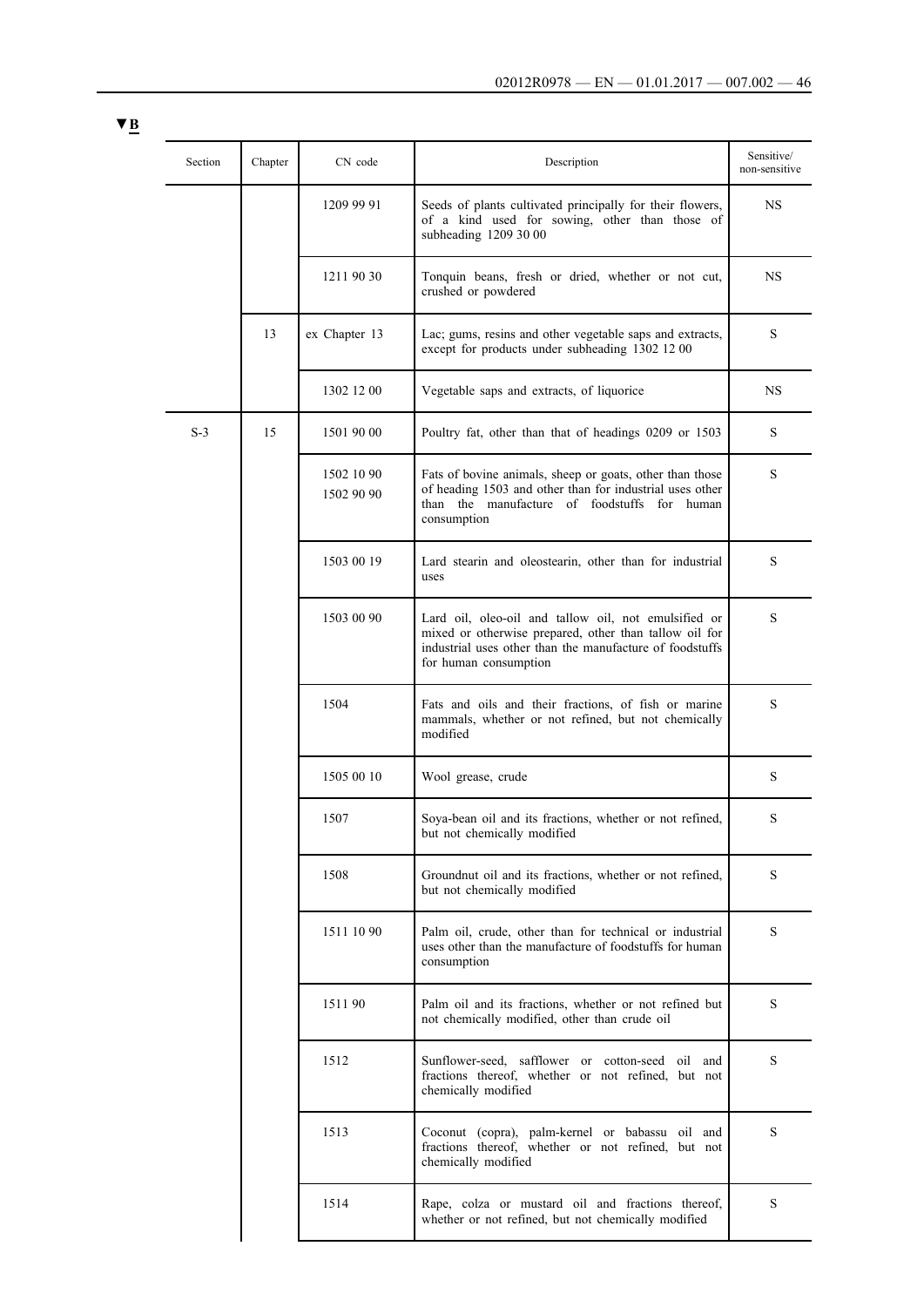▼B

| Section | Chapter | CN code | Description | Sensitive/ non-sensitive |
|---|---|---|---|---|
| | | 1209 99 91 | Seeds of plants cultivated principally for their flowers, of a kind used for sowing, other than those of subheading 1209 30 00 | NS |
| | | 1211 90 30 | Tonquin beans, fresh or dried, whether or not cut, crushed or powdered | NS |
| | 13 | ex Chapter 13 | Lac; gums, resins and other vegetable saps and extracts, except for products under subheading 1302 12 00 | S |
| | | 1302 12 00 | Vegetable saps and extracts, of liquorice | NS |
| S-3 | 15 | 1501 90 00 | Poultry fat, other than that of headings 0209 or 1503 | S |
| | | 1502 10 90<br>1502 90 90 | Fats of bovine animals, sheep or goats, other than those of heading 1503 and other than for industrial uses other than the manufacture of foodstuffs for human consumption | S |
| | | 1503 00 19 | Lard stearin and oleostearin, other than for industrial uses | S |
| | | 1503 00 90 | Lard oil, oleo-oil and tallow oil, not emulsified or mixed or otherwise prepared, other than tallow oil for industrial uses other than the manufacture of foodstuffs for human consumption | S |
| | | 1504 | Fats and oils and their fractions, of fish or marine mammals, whether or not refined, but not chemically modified | S |
| | | 1505 00 10 | Wool grease, crude | S |
| | | 1507 | Soya-bean oil and its fractions, whether or not refined, but not chemically modified | S |
| | | 1508 | Groundnut oil and its fractions, whether or not refined, but not chemically modified | S |
| | | 1511 10 90 | Palm oil, crude, other than for technical or industrial uses other than the manufacture of foodstuffs for human consumption | S |
| | | 1511 90 | Palm oil and its fractions, whether or not refined but not chemically modified, other than crude oil | S |
| | | 1512 | Sunflower-seed, safflower or cotton-seed oil and fractions thereof, whether or not refined, but not chemically modified | S |
| | | 1513 | Coconut (copra), palm-kernel or babassu oil and fractions thereof, whether or not refined, but not chemically modified | S |
| | | 1514 | Rape, colza or mustard oil and fractions thereof, whether or not refined, but not chemically modified | S |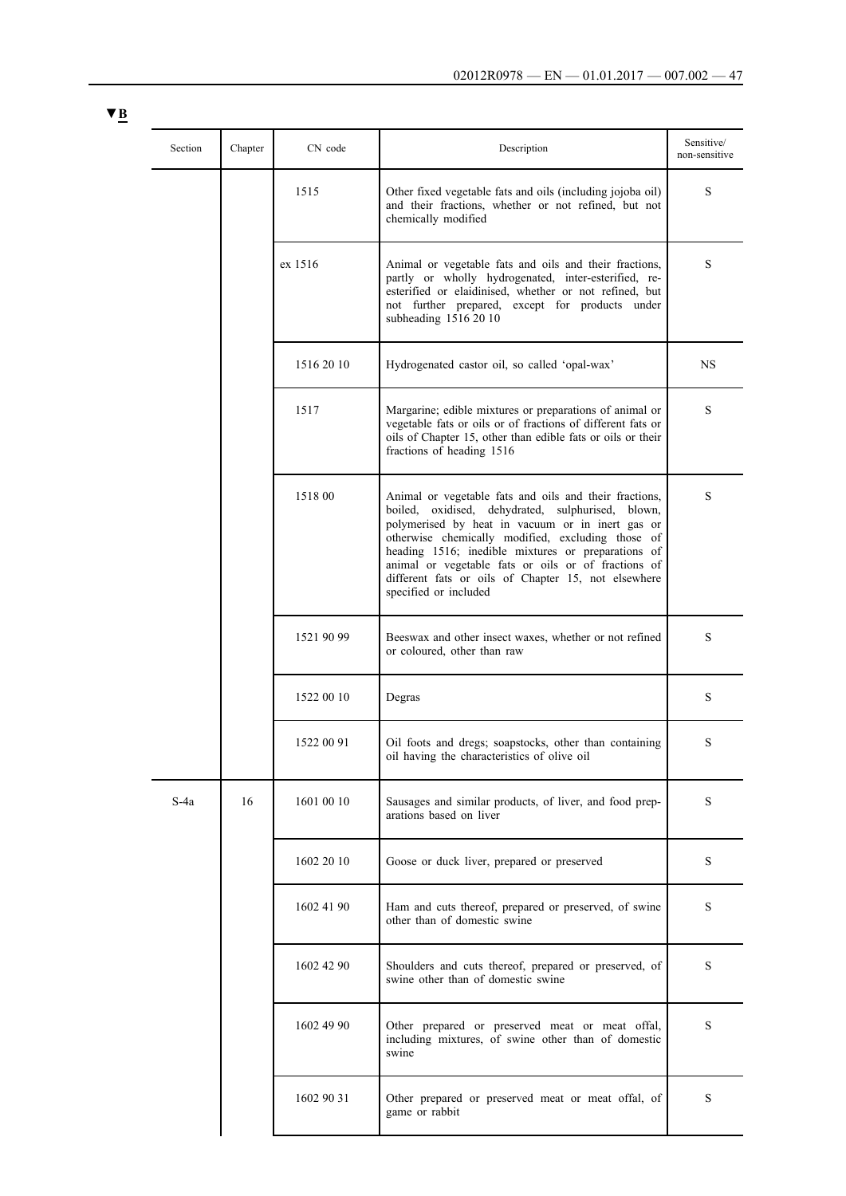▼B

| Section | Chapter | CN code | Description | Sensitive/ non-sensitive |
|---|---|---|---|---|
| | | 1515 | Other fixed vegetable fats and oils (including jojoba oil) and their fractions, whether or not refined, but not chemically modified | S |
| | | ex 1516 | Animal or vegetable fats and oils and their fractions, partly or wholly hydrogenated, inter-esterified, re-esterified or elaidinised, whether or not refined, but not further prepared, except for products under subheading 1516 20 10 | S |
| | | 1516 20 10 | Hydrogenated castor oil, so called 'opal-wax' | NS |
| | | 1517 | Margarine; edible mixtures or preparations of animal or vegetable fats or oils or of fractions of different fats or oils of Chapter 15, other than edible fats or oils or their fractions of heading 1516 | S |
| | | 1518 00 | Animal or vegetable fats and oils and their fractions, boiled, oxidised, dehydrated, sulphurised, blown, polymerised by heat in vacuum or in inert gas or otherwise chemically modified, excluding those of heading 1516; inedible mixtures or preparations of animal or vegetable fats or oils or of fractions of different fats or oils of Chapter 15, not elsewhere specified or included | S |
| | | 1521 90 99 | Beeswax and other insect waxes, whether or not refined or coloured, other than raw | S |
| | | 1522 00 10 | Degras | S |
| | | 1522 00 91 | Oil foots and dregs; soapstocks, other than containing oil having the characteristics of olive oil | S |
| S-4a | 16 | 1601 00 10 | Sausages and similar products, of liver, and food preparations based on liver | S |
| | | 1602 20 10 | Goose or duck liver, prepared or preserved | S |
| | | 1602 41 90 | Ham and cuts thereof, prepared or preserved, of swine other than of domestic swine | S |
| | | 1602 42 90 | Shoulders and cuts thereof, prepared or preserved, of swine other than of domestic swine | S |
| | | 1602 49 90 | Other prepared or preserved meat or meat offal, including mixtures, of swine other than of domestic swine | S |
| | | 1602 90 31 | Other prepared or preserved meat or meat offal, of game or rabbit | S |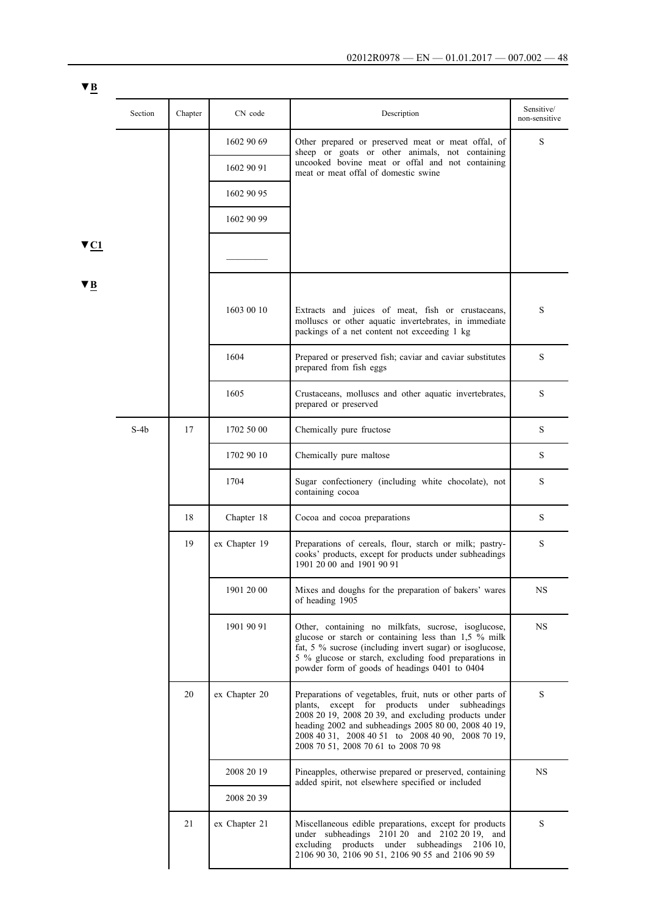▼B

| Section | Chapter | CN code | Description | Sensitive/ non-sensitive |
|---|---|---|---|---|
| | | 1602 90 69 | Other prepared or preserved meat or meat offal, of sheep or goats or other animals, not containing uncooked bovine meat or offal and not containing meat or meat offal of domestic swine | S |
| | | 1602 90 91 | | |
| | | 1602 90 95 | | |
| | | 1602 90 99 | | |
| | | ▼C1 ———— | | |
| | | ▼B 1603 00 10 | Extracts and juices of meat, fish or crustaceans, molluscs or other aquatic invertebrates, in immediate packings of a net content not exceeding 1 kg | S |
| | | 1604 | Prepared or preserved fish; caviar and caviar substitutes prepared from fish eggs | S |
| | | 1605 | Crustaceans, molluscs and other aquatic invertebrates, prepared or preserved | S |
| S-4b | 17 | 1702 50 00 | Chemically pure fructose | S |
| | | 1702 90 10 | Chemically pure maltose | S |
| | | 1704 | Sugar confectionery (including white chocolate), not containing cocoa | S |
| | 18 | Chapter 18 | Cocoa and cocoa preparations | S |
| | 19 | ex Chapter 19 | Preparations of cereals, flour, starch or milk; pastry-cooks' products, except for products under subheadings 1901 20 00 and 1901 90 91 | S |
| | | 1901 20 00 | Mixes and doughs for the preparation of bakers' wares of heading 1905 | NS |
| | | 1901 90 91 | Other, containing no milkfats, sucrose, isoglucose, glucose or starch or containing less than 1,5 % milk fat, 5 % sucrose (including invert sugar) or isoglucose, 5 % glucose or starch, excluding food preparations in powder form of goods of headings 0401 to 0404 | NS |
| | 20 | ex Chapter 20 | Preparations of vegetables, fruit, nuts or other parts of plants, except for products under subheadings 2008 20 19, 2008 20 39, and excluding products under heading 2002 and subheadings 2005 80 00, 2008 40 19, 2008 40 31, 2008 40 51 to 2008 40 90, 2008 70 19, 2008 70 51, 2008 70 61 to 2008 70 98 | S |
| | | 2008 20 19 | Pineapples, otherwise prepared or preserved, containing added spirit, not elsewhere specified or included | NS |
| | | 2008 20 39 | | |
| | 21 | ex Chapter 21 | Miscellaneous edible preparations, except for products under subheadings 2101 20 and 2102 20 19, and excluding products under subheadings 2106 10, 2106 90 30, 2106 90 51, 2106 90 55 and 2106 90 59 | S |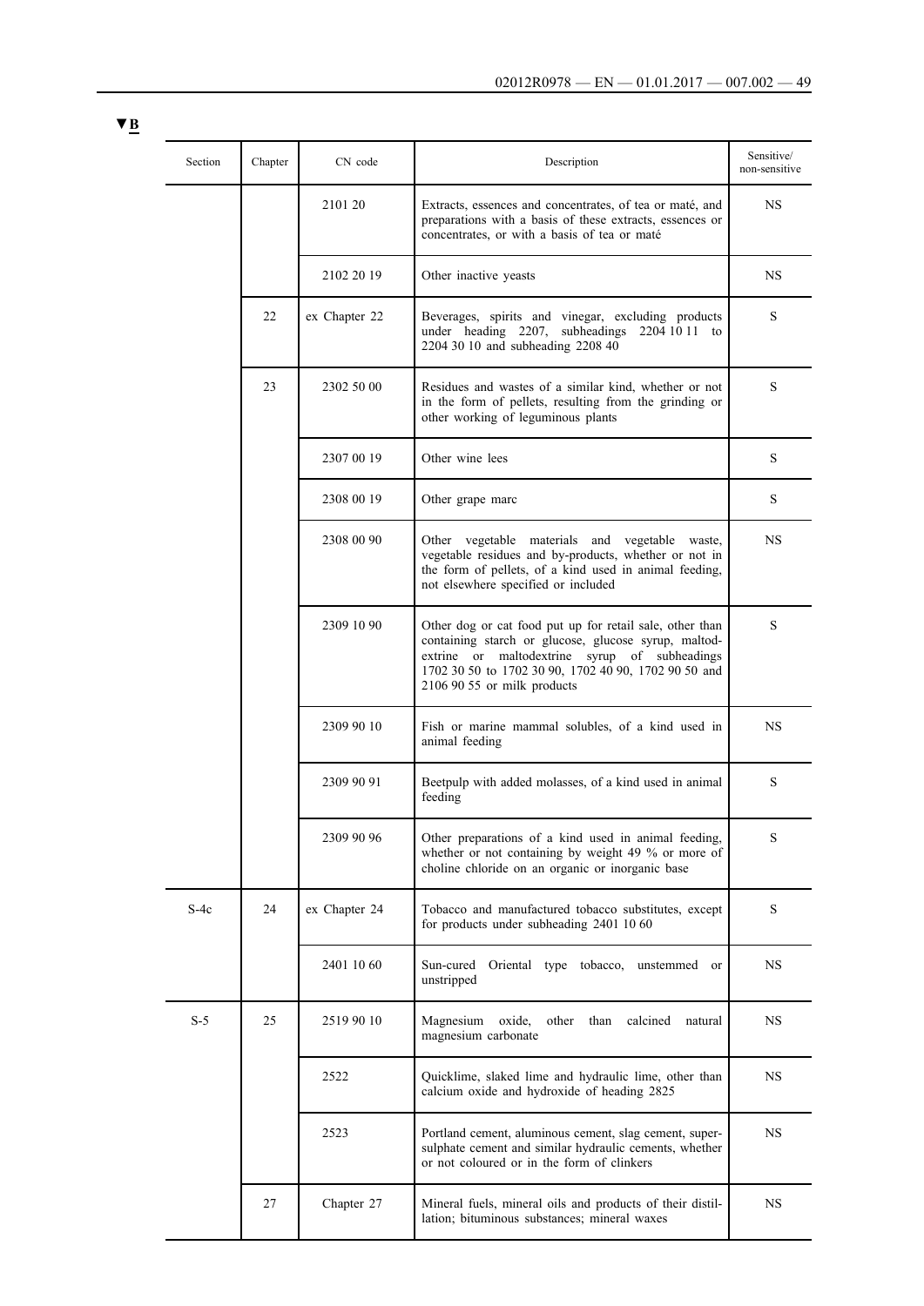▼B

| Section | Chapter | CN code | Description | Sensitive/ non-sensitive |
|---|---|---|---|---|
| | | 2101 20 | Extracts, essences and concentrates, of tea or maté, and preparations with a basis of these extracts, essences or concentrates, or with a basis of tea or maté | NS |
| | | 2102 20 19 | Other inactive yeasts | NS |
| | 22 | ex Chapter 22 | Beverages, spirits and vinegar, excluding products under heading 2207, subheadings 2204 10 11 to 2204 30 10 and subheading 2208 40 | S |
| | 23 | 2302 50 00 | Residues and wastes of a similar kind, whether or not in the form of pellets, resulting from the grinding or other working of leguminous plants | S |
| | | 2307 00 19 | Other wine lees | S |
| | | 2308 00 19 | Other grape marc | S |
| | | 2308 00 90 | Other vegetable materials and vegetable waste, vegetable residues and by-products, whether or not in the form of pellets, of a kind used in animal feeding, not elsewhere specified or included | NS |
| | | 2309 10 90 | Other dog or cat food put up for retail sale, other than containing starch or glucose, glucose syrup, maltodextrine or maltodextrine syrup of subheadings 1702 30 50 to 1702 30 90, 1702 40 90, 1702 90 50 and 2106 90 55 or milk products | S |
| | | 2309 90 10 | Fish or marine mammal solubles, of a kind used in animal feeding | NS |
| | | 2309 90 91 | Beetpulp with added molasses, of a kind used in animal feeding | S |
| | | 2309 90 96 | Other preparations of a kind used in animal feeding, whether or not containing by weight 49 % or more of choline chloride on an organic or inorganic base | S |
| S-4c | 24 | ex Chapter 24 | Tobacco and manufactured tobacco substitutes, except for products under subheading 2401 10 60 | S |
| | | 2401 10 60 | Sun-cured Oriental type tobacco, unstemmed or unstripped | NS |
| S-5 | 25 | 2519 90 10 | Magnesium oxide, other than calcined natural magnesium carbonate | NS |
| | | 2522 | Quicklime, slaked lime and hydraulic lime, other than calcium oxide and hydroxide of heading 2825 | NS |
| | | 2523 | Portland cement, aluminous cement, slag cement, supersulphate cement and similar hydraulic cements, whether or not coloured or in the form of clinkers | NS |
| | 27 | Chapter 27 | Mineral fuels, mineral oils and products of their distillation; bituminous substances; mineral waxes | NS |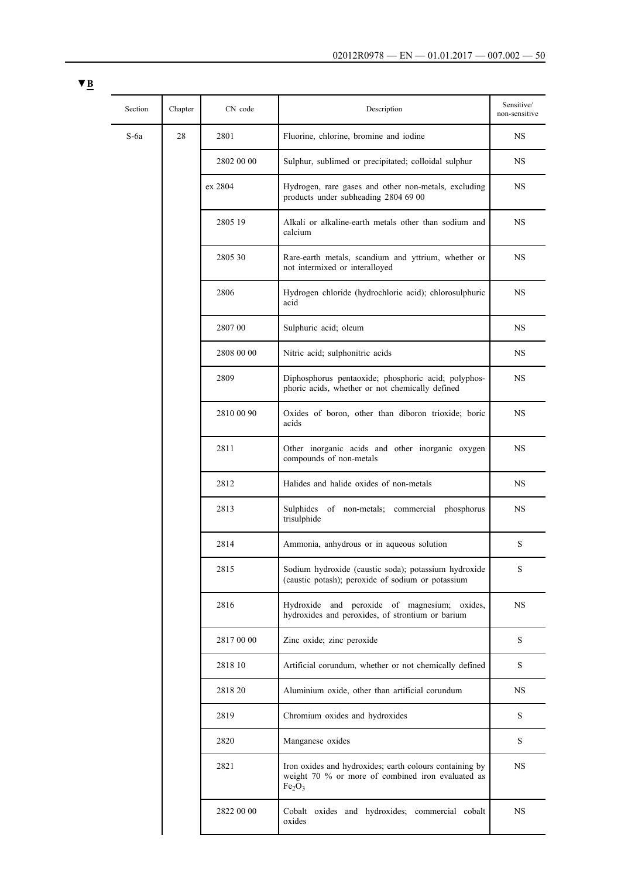▼B

| Section | Chapter | CN code | Description | Sensitive/ non-sensitive |
|---|---|---|---|---|
| S-6a | 28 | 2801 | Fluorine, chlorine, bromine and iodine | NS |
| | | 2802 00 00 | Sulphur, sublimed or precipitated; colloidal sulphur | NS |
| | | ex 2804 | Hydrogen, rare gases and other non-metals, excluding products under subheading 2804 69 00 | NS |
| | | 2805 19 | Alkali or alkaline-earth metals other than sodium and calcium | NS |
| | | 2805 30 | Rare-earth metals, scandium and yttrium, whether or not intermixed or interalloyed | NS |
| | | 2806 | Hydrogen chloride (hydrochloric acid); chlorosulphuric acid | NS |
| | | 2807 00 | Sulphuric acid; oleum | NS |
| | | 2808 00 00 | Nitric acid; sulphonitric acids | NS |
| | | 2809 | Diphosphorus pentaoxide; phosphoric acid; polyphosphoric acids, whether or not chemically defined | NS |
| | | 2810 00 90 | Oxides of boron, other than diboron trioxide; boric acids | NS |
| | | 2811 | Other inorganic acids and other inorganic oxygen compounds of non-metals | NS |
| | | 2812 | Halides and halide oxides of non-metals | NS |
| | | 2813 | Sulphides of non-metals; commercial phosphorus trisulphide | NS |
| | | 2814 | Ammonia, anhydrous or in aqueous solution | S |
| | | 2815 | Sodium hydroxide (caustic soda); potassium hydroxide (caustic potash); peroxide of sodium or potassium | S |
| | | 2816 | Hydroxide and peroxide of magnesium; oxides, hydroxides and peroxides, of strontium or barium | NS |
| | | 2817 00 00 | Zinc oxide; zinc peroxide | S |
| | | 2818 10 | Artificial corundum, whether or not chemically defined | S |
| | | 2818 20 | Aluminium oxide, other than artificial corundum | NS |
| | | 2819 | Chromium oxides and hydroxides | S |
| | | 2820 | Manganese oxides | S |
| | | 2821 | Iron oxides and hydroxides; earth colours containing by weight 70 % or more of combined iron evaluated as $Fe_2O_3$ | NS |
| | | 2822 00 00 | Cobalt oxides and hydroxides; commercial cobalt oxides | NS |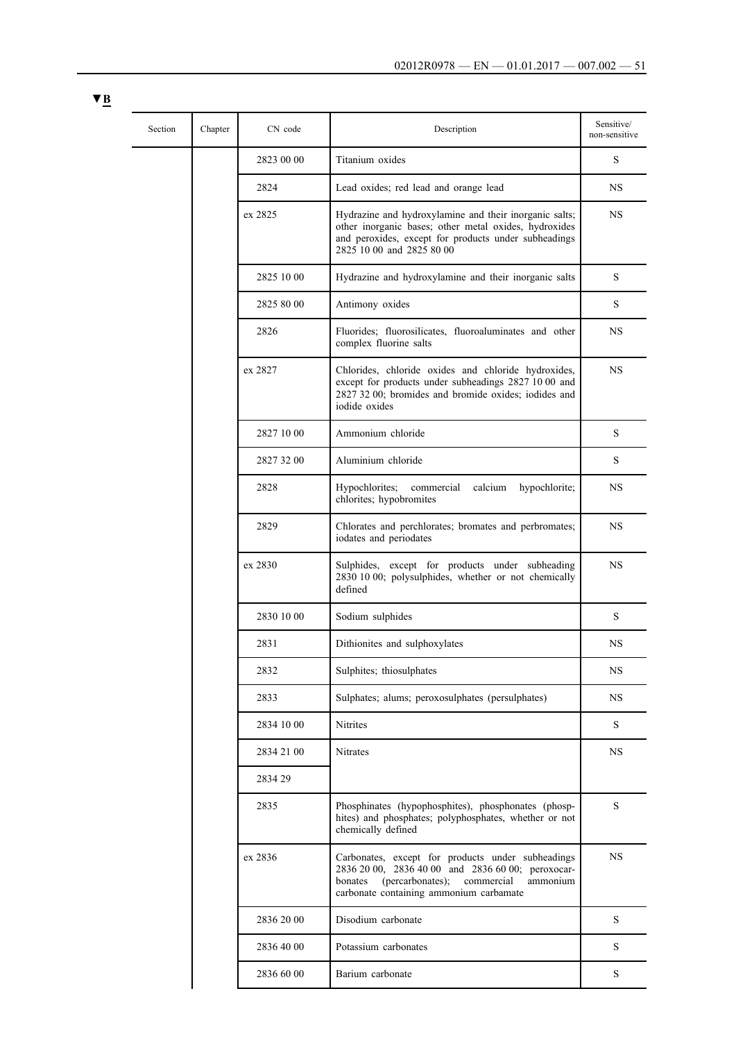▼B

| Section | Chapter | CN code | Description | Sensitive/ non-sensitive |
|---|---|---|---|---|
| | | 2823 00 00 | Titanium oxides | S |
| | | 2824 | Lead oxides; red lead and orange lead | NS |
| | | ex 2825 | Hydrazine and hydroxylamine and their inorganic salts; other inorganic bases; other metal oxides, hydroxides and peroxides, except for products under subheadings 2825 10 00 and 2825 80 00 | NS |
| | | 2825 10 00 | Hydrazine and hydroxylamine and their inorganic salts | S |
| | | 2825 80 00 | Antimony oxides | S |
| | | 2826 | Fluorides; fluorosilicates, fluoroaluminates and other complex fluorine salts | NS |
| | | ex 2827 | Chlorides, chloride oxides and chloride hydroxides, except for products under subheadings 2827 10 00 and 2827 32 00; bromides and bromide oxides; iodides and iodide oxides | NS |
| | | 2827 10 00 | Ammonium chloride | S |
| | | 2827 32 00 | Aluminium chloride | S |
| | | 2828 | Hypochlorites; commercial calcium hypochlorite; chlorites; hypobromites | NS |
| | | 2829 | Chlorates and perchlorates; bromates and perbromates; iodates and periodates | NS |
| | | ex 2830 | Sulphides, except for products under subheading 2830 10 00; polysulphides, whether or not chemically defined | NS |
| | | 2830 10 00 | Sodium sulphides | S |
| | | 2831 | Dithionites and sulphoxylates | NS |
| | | 2832 | Sulphites; thiosulphates | NS |
| | | 2833 | Sulphates; alums; peroxosulphates (persulphates) | NS |
| | | 2834 10 00 | Nitrites | S |
| | | 2834 21 00 | Nitrates | NS |
| | | 2834 29 | | |
| | | 2835 | Phosphinates (hypophosphites), phosphonates (phosphites) and phosphates; polyphosphates, whether or not chemically defined | S |
| | | ex 2836 | Carbonates, except for products under subheadings 2836 20 00, 2836 40 00 and 2836 60 00; peroxocarbonates (percarbonates); commercial ammonium carbonate containing ammonium carbamate | NS |
| | | 2836 20 00 | Disodium carbonate | S |
| | | 2836 40 00 | Potassium carbonates | S |
| | | 2836 60 00 | Barium carbonate | S |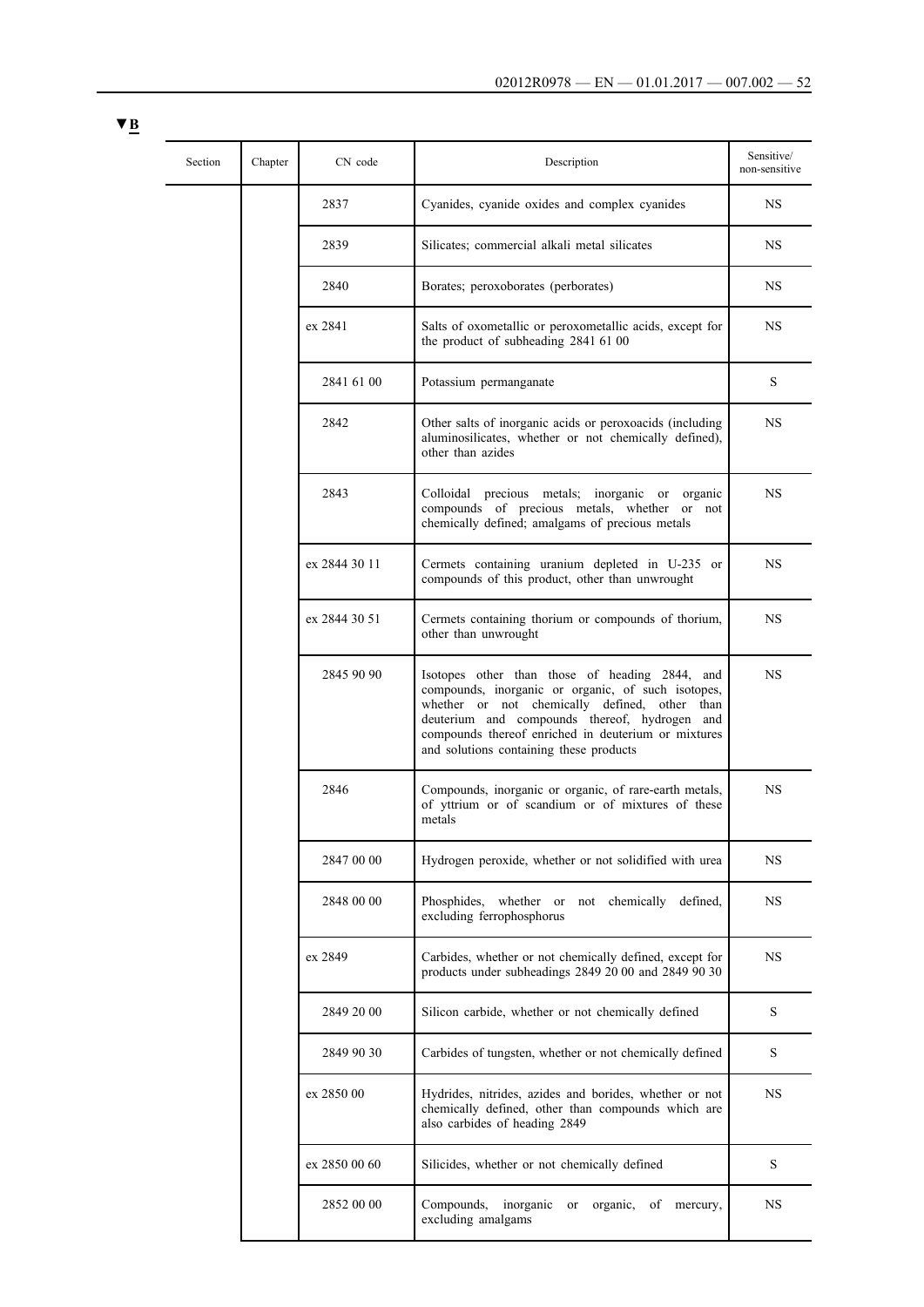▼B

| Section | Chapter | CN code | Description | Sensitive/ non-sensitive |
|---|---|---|---|---|
| | | 2837 | Cyanides, cyanide oxides and complex cyanides | NS |
| | | 2839 | Silicates; commercial alkali metal silicates | NS |
| | | 2840 | Borates; peroxoborates (perborates) | NS |
| | | ex 2841 | Salts of oxometallic or peroxometallic acids, except for the product of subheading 2841 61 00 | NS |
| | | 2841 61 00 | Potassium permanganate | S |
| | | 2842 | Other salts of inorganic acids or peroxoacids (including aluminosilicates, whether or not chemically defined), other than azides | NS |
| | | 2843 | Colloidal precious metals; inorganic or organic compounds of precious metals, whether or not chemically defined; amalgams of precious metals | NS |
| | | ex 2844 30 11 | Cermets containing uranium depleted in U-235 or compounds of this product, other than unwrought | NS |
| | | ex 2844 30 51 | Cermets containing thorium or compounds of thorium, other than unwrought | NS |
| | | 2845 90 90 | Isotopes other than those of heading 2844, and compounds, inorganic or organic, of such isotopes, whether or not chemically defined, other than deuterium and compounds thereof, hydrogen and compounds thereof enriched in deuterium or mixtures and solutions containing these products | NS |
| | | 2846 | Compounds, inorganic or organic, of rare-earth metals, of yttrium or of scandium or of mixtures of these metals | NS |
| | | 2847 00 00 | Hydrogen peroxide, whether or not solidified with urea | NS |
| | | 2848 00 00 | Phosphides, whether or not chemically defined, excluding ferrophosphorus | NS |
| | | ex 2849 | Carbides, whether or not chemically defined, except for products under subheadings 2849 20 00 and 2849 90 30 | NS |
| | | 2849 20 00 | Silicon carbide, whether or not chemically defined | S |
| | | 2849 90 30 | Carbides of tungsten, whether or not chemically defined | S |
| | | ex 2850 00 | Hydrides, nitrides, azides and borides, whether or not chemically defined, other than compounds which are also carbides of heading 2849 | NS |
| | | ex 2850 00 60 | Silicides, whether or not chemically defined | S |
| | | 2852 00 00 | Compounds, inorganic or organic, of mercury, excluding amalgams | NS |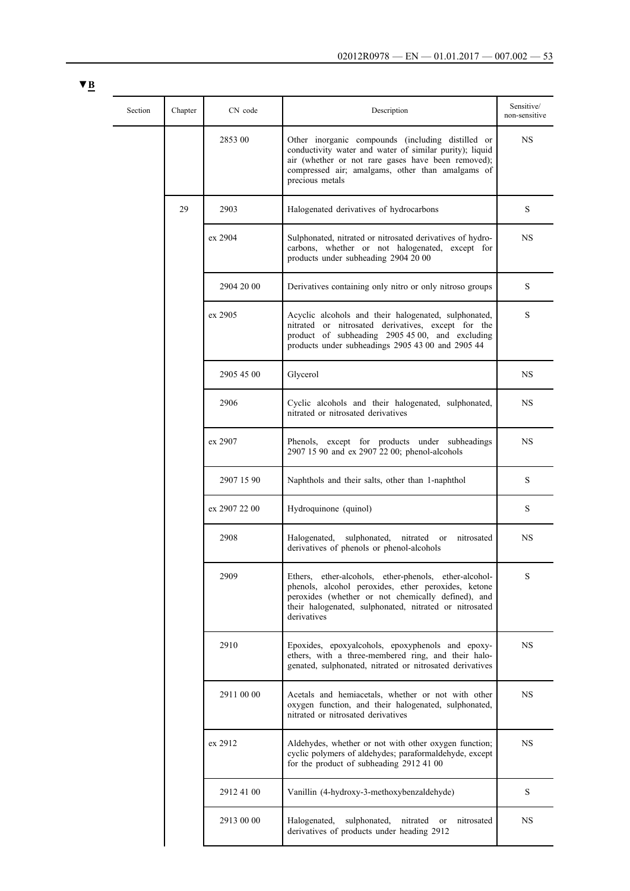▼B

| Section | Chapter | CN code | Description | Sensitive/ non-sensitive |
|---|---|---|---|---|
| | | 2853 00 | Other inorganic compounds (including distilled or conductivity water and water of similar purity); liquid air (whether or not rare gases have been removed); compressed air; amalgams, other than amalgams of precious metals | NS |
| | 29 | 2903 | Halogenated derivatives of hydrocarbons | S |
| | | ex 2904 | Sulphonated, nitrated or nitrosated derivatives of hydrocarbons, whether or not halogenated, except for products under subheading 2904 20 00 | NS |
| | | 2904 20 00 | Derivatives containing only nitro or only nitroso groups | S |
| | | ex 2905 | Acyclic alcohols and their halogenated, sulphonated, nitrated or nitrosated derivatives, except for the product of subheading 2905 45 00, and excluding products under subheadings 2905 43 00 and 2905 44 | S |
| | | 2905 45 00 | Glycerol | NS |
| | | 2906 | Cyclic alcohols and their halogenated, sulphonated, nitrated or nitrosated derivatives | NS |
| | | ex 2907 | Phenols, except for products under subheadings 2907 15 90 and ex 2907 22 00; phenol-alcohols | NS |
| | | 2907 15 90 | Naphthols and their salts, other than 1-naphthol | S |
| | | ex 2907 22 00 | Hydroquinone (quinol) | S |
| | | 2908 | Halogenated, sulphonated, nitrated or nitrosated derivatives of phenols or phenol-alcohols | NS |
| | | 2909 | Ethers, ether-alcohols, ether-phenols, ether-alcohol-phenols, alcohol peroxides, ether peroxides, ketone peroxides (whether or not chemically defined), and their halogenated, sulphonated, nitrated or nitrosated derivatives | S |
| | | 2910 | Epoxides, epoxyalcohols, epoxyphenols and epoxyethers, with a three-membered ring, and their halogenated, sulphonated, nitrated or nitrosated derivatives | NS |
| | | 2911 00 00 | Acetals and hemiacetals, whether or not with other oxygen function, and their halogenated, sulphonated, nitrated or nitrosated derivatives | NS |
| | | ex 2912 | Aldehydes, whether or not with other oxygen function; cyclic polymers of aldehydes; paraformaldehyde, except for the product of subheading 2912 41 00 | NS |
| | | 2912 41 00 | Vanillin (4-hydroxy-3-methoxybenzaldehyde) | S |
| | | 2913 00 00 | Halogenated, sulphonated, nitrated or nitrosated derivatives of products under heading 2912 | NS |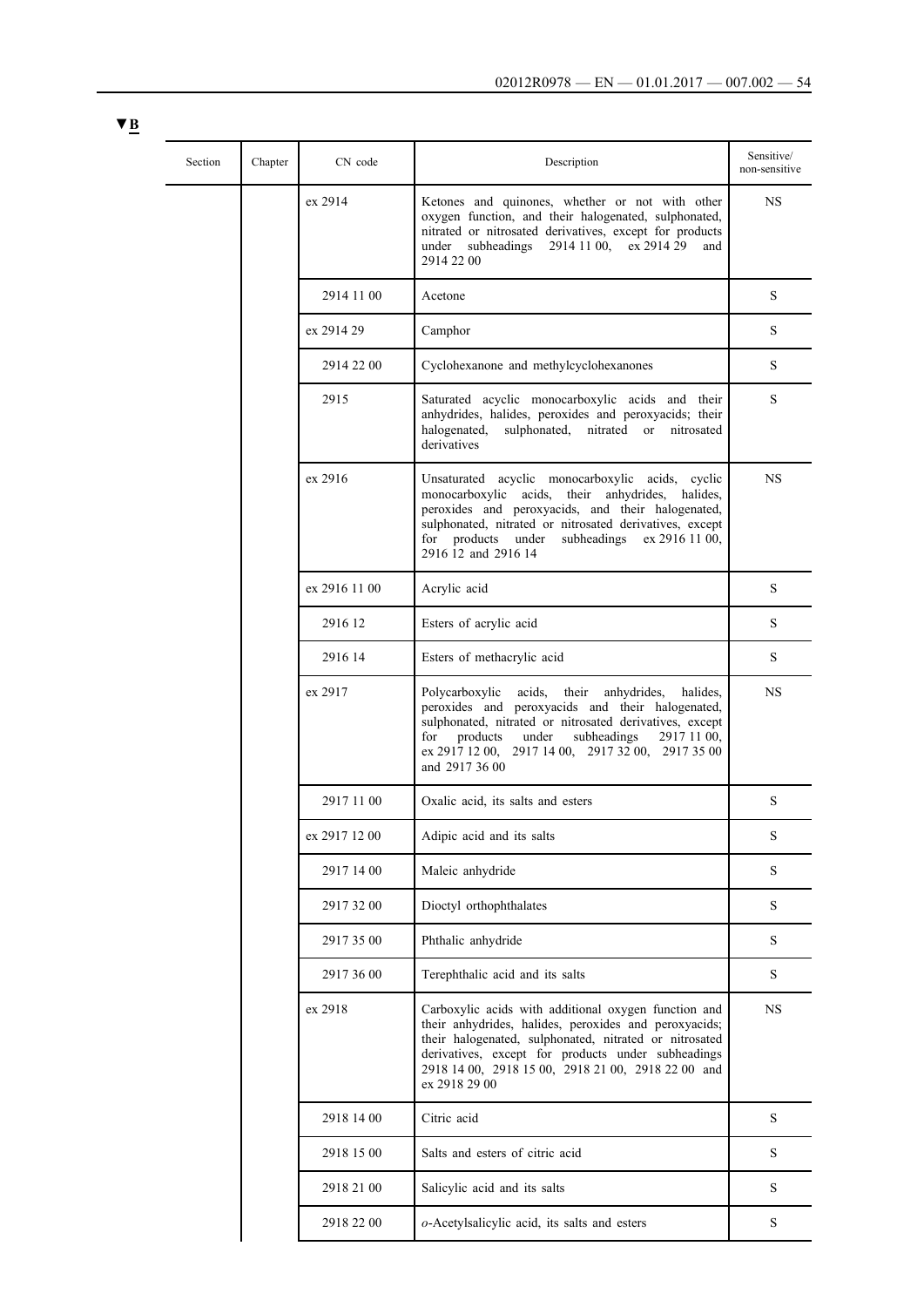▼B

| Section | Chapter | CN code | Description | Sensitive/ non-sensitive |
|---|---|---|---|---|
| | | ex 2914 | Ketones and quinones, whether or not with other oxygen function, and their halogenated, sulphonated, nitrated or nitrosated derivatives, except for products under subheadings 2914 11 00, ex 2914 29 and 2914 22 00 | NS |
| | | 2914 11 00 | Acetone | S |
| | | ex 2914 29 | Camphor | S |
| | | 2914 22 00 | Cyclohexanone and methylcyclohexanones | S |
| | | 2915 | Saturated acyclic monocarboxylic acids and their anhydrides, halides, peroxides and peroxyacids; their halogenated, sulphonated, nitrated or nitrosated derivatives | S |
| | | ex 2916 | Unsaturated acyclic monocarboxylic acids, cyclic monocarboxylic acids, their anhydrides, halides, peroxides and peroxyacids, and their halogenated, sulphonated, nitrated or nitrosated derivatives, except for products under subheadings ex 2916 11 00, 2916 12 and 2916 14 | NS |
| | | ex 2916 11 00 | Acrylic acid | S |
| | | 2916 12 | Esters of acrylic acid | S |
| | | 2916 14 | Esters of methacrylic acid | S |
| | | ex 2917 | Polycarboxylic acids, their anhydrides, halides, peroxides and peroxyacids and their halogenated, sulphonated, nitrated or nitrosated derivatives, except for products under subheadings 2917 11 00, ex 2917 12 00, 2917 14 00, 2917 32 00, 2917 35 00 and 2917 36 00 | NS |
| | | 2917 11 00 | Oxalic acid, its salts and esters | S |
| | | ex 2917 12 00 | Adipic acid and its salts | S |
| | | 2917 14 00 | Maleic anhydride | S |
| | | 2917 32 00 | Dioctyl orthophthalates | S |
| | | 2917 35 00 | Phthalic anhydride | S |
| | | 2917 36 00 | Terephthalic acid and its salts | S |
| | | ex 2918 | Carboxylic acids with additional oxygen function and their anhydrides, halides, peroxides and peroxyacids; their halogenated, sulphonated, nitrated or nitrosated derivatives, except for products under subheadings 2918 14 00, 2918 15 00, 2918 21 00, 2918 22 00 and ex 2918 29 00 | NS |
| | | 2918 14 00 | Citric acid | S |
| | | 2918 15 00 | Salts and esters of citric acid | S |
| | | 2918 21 00 | Salicylic acid and its salts | S |
| | | 2918 22 00 | *o*-Acetylsalicylic acid, its salts and esters | S |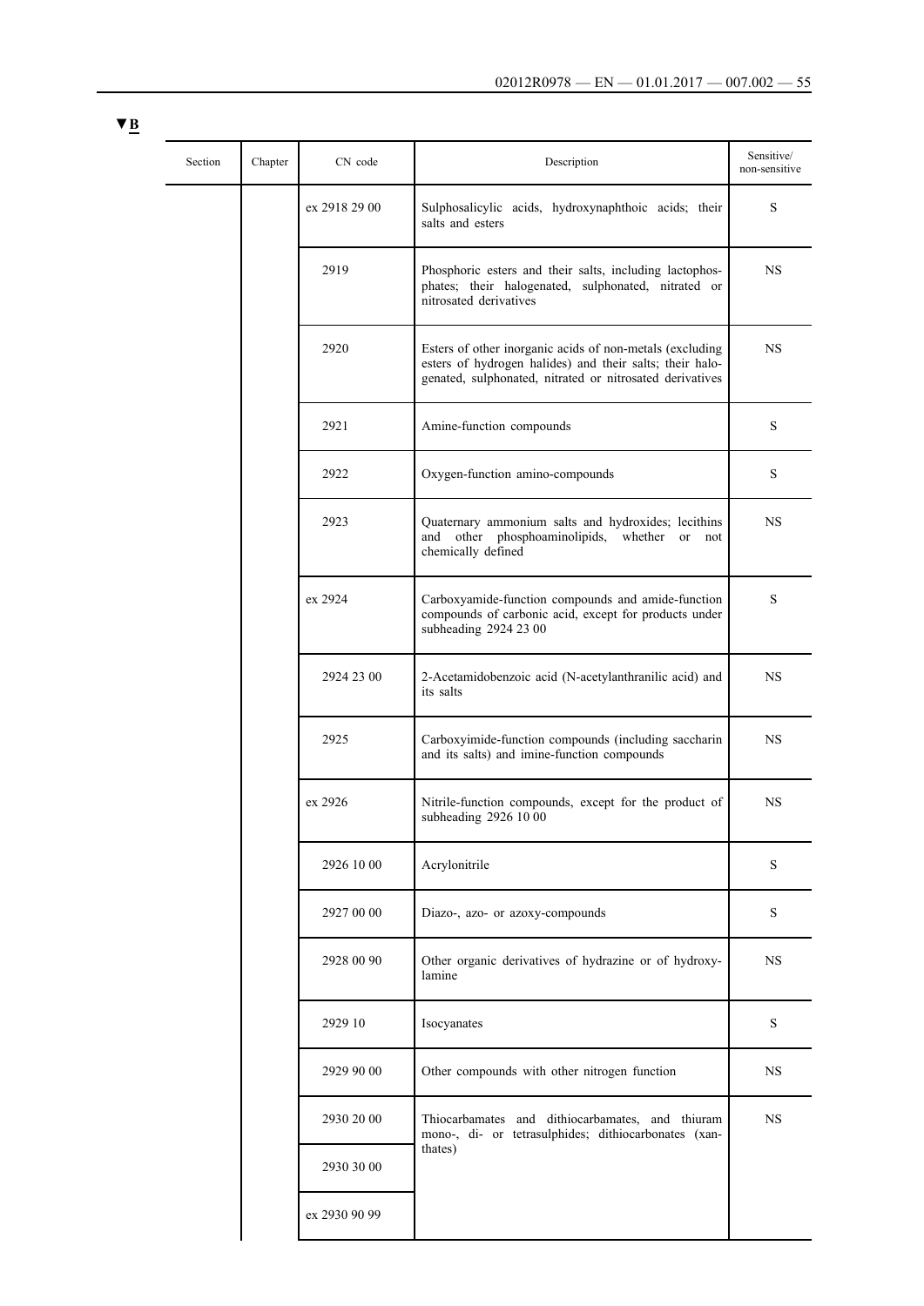▼B

| Section | Chapter | CN code | Description | Sensitive/ non-sensitive |
|---|---|---|---|---|
| | | ex 2918 29 00 | Sulphosalicylic acids, hydroxynaphthoic acids; their salts and esters | S |
| | | 2919 | Phosphoric esters and their salts, including lactophosphates; their halogenated, sulphonated, nitrated or nitrosated derivatives | NS |
| | | 2920 | Esters of other inorganic acids of non-metals (excluding esters of hydrogen halides) and their salts; their halogenated, sulphonated, nitrated or nitrosated derivatives | NS |
| | | 2921 | Amine-function compounds | S |
| | | 2922 | Oxygen-function amino-compounds | S |
| | | 2923 | Quaternary ammonium salts and hydroxides; lecithins and other phosphoaminolipids, whether or not chemically defined | NS |
| | | ex 2924 | Carboxyamide-function compounds and amide-function compounds of carbonic acid, except for products under subheading 2924 23 00 | S |
| | | 2924 23 00 | 2-Acetamidobenzoic acid (N-acetylanthranilic acid) and its salts | NS |
| | | 2925 | Carboxyimide-function compounds (including saccharin and its salts) and imine-function compounds | NS |
| | | ex 2926 | Nitrile-function compounds, except for the product of subheading 2926 10 00 | NS |
| | | 2926 10 00 | Acrylonitrile | S |
| | | 2927 00 00 | Diazo-, azo- or azoxy-compounds | S |
| | | 2928 00 90 | Other organic derivatives of hydrazine or of hydroxylamine | NS |
| | | 2929 10 | Isocyanates | S |
| | | 2929 90 00 | Other compounds with other nitrogen function | NS |
| | | 2930 20 00 | Thiocarbamates and dithiocarbamates, and thiuram mono-, di- or tetrasulphides; dithiocarbonates (xanthates) | NS |
| | | 2930 30 00 | | |
| | | ex 2930 90 99 | | |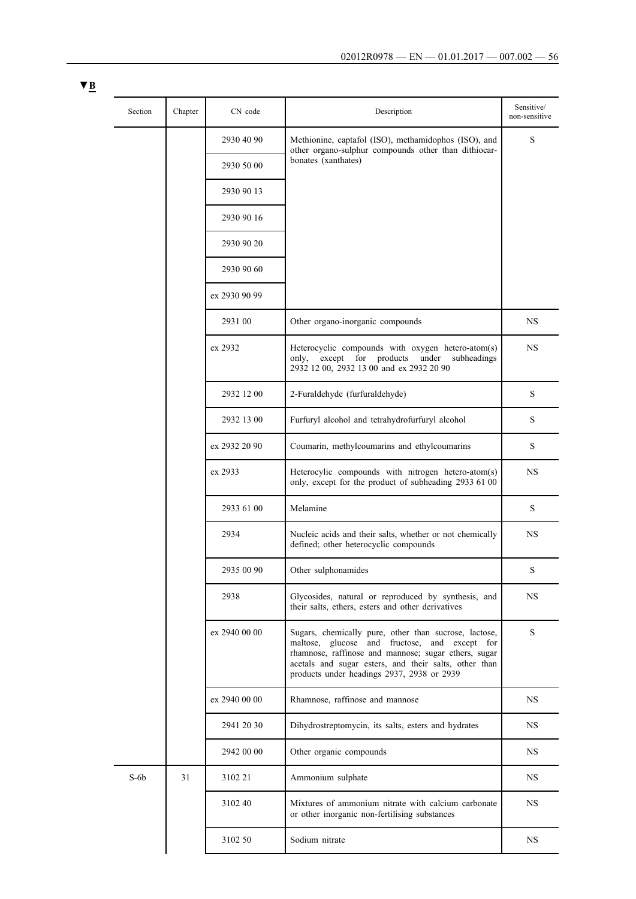▼B

| Section | Chapter | CN code | Description | Sensitive/ non-sensitive |
|---|---|---|---|---|
| | | 2930 40 90 | Methionine, captafol (ISO), methamidophos (ISO), and other organo-sulphur compounds other than dithiocarbonates (xanthates) | S |
| | | 2930 50 00 | | |
| | | 2930 90 13 | | |
| | | 2930 90 16 | | |
| | | 2930 90 20 | | |
| | | 2930 90 60 | | |
| | | ex 2930 90 99 | | |
| | | 2931 00 | Other organo-inorganic compounds | NS |
| | | ex 2932 | Heterocyclic compounds with oxygen hetero-atom(s) only, except for products under subheadings 2932 12 00, 2932 13 00 and ex 2932 20 90 | NS |
| | | 2932 12 00 | 2-Furaldehyde (furfuraldehyde) | S |
| | | 2932 13 00 | Furfuryl alcohol and tetrahydrofurfuryl alcohol | S |
| | | ex 2932 20 90 | Coumarin, methylcoumarins and ethylcoumarins | S |
| | | ex 2933 | Heterocylic compounds with nitrogen hetero-atom(s) only, except for the product of subheading 2933 61 00 | NS |
| | | 2933 61 00 | Melamine | S |
| | | 2934 | Nucleic acids and their salts, whether or not chemically defined; other heterocyclic compounds | NS |
| | | 2935 00 90 | Other sulphonamides | S |
| | | 2938 | Glycosides, natural or reproduced by synthesis, and their salts, ethers, esters and other derivatives | NS |
| | | ex 2940 00 00 | Sugars, chemically pure, other than sucrose, lactose, maltose, glucose and fructose, and except for rhamnose, raffinose and mannose; sugar ethers, sugar acetals and sugar esters, and their salts, other than products under headings 2937, 2938 or 2939 | S |
| | | ex 2940 00 00 | Rhamnose, raffinose and mannose | NS |
| | | 2941 20 30 | Dihydrostreptomycin, its salts, esters and hydrates | NS |
| | | 2942 00 00 | Other organic compounds | NS |
| S-6b | 31 | 3102 21 | Ammonium sulphate | NS |
| | | 3102 40 | Mixtures of ammonium nitrate with calcium carbonate or other inorganic non-fertilising substances | NS |
| | | 3102 50 | Sodium nitrate | NS |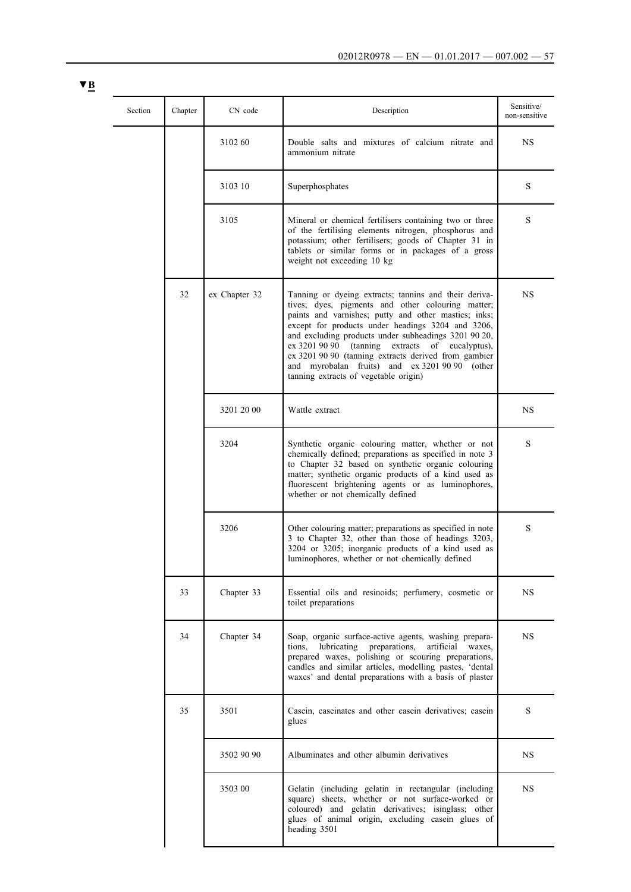▼B

| Section | Chapter | CN code | Description | Sensitive/ non-sensitive |
|---|---|---|---|---|
| | | 3102 60 | Double salts and mixtures of calcium nitrate and ammonium nitrate | NS |
| | | 3103 10 | Superphosphates | S |
| | | 3105 | Mineral or chemical fertilisers containing two or three of the fertilising elements nitrogen, phosphorus and potassium; other fertilisers; goods of Chapter 31 in tablets or similar forms or in packages of a gross weight not exceeding 10 kg | S |
| | 32 | ex Chapter 32 | Tanning or dyeing extracts; tannins and their derivatives; dyes, pigments and other colouring matter; paints and varnishes; putty and other mastics; inks; except for products under headings 3204 and 3206, and excluding products under subheadings 3201 90 20, ex 3201 90 90 (tanning extracts of eucalyptus), ex 3201 90 90 (tanning extracts derived from gambier and myrobalan fruits) and ex 3201 90 90 (other tanning extracts of vegetable origin) | NS |
| | | 3201 20 00 | Wattle extract | NS |
| | | 3204 | Synthetic organic colouring matter, whether or not chemically defined; preparations as specified in note 3 to Chapter 32 based on synthetic organic colouring matter; synthetic organic products of a kind used as fluorescent brightening agents or as luminophores, whether or not chemically defined | S |
| | | 3206 | Other colouring matter; preparations as specified in note 3 to Chapter 32, other than those of headings 3203, 3204 or 3205; inorganic products of a kind used as luminophores, whether or not chemically defined | S |
| | 33 | Chapter 33 | Essential oils and resinoids; perfumery, cosmetic or toilet preparations | NS |
| | 34 | Chapter 34 | Soap, organic surface-active agents, washing preparations, lubricating preparations, artificial waxes, prepared waxes, polishing or scouring preparations, candles and similar articles, modelling pastes, 'dental waxes' and dental preparations with a basis of plaster | NS |
| | 35 | 3501 | Casein, caseinates and other casein derivatives; casein glues | S |
| | | 3502 90 90 | Albuminates and other albumin derivatives | NS |
| | | 3503 00 | Gelatin (including gelatin in rectangular (including square) sheets, whether or not surface-worked or coloured) and gelatin derivatives; isinglass; other glues of animal origin, excluding casein glues of heading 3501 | NS |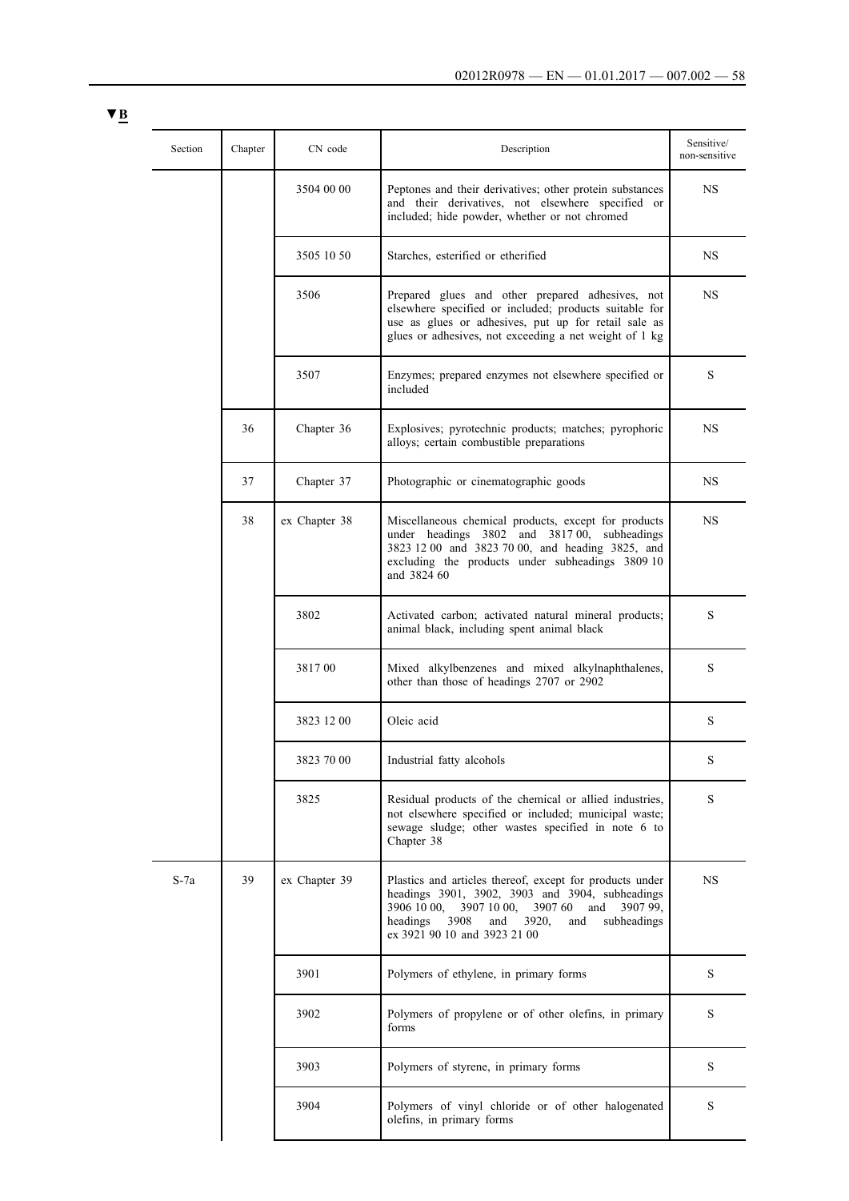▼B

| Section | Chapter | CN code | Description | Sensitive/ non-sensitive |
|---|---|---|---|---|
| | | 3504 00 00 | Peptones and their derivatives; other protein substances and their derivatives, not elsewhere specified or included; hide powder, whether or not chromed | NS |
| | | 3505 10 50 | Starches, esterified or etherified | NS |
| | | 3506 | Prepared glues and other prepared adhesives, not elsewhere specified or included; products suitable for use as glues or adhesives, put up for retail sale as glues or adhesives, not exceeding a net weight of 1 kg | NS |
| | | 3507 | Enzymes; prepared enzymes not elsewhere specified or included | S |
| | 36 | Chapter 36 | Explosives; pyrotechnic products; matches; pyrophoric alloys; certain combustible preparations | NS |
| | 37 | Chapter 37 | Photographic or cinematographic goods | NS |
| | 38 | ex Chapter 38 | Miscellaneous chemical products, except for products under headings 3802 and 3817 00, subheadings 3823 12 00 and 3823 70 00, and heading 3825, and excluding the products under subheadings 3809 10 and 3824 60 | NS |
| | | 3802 | Activated carbon; activated natural mineral products; animal black, including spent animal black | S |
| | | 3817 00 | Mixed alkylbenzenes and mixed alkylnaphthalenes, other than those of headings 2707 or 2902 | S |
| | | 3823 12 00 | Oleic acid | S |
| | | 3823 70 00 | Industrial fatty alcohols | S |
| | | 3825 | Residual products of the chemical or allied industries, not elsewhere specified or included; municipal waste; sewage sludge; other wastes specified in note 6 to Chapter 38 | S |
| S-7a | 39 | ex Chapter 39 | Plastics and articles thereof, except for products under headings 3901, 3902, 3903 and 3904, subheadings 3906 10 00, 3907 10 00, 3907 60 and 3907 99, headings 3908 and 3920, and subheadings ex 3921 90 10 and 3923 21 00 | NS |
| | | 3901 | Polymers of ethylene, in primary forms | S |
| | | 3902 | Polymers of propylene or of other olefins, in primary forms | S |
| | | 3903 | Polymers of styrene, in primary forms | S |
| | | 3904 | Polymers of vinyl chloride or of other halogenated olefins, in primary forms | S |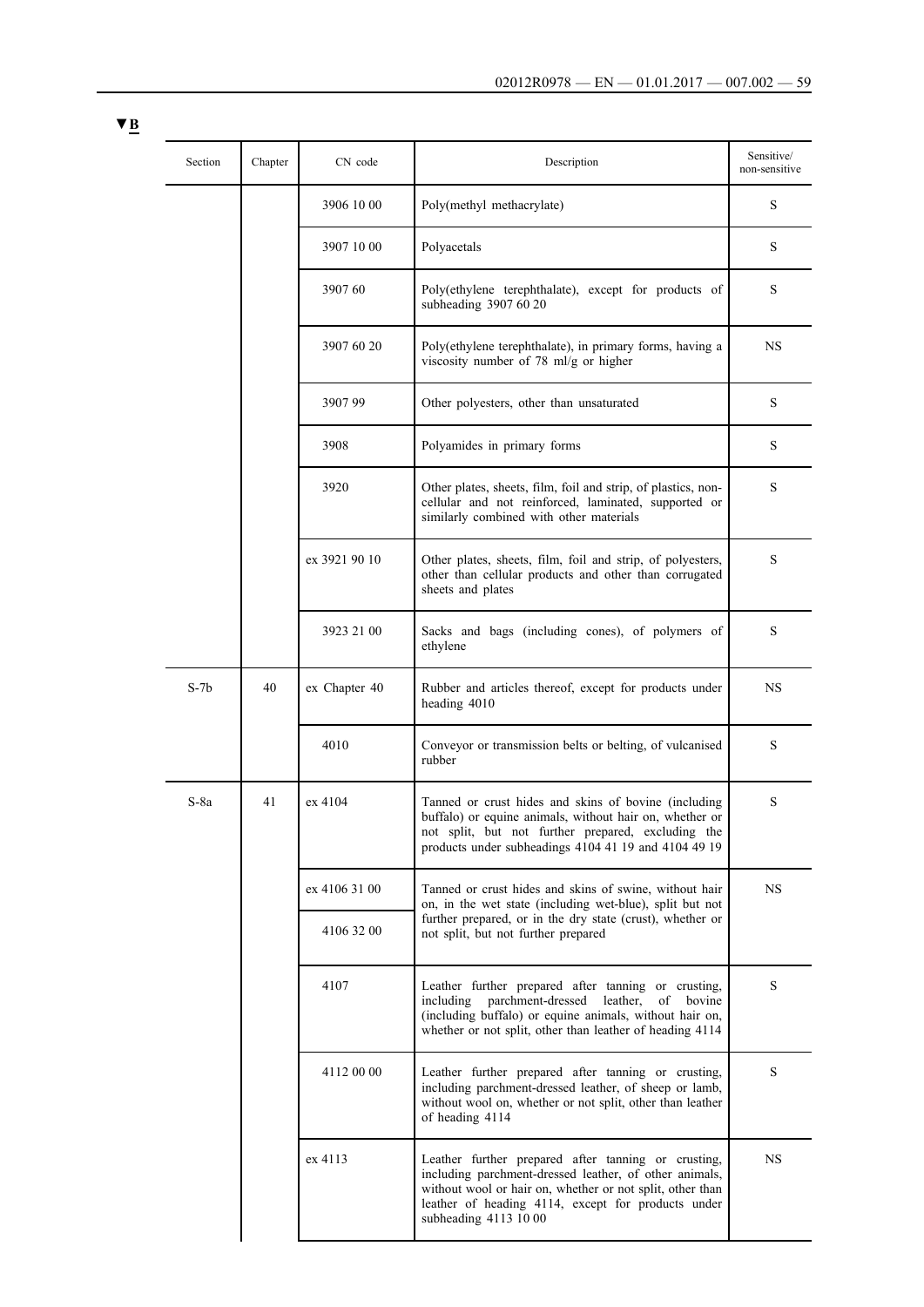▼B

| Section | Chapter | CN code | Description | Sensitive/ non-sensitive |
|---|---|---|---|---|
| | | 3906 10 00 | Poly(methyl methacrylate) | S |
| | | 3907 10 00 | Polyacetals | S |
| | | 3907 60 | Poly(ethylene terephthalate), except for products of subheading 3907 60 20 | S |
| | | 3907 60 20 | Poly(ethylene terephthalate), in primary forms, having a viscosity number of 78 ml/g or higher | NS |
| | | 3907 99 | Other polyesters, other than unsaturated | S |
| | | 3908 | Polyamides in primary forms | S |
| | | 3920 | Other plates, sheets, film, foil and strip, of plastics, non-cellular and not reinforced, laminated, supported or similarly combined with other materials | S |
| | | ex 3921 90 10 | Other plates, sheets, film, foil and strip, of polyesters, other than cellular products and other than corrugated sheets and plates | S |
| | | 3923 21 00 | Sacks and bags (including cones), of polymers of ethylene | S |
| S-7b | 40 | ex Chapter 40 | Rubber and articles thereof, except for products under heading 4010 | NS |
| | | 4010 | Conveyor or transmission belts or belting, of vulcanised rubber | S |
| S-8a | 41 | ex 4104 | Tanned or crust hides and skins of bovine (including buffalo) or equine animals, without hair on, whether or not split, but not further prepared, excluding the products under subheadings 4104 41 19 and 4104 49 19 | S |
| | | ex 4106 31 00<br>4106 32 00 | Tanned or crust hides and skins of swine, without hair on, in the wet state (including wet-blue), split but not further prepared, or in the dry state (crust), whether or not split, but not further prepared | NS |
| | | 4107 | Leather further prepared after tanning or crusting, including parchment-dressed leather, of bovine (including buffalo) or equine animals, without hair on, whether or not split, other than leather of heading 4114 | S |
| | | 4112 00 00 | Leather further prepared after tanning or crusting, including parchment-dressed leather, of sheep or lamb, without wool on, whether or not split, other than leather of heading 4114 | S |
| | | ex 4113 | Leather further prepared after tanning or crusting, including parchment-dressed leather, of other animals, without wool or hair on, whether or not split, other than leather of heading 4114, except for products under subheading 4113 10 00 | NS |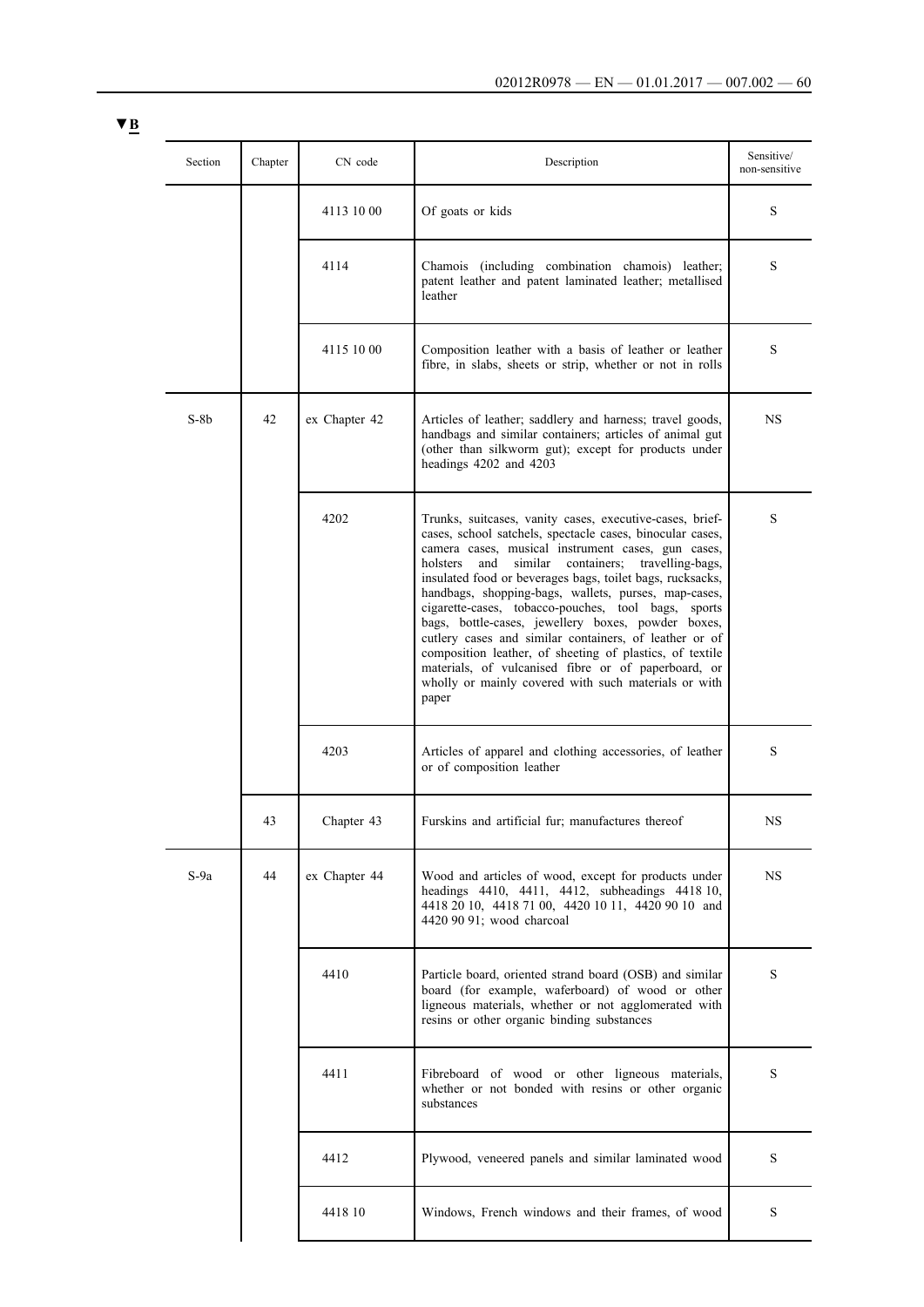▼B

| Section | Chapter | CN code | Description | Sensitive/ non-sensitive |
|---|---|---|---|---|
| | | 4113 10 00 | Of goats or kids | S |
| | | 4114 | Chamois (including combination chamois) leather; patent leather and patent laminated leather; metallised leather | S |
| | | 4115 10 00 | Composition leather with a basis of leather or leather fibre, in slabs, sheets or strip, whether or not in rolls | S |
| S-8b | 42 | ex Chapter 42 | Articles of leather; saddlery and harness; travel goods, handbags and similar containers; articles of animal gut (other than silkworm gut); except for products under headings 4202 and 4203 | NS |
| | | 4202 | Trunks, suitcases, vanity cases, executive-cases, brief-cases, school satchels, spectacle cases, binocular cases, camera cases, musical instrument cases, gun cases, holsters and similar containers; travelling-bags, insulated food or beverages bags, toilet bags, rucksacks, handbags, shopping-bags, wallets, purses, map-cases, cigarette-cases, tobacco-pouches, tool bags, sports bags, bottle-cases, jewellery boxes, powder boxes, cutlery cases and similar containers, of leather or of composition leather, of sheeting of plastics, of textile materials, of vulcanised fibre or of paperboard, or wholly or mainly covered with such materials or with paper | S |
| | | 4203 | Articles of apparel and clothing accessories, of leather or of composition leather | S |
| | 43 | Chapter 43 | Furskins and artificial fur; manufactures thereof | NS |
| S-9a | 44 | ex Chapter 44 | Wood and articles of wood, except for products under headings 4410, 4411, 4412, subheadings 4418 10, 4418 20 10, 4418 71 00, 4420 10 11, 4420 90 10 and 4420 90 91; wood charcoal | NS |
| | | 4410 | Particle board, oriented strand board (OSB) and similar board (for example, waferboard) of wood or other ligneous materials, whether or not agglomerated with resins or other organic binding substances | S |
| | | 4411 | Fibreboard of wood or other ligneous materials, whether or not bonded with resins or other organic substances | S |
| | | 4412 | Plywood, veneered panels and similar laminated wood | S |
| | | 4418 10 | Windows, French windows and their frames, of wood | S |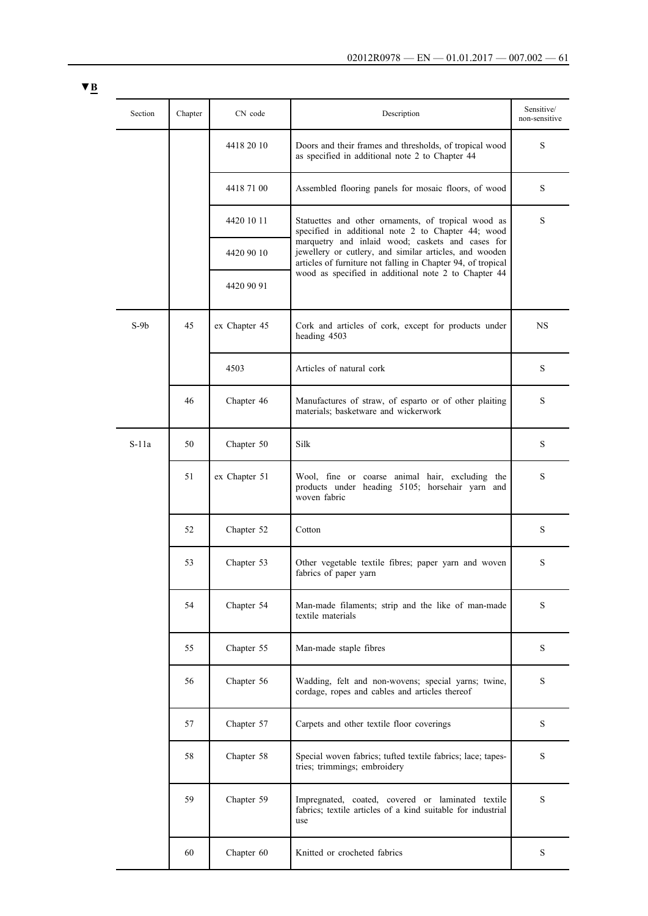▼B

| Section | Chapter | CN code | Description | Sensitive/ non-sensitive |
|---|---|---|---|---|
| | | 4418 20 10 | Doors and their frames and thresholds, of tropical wood as specified in additional note 2 to Chapter 44 | S |
| | | 4418 71 00 | Assembled flooring panels for mosaic floors, of wood | S |
| | | 4420 10 11 | Statuettes and other ornaments, of tropical wood as specified in additional note 2 to Chapter 44; wood marquetry and inlaid wood; caskets and cases for jewellery or cutlery, and similar articles, and wooden articles of furniture not falling in Chapter 94, of tropical wood as specified in additional note 2 to Chapter 44 | S |
| | | 4420 90 10 | | |
| | | 4420 90 91 | | |
| S-9b | 45 | ex Chapter 45 | Cork and articles of cork, except for products under heading 4503 | NS |
| | | 4503 | Articles of natural cork | S |
| | 46 | Chapter 46 | Manufactures of straw, of esparto or of other plaiting materials; basketware and wickerwork | S |
| S-11a | 50 | Chapter 50 | Silk | S |
| | 51 | ex Chapter 51 | Wool, fine or coarse animal hair, excluding the products under heading 5105; horsehair yarn and woven fabric | S |
| | 52 | Chapter 52 | Cotton | S |
| | 53 | Chapter 53 | Other vegetable textile fibres; paper yarn and woven fabrics of paper yarn | S |
| | 54 | Chapter 54 | Man-made filaments; strip and the like of man-made textile materials | S |
| | 55 | Chapter 55 | Man-made staple fibres | S |
| | 56 | Chapter 56 | Wadding, felt and non-wovens; special yarns; twine, cordage, ropes and cables and articles thereof | S |
| | 57 | Chapter 57 | Carpets and other textile floor coverings | S |
| | 58 | Chapter 58 | Special woven fabrics; tufted textile fabrics; lace; tapestries; trimmings; embroidery | S |
| | 59 | Chapter 59 | Impregnated, coated, covered or laminated textile fabrics; textile articles of a kind suitable for industrial use | S |
| | 60 | Chapter 60 | Knitted or crocheted fabrics | S |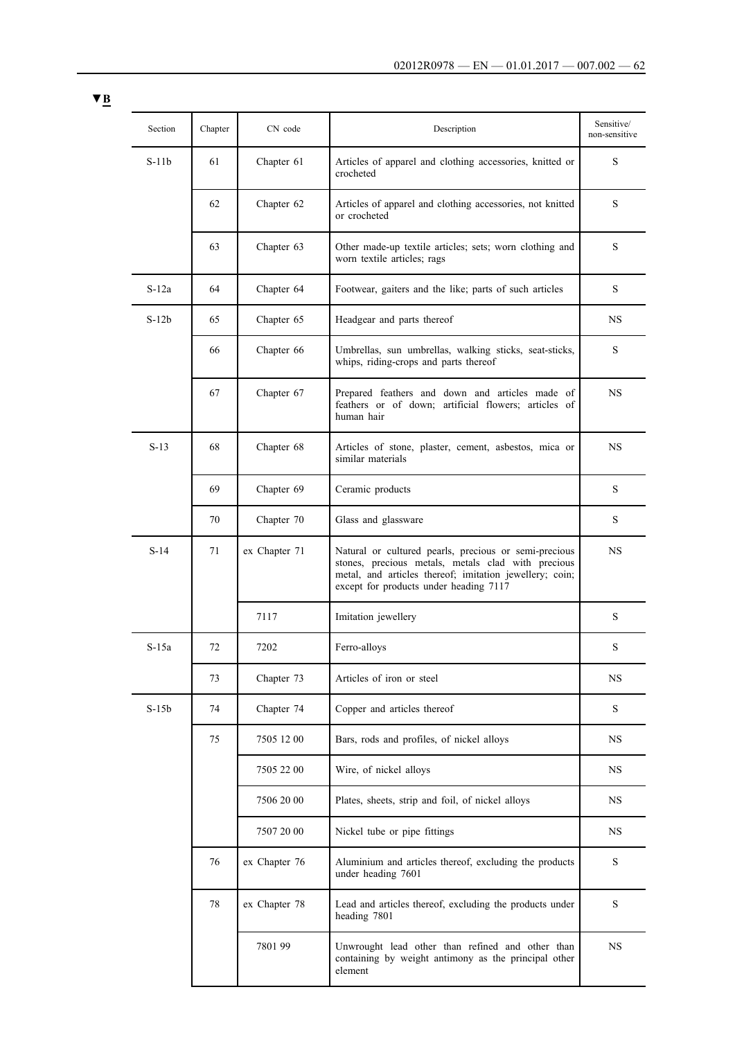▼B

| Section | Chapter | CN code | Description | Sensitive/non-sensitive |
|---|---|---|---|---|
| S-11b | 61 | Chapter 61 | Articles of apparel and clothing accessories, knitted or crocheted | S |
| | 62 | Chapter 62 | Articles of apparel and clothing accessories, not knitted or crocheted | S |
| | 63 | Chapter 63 | Other made-up textile articles; sets; worn clothing and worn textile articles; rags | S |
| S-12a | 64 | Chapter 64 | Footwear, gaiters and the like; parts of such articles | S |
| S-12b | 65 | Chapter 65 | Headgear and parts thereof | NS |
| | 66 | Chapter 66 | Umbrellas, sun umbrellas, walking sticks, seat-sticks, whips, riding-crops and parts thereof | S |
| | 67 | Chapter 67 | Prepared feathers and down and articles made of feathers or of down; artificial flowers; articles of human hair | NS |
| S-13 | 68 | Chapter 68 | Articles of stone, plaster, cement, asbestos, mica or similar materials | NS |
| | 69 | Chapter 69 | Ceramic products | S |
| | 70 | Chapter 70 | Glass and glassware | S |
| S-14 | 71 | ex Chapter 71 | Natural or cultured pearls, precious or semi-precious stones, precious metals, metals clad with precious metal, and articles thereof; imitation jewellery; coin; except for products under heading 7117 | NS |
| | | 7117 | Imitation jewellery | S |
| S-15a | 72 | 7202 | Ferro-alloys | S |
| | 73 | Chapter 73 | Articles of iron or steel | NS |
| S-15b | 74 | Chapter 74 | Copper and articles thereof | S |
| | 75 | 7505 12 00 | Bars, rods and profiles, of nickel alloys | NS |
| | | 7505 22 00 | Wire, of nickel alloys | NS |
| | | 7506 20 00 | Plates, sheets, strip and foil, of nickel alloys | NS |
| | | 7507 20 00 | Nickel tube or pipe fittings | NS |
| | 76 | ex Chapter 76 | Aluminium and articles thereof, excluding the products under heading 7601 | S |
| | 78 | ex Chapter 78 | Lead and articles thereof, excluding the products under heading 7801 | S |
| | | 7801 99 | Unwrought lead other than refined and other than containing by weight antimony as the principal other element | NS |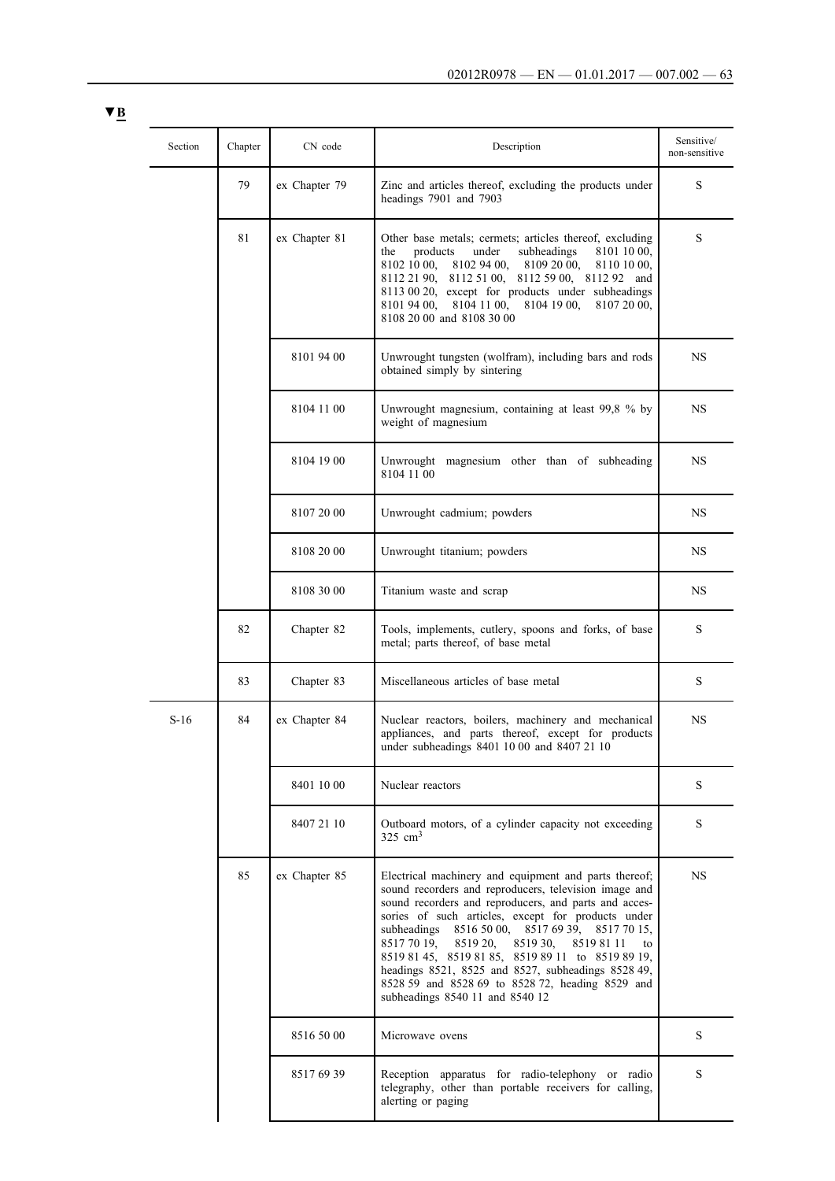▼B

| Section | Chapter | CN code | Description | Sensitive/ non-sensitive |
|---|---|---|---|---|
| | 79 | ex Chapter 79 | Zinc and articles thereof, excluding the products under headings 7901 and 7903 | S |
| | 81 | ex Chapter 81 | Other base metals; cermets; articles thereof, excluding the products under subheadings 8101 10 00, 8102 10 00, 8102 94 00, 8109 20 00, 8110 10 00, 8112 21 90, 8112 51 00, 8112 59 00, 8112 92 and 8113 00 20, except for products under subheadings 8101 94 00, 8104 11 00, 8104 19 00, 8107 20 00, 8108 20 00 and 8108 30 00 | S |
| | | 8101 94 00 | Unwrought tungsten (wolfram), including bars and rods obtained simply by sintering | NS |
| | | 8104 11 00 | Unwrought magnesium, containing at least 99,8 % by weight of magnesium | NS |
| | | 8104 19 00 | Unwrought magnesium other than of subheading 8104 11 00 | NS |
| | | 8107 20 00 | Unwrought cadmium; powders | NS |
| | | 8108 20 00 | Unwrought titanium; powders | NS |
| | | 8108 30 00 | Titanium waste and scrap | NS |
| | 82 | Chapter 82 | Tools, implements, cutlery, spoons and forks, of base metal; parts thereof, of base metal | S |
| | 83 | Chapter 83 | Miscellaneous articles of base metal | S |
| S-16 | 84 | ex Chapter 84 | Nuclear reactors, boilers, machinery and mechanical appliances, and parts thereof, except for products under subheadings 8401 10 00 and 8407 21 10 | NS |
| | | 8401 10 00 | Nuclear reactors | S |
| | | 8407 21 10 | Outboard motors, of a cylinder capacity not exceeding 325 $cm^3$ | S |
| | 85 | ex Chapter 85 | Electrical machinery and equipment and parts thereof; sound recorders and reproducers, television image and sound recorders and reproducers, and parts and accessories of such articles, except for products under subheadings 8516 50 00, 8517 69 39, 8517 70 15, 8517 70 19, 8519 20, 8519 30, 8519 81 11 to 8519 81 45, 8519 81 85, 8519 89 11 to 8519 89 19, headings 8521, 8525 and 8527, subheadings 8528 49, 8528 59 and 8528 69 to 8528 72, heading 8529 and subheadings 8540 11 and 8540 12 | NS |
| | | 8516 50 00 | Microwave ovens | S |
| | | 8517 69 39 | Reception apparatus for radio-telephony or radio telegraphy, other than portable receivers for calling, alerting or paging | S |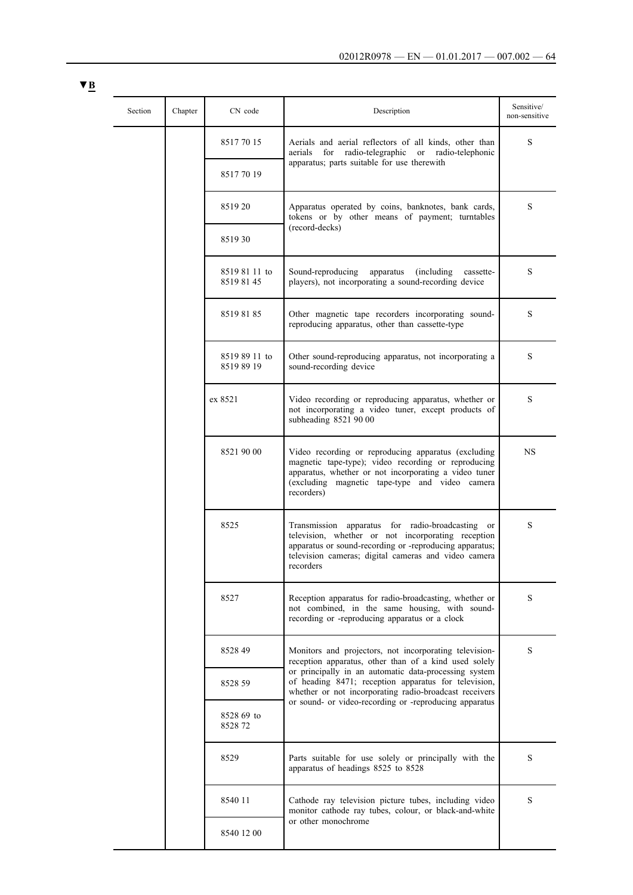▼B

| Section | Chapter | CN code | Description | Sensitive/ non-sensitive |
|---|---|---|---|---|
| | | 8517 70 15 | Aerials and aerial reflectors of all kinds, other than aerials for radio-telegraphic or radio-telephonic apparatus; parts suitable for use therewith | S |
| | | 8517 70 19 | | |
| | | 8519 20 | Apparatus operated by coins, banknotes, bank cards, tokens or by other means of payment; turntables (record-decks) | S |
| | | 8519 30 | | |
| | | 8519 81 11 to 8519 81 45 | Sound-reproducing apparatus (including cassette-players), not incorporating a sound-recording device | S |
| | | 8519 81 85 | Other magnetic tape recorders incorporating sound-reproducing apparatus, other than cassette-type | S |
| | | 8519 89 11 to 8519 89 19 | Other sound-reproducing apparatus, not incorporating a sound-recording device | S |
| | | ex 8521 | Video recording or reproducing apparatus, whether or not incorporating a video tuner, except products of subheading 8521 90 00 | S |
| | | 8521 90 00 | Video recording or reproducing apparatus (excluding magnetic tape-type); video recording or reproducing apparatus, whether or not incorporating a video tuner (excluding magnetic tape-type and video camera recorders) | NS |
| | | 8525 | Transmission apparatus for radio-broadcasting or television, whether or not incorporating reception apparatus or sound-recording or -reproducing apparatus; television cameras; digital cameras and video camera recorders | S |
| | | 8527 | Reception apparatus for radio-broadcasting, whether or not combined, in the same housing, with sound-recording or -reproducing apparatus or a clock | S |
| | | 8528 49 | Monitors and projectors, not incorporating television-reception apparatus, other than of a kind used solely or principally in an automatic data-processing system of heading 8471; reception apparatus for television, whether or not incorporating radio-broadcast receivers or sound- or video-recording or -reproducing apparatus | S |
| | | 8528 59 | | |
| | | 8528 69 to 8528 72 | | |
| | | 8529 | Parts suitable for use solely or principally with the apparatus of headings 8525 to 8528 | S |
| | | 8540 11 | Cathode ray television picture tubes, including video monitor cathode ray tubes, colour, or black-and-white or other monochrome | S |
| | | 8540 12 00 | | |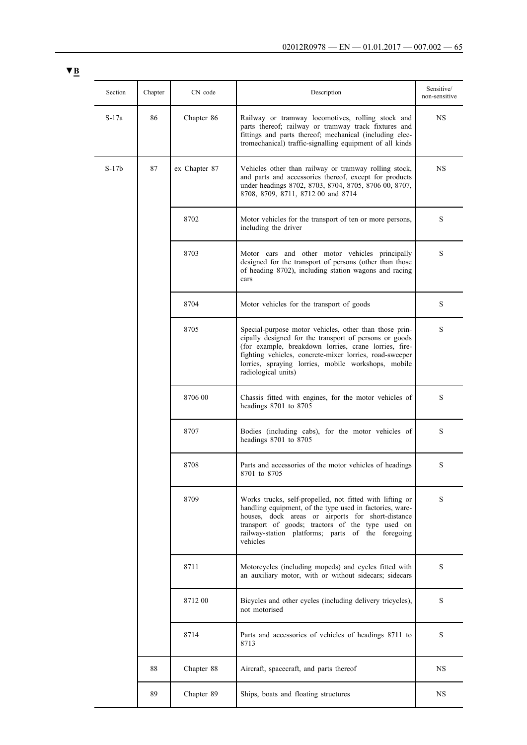▼B

| Section | Chapter | CN code | Description | Sensitive/ non-sensitive |
|---|---|---|---|---|
| S-17a | 86 | Chapter 86 | Railway or tramway locomotives, rolling stock and parts thereof; railway or tramway track fixtures and fittings and parts thereof; mechanical (including electromechanical) traffic-signalling equipment of all kinds | NS |
| S-17b | 87 | ex Chapter 87 | Vehicles other than railway or tramway rolling stock, and parts and accessories thereof, except for products under headings 8702, 8703, 8704, 8705, 8706 00, 8707, 8708, 8709, 8711, 8712 00 and 8714 | NS |
| | | 8702 | Motor vehicles for the transport of ten or more persons, including the driver | S |
| | | 8703 | Motor cars and other motor vehicles principally designed for the transport of persons (other than those of heading 8702), including station wagons and racing cars | S |
| | | 8704 | Motor vehicles for the transport of goods | S |
| | | 8705 | Special-purpose motor vehicles, other than those principally designed for the transport of persons or goods (for example, breakdown lorries, crane lorries, fire-fighting vehicles, concrete-mixer lorries, road-sweeper lorries, spraying lorries, mobile workshops, mobile radiological units) | S |
| | | 8706 00 | Chassis fitted with engines, for the motor vehicles of headings 8701 to 8705 | S |
| | | 8707 | Bodies (including cabs), for the motor vehicles of headings 8701 to 8705 | S |
| | | 8708 | Parts and accessories of the motor vehicles of headings 8701 to 8705 | S |
| | | 8709 | Works trucks, self-propelled, not fitted with lifting or handling equipment, of the type used in factories, warehouses, dock areas or airports for short-distance transport of goods; tractors of the type used on railway-station platforms; parts of the foregoing vehicles | S |
| | | 8711 | Motorcycles (including mopeds) and cycles fitted with an auxiliary motor, with or without sidecars; sidecars | S |
| | | 8712 00 | Bicycles and other cycles (including delivery tricycles), not motorised | S |
| | | 8714 | Parts and accessories of vehicles of headings 8711 to 8713 | S |
| | 88 | Chapter 88 | Aircraft, spacecraft, and parts thereof | NS |
| | 89 | Chapter 89 | Ships, boats and floating structures | NS |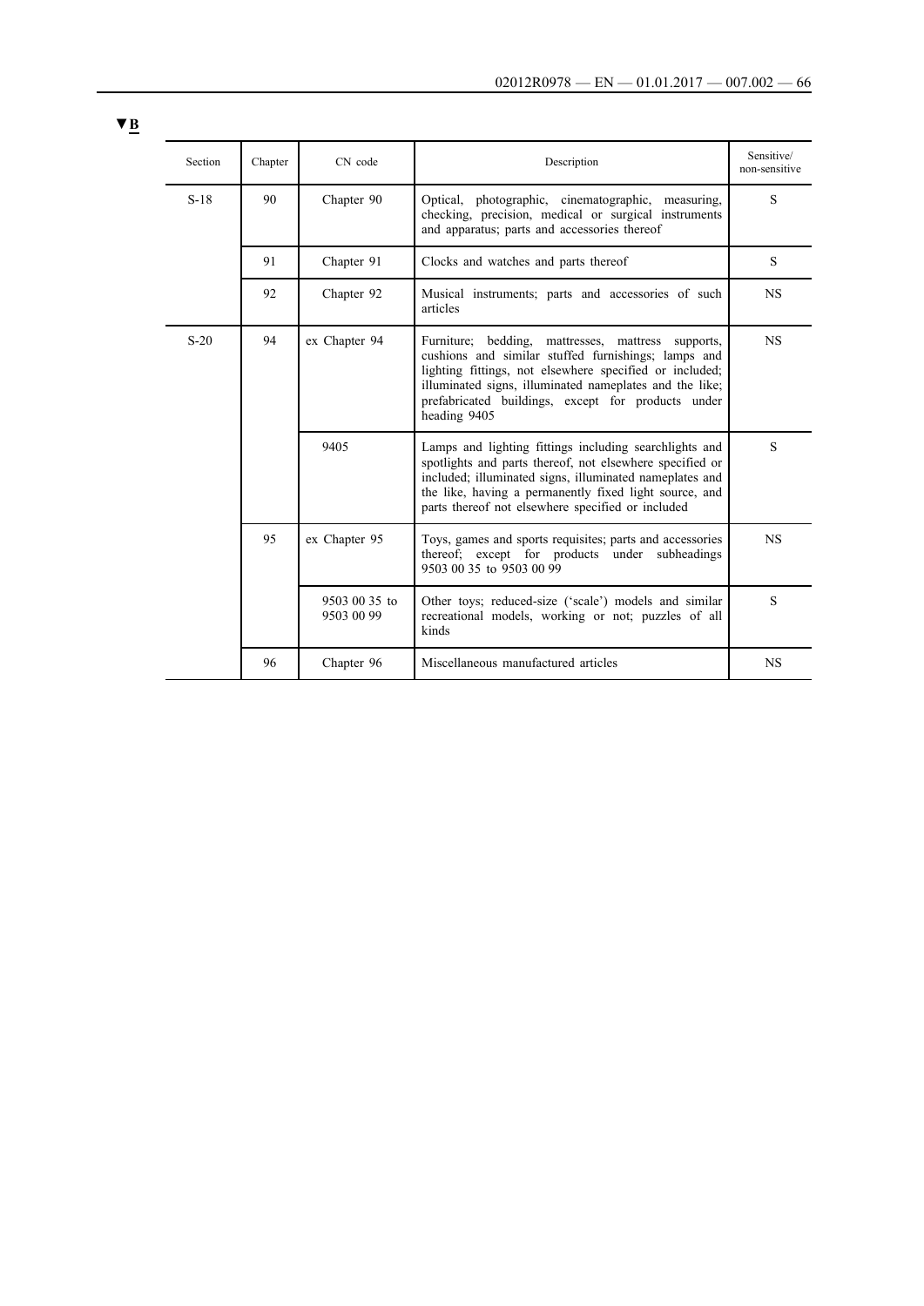▼B

| Section | Chapter | CN code | Description | Sensitive/ non-sensitive |
|---|---|---|---|---|
| S-18 | 90 | Chapter 90 | Optical, photographic, cinematographic, measuring, checking, precision, medical or surgical instruments and apparatus; parts and accessories thereof | S |
| | 91 | Chapter 91 | Clocks and watches and parts thereof | S |
| | 92 | Chapter 92 | Musical instruments; parts and accessories of such articles | NS |
| S-20 | 94 | ex Chapter 94 | Furniture; bedding, mattresses, mattress supports, cushions and similar stuffed furnishings; lamps and lighting fittings, not elsewhere specified or included; illuminated signs, illuminated nameplates and the like; prefabricated buildings, except for products under heading 9405 | NS |
| | | 9405 | Lamps and lighting fittings including searchlights and spotlights and parts thereof, not elsewhere specified or included; illuminated signs, illuminated nameplates and the like, having a permanently fixed light source, and parts thereof not elsewhere specified or included | S |
| | 95 | ex Chapter 95 | Toys, games and sports requisites; parts and accessories thereof; except for products under subheadings 9503 00 35 to 9503 00 99 | NS |
| | | 9503 00 35 to 9503 00 99 | Other toys; reduced-size ('scale') models and similar recreational models, working or not; puzzles of all kinds | S |
| | 96 | Chapter 96 | Miscellaneous manufactured articles | NS |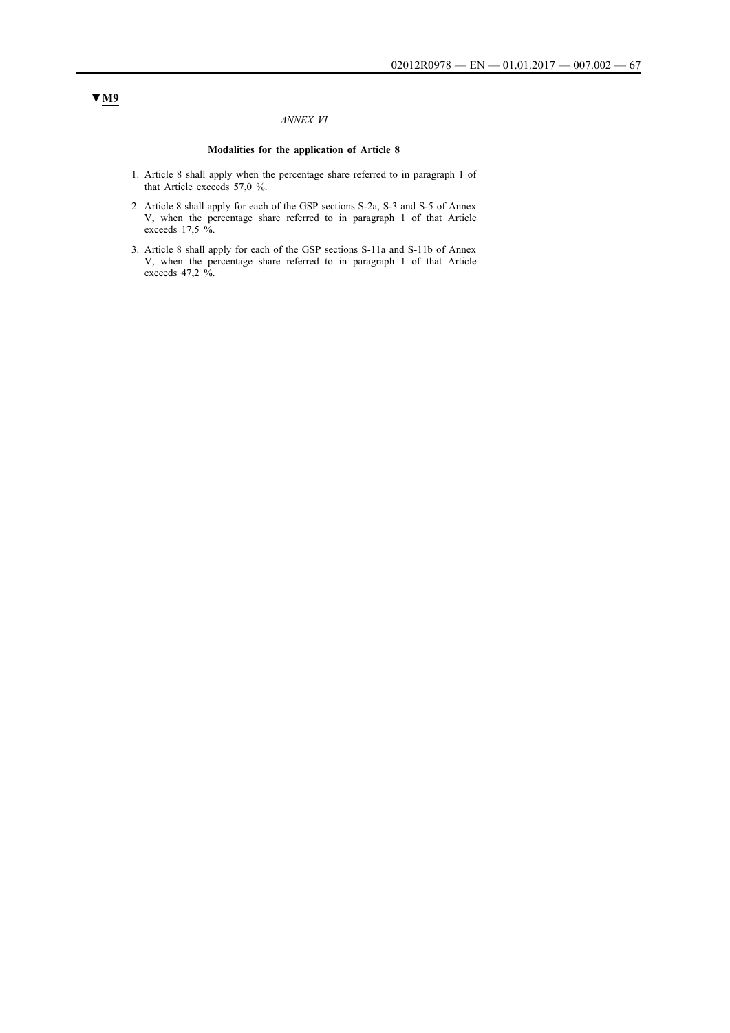▼M9

*ANNEX VI*

**Modalities for the application of Article 8**

1. Article 8 shall apply when the percentage share referred to in paragraph 1 of that Article exceeds 57,0 %.

2. Article 8 shall apply for each of the GSP sections S-2a, S-3 and S-5 of Annex V, when the percentage share referred to in paragraph 1 of that Article exceeds 17,5 %.

3. Article 8 shall apply for each of the GSP sections S-11a and S-11b of Annex V, when the percentage share referred to in paragraph 1 of that Article exceeds 47,2 %.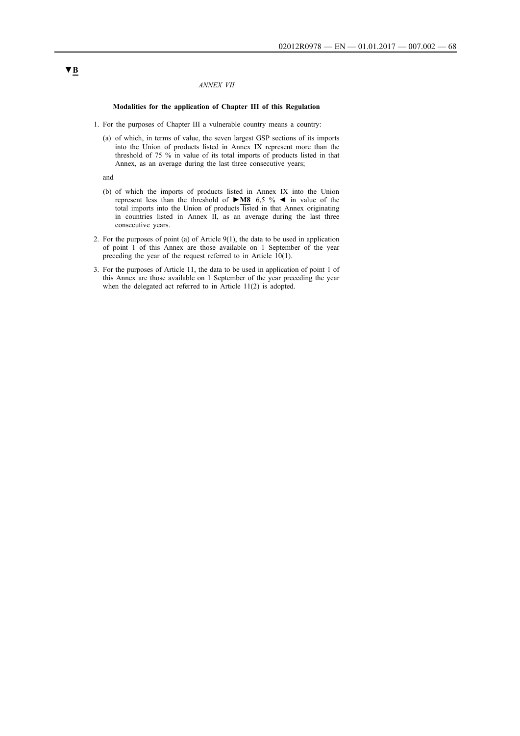▼B

*ANNEX VII*

**Modalities for the application of Chapter III of this Regulation**

1. For the purposes of Chapter III a vulnerable country means a country:

   (a) of which, in terms of value, the seven largest GSP sections of its imports into the Union of products listed in Annex IX represent more than the threshold of 75 % in value of its total imports of products listed in that Annex, as an average during the last three consecutive years;

   and

   (b) of which the imports of products listed in Annex IX into the Union represent less than the threshold of ►M8 6,5 % ◄ in value of the total imports into the Union of products listed in that Annex originating in countries listed in Annex II, as an average during the last three consecutive years.

2. For the purposes of point (a) of Article 9(1), the data to be used in application of point 1 of this Annex are those available on 1 September of the year preceding the year of the request referred to in Article 10(1).

3. For the purposes of Article 11, the data to be used in application of point 1 of this Annex are those available on 1 September of the year preceding the year when the delegated act referred to in Article 11(2) is adopted.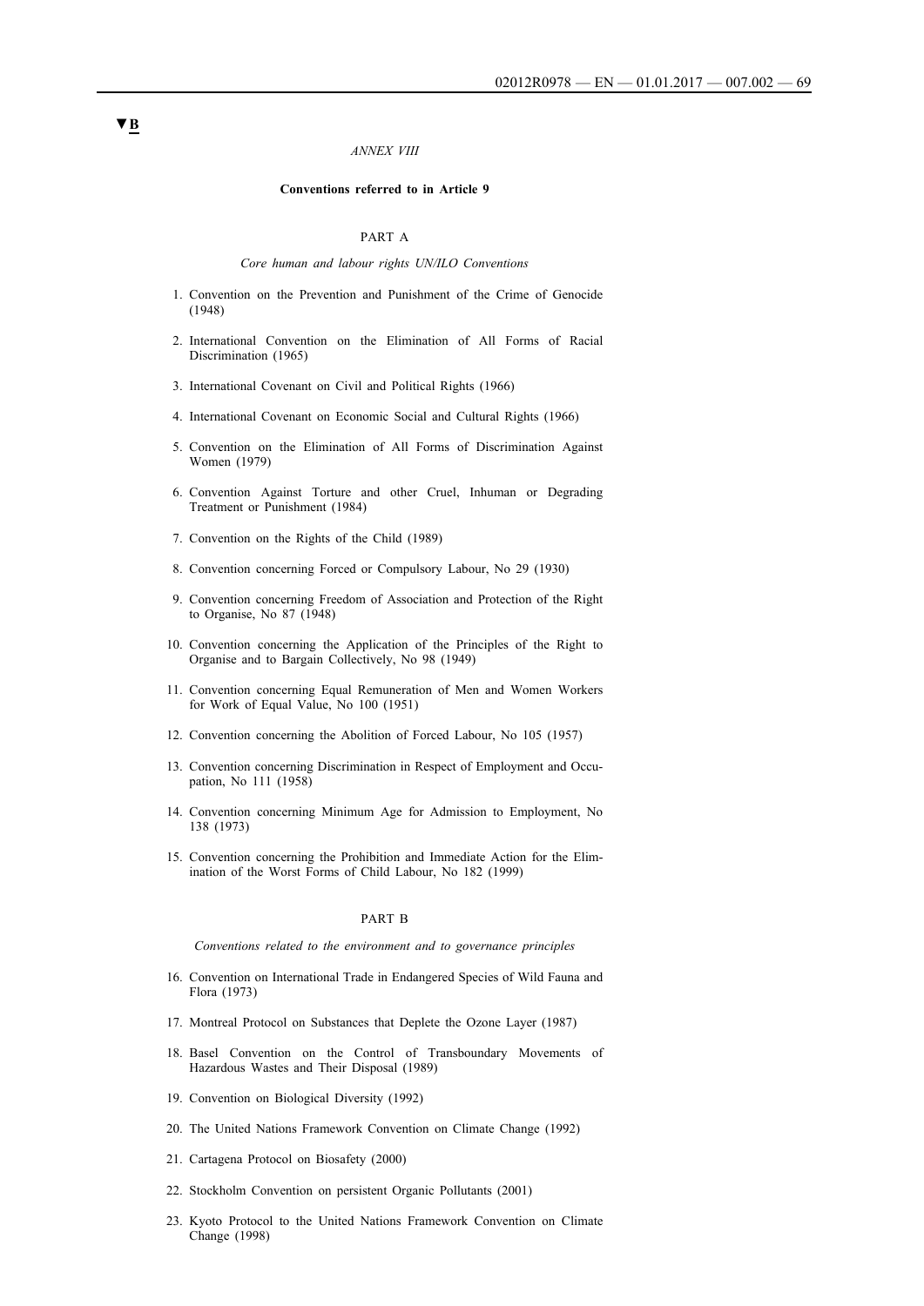▼B

*ANNEX VIII*

**Conventions referred to in Article 9**

PART A

*Core human and labour rights UN/ILO Conventions*

1. Convention on the Prevention and Punishment of the Crime of Genocide (1948)

2. International Convention on the Elimination of All Forms of Racial Discrimination (1965)

3. International Covenant on Civil and Political Rights (1966)

4. International Covenant on Economic Social and Cultural Rights (1966)

5. Convention on the Elimination of All Forms of Discrimination Against Women (1979)

6. Convention Against Torture and other Cruel, Inhuman or Degrading Treatment or Punishment (1984)

7. Convention on the Rights of the Child (1989)

8. Convention concerning Forced or Compulsory Labour, No 29 (1930)

9. Convention concerning Freedom of Association and Protection of the Right to Organise, No 87 (1948)

10. Convention concerning the Application of the Principles of the Right to Organise and to Bargain Collectively, No 98 (1949)

11. Convention concerning Equal Remuneration of Men and Women Workers for Work of Equal Value, No 100 (1951)

12. Convention concerning the Abolition of Forced Labour, No 105 (1957)

13. Convention concerning Discrimination in Respect of Employment and Occupation, No 111 (1958)

14. Convention concerning Minimum Age for Admission to Employment, No 138 (1973)

15. Convention concerning the Prohibition and Immediate Action for the Elimination of the Worst Forms of Child Labour, No 182 (1999)

PART B

*Conventions related to the environment and to governance principles*

16. Convention on International Trade in Endangered Species of Wild Fauna and Flora (1973)

17. Montreal Protocol on Substances that Deplete the Ozone Layer (1987)

18. Basel Convention on the Control of Transboundary Movements of Hazardous Wastes and Their Disposal (1989)

19. Convention on Biological Diversity (1992)

20. The United Nations Framework Convention on Climate Change (1992)

21. Cartagena Protocol on Biosafety (2000)

22. Stockholm Convention on persistent Organic Pollutants (2001)

23. Kyoto Protocol to the United Nations Framework Convention on Climate Change (1998)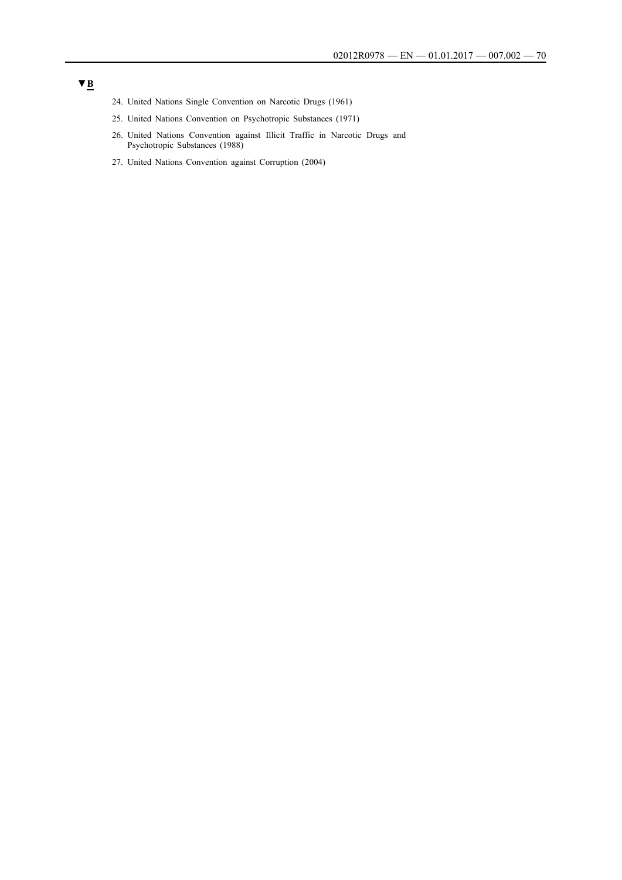▼B

24. United Nations Single Convention on Narcotic Drugs (1961)
25. United Nations Convention on Psychotropic Substances (1971)
26. United Nations Convention against Illicit Traffic in Narcotic Drugs and Psychotropic Substances (1988)
27. United Nations Convention against Corruption (2004)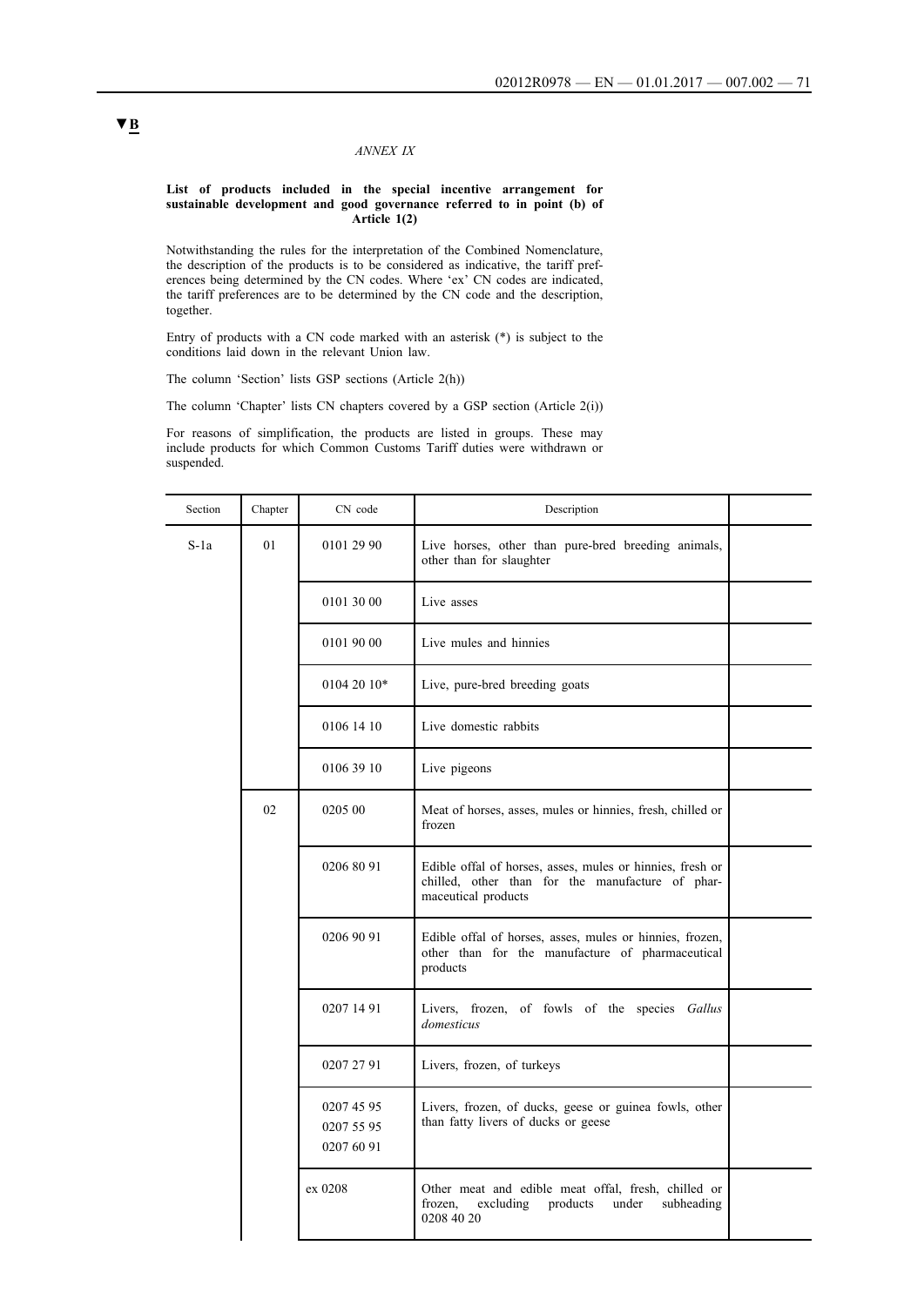▼B

*ANNEX IX*

**List of products included in the special incentive arrangement for sustainable development and good governance referred to in point (b) of Article 1(2)**

Notwithstanding the rules for the interpretation of the Combined Nomenclature, the description of the products is to be considered as indicative, the tariff preferences being determined by the CN codes. Where 'ex' CN codes are indicated, the tariff preferences are to be determined by the CN code and the description, together.

Entry of products with a CN code marked with an asterisk (*) is subject to the conditions laid down in the relevant Union law.

The column 'Section' lists GSP sections (Article 2(h))

The column 'Chapter' lists CN chapters covered by a GSP section (Article 2(i))

For reasons of simplification, the products are listed in groups. These may include products for which Common Customs Tariff duties were withdrawn or suspended.

| Section | Chapter | CN code | Description | |
|---|---|---|---|---|
| S-1a | 01 | 0101 29 90 | Live horses, other than pure-bred breeding animals, other than for slaughter | |
| | | 0101 30 00 | Live asses | |
| | | 0101 90 00 | Live mules and hinnies | |
| | | 0104 20 10* | Live, pure-bred breeding goats | |
| | | 0106 14 10 | Live domestic rabbits | |
| | | 0106 39 10 | Live pigeons | |
| | 02 | 0205 00 | Meat of horses, asses, mules or hinnies, fresh, chilled or frozen | |
| | | 0206 80 91 | Edible offal of horses, asses, mules or hinnies, fresh or chilled, other than for the manufacture of pharmaceutical products | |
| | | 0206 90 91 | Edible offal of horses, asses, mules or hinnies, frozen, other than for the manufacture of pharmaceutical products | |
| | | 0207 14 91 | Livers, frozen, of fowls of the species *Gallus domesticus* | |
| | | 0207 27 91 | Livers, frozen, of turkeys | |
| | | 0207 45 95<br>0207 55 95<br>0207 60 91 | Livers, frozen, of ducks, geese or guinea fowls, other than fatty livers of ducks or geese | |
| | | ex 0208 | Other meat and edible meat offal, fresh, chilled or frozen, excluding products under subheading 0208 40 20 | |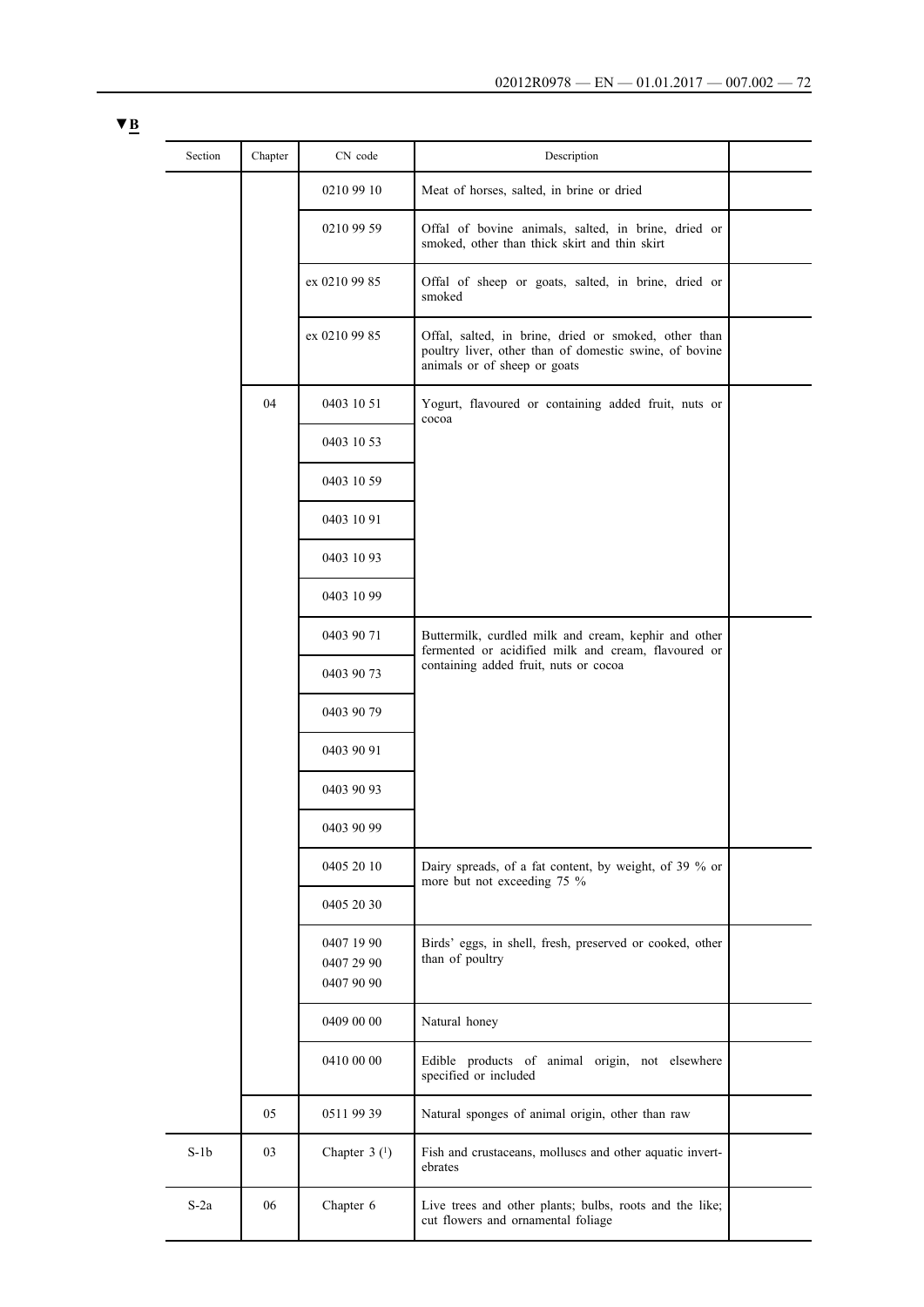▼B

| Section | Chapter | CN code | Description | |
|---|---|---|---|---|
| | | 0210 99 10 | Meat of horses, salted, in brine or dried | |
| | | 0210 99 59 | Offal of bovine animals, salted, in brine, dried or smoked, other than thick skirt and thin skirt | |
| | | ex 0210 99 85 | Offal of sheep or goats, salted, in brine, dried or smoked | |
| | | ex 0210 99 85 | Offal, salted, in brine, dried or smoked, other than poultry liver, other than of domestic swine, of bovine animals or of sheep or goats | |
| | 04 | 0403 10 51 | Yogurt, flavoured or containing added fruit, nuts or cocoa | |
| | | 0403 10 53 | | |
| | | 0403 10 59 | | |
| | | 0403 10 91 | | |
| | | 0403 10 93 | | |
| | | 0403 10 99 | | |
| | | 0403 90 71 | Buttermilk, curdled milk and cream, kephir and other fermented or acidified milk and cream, flavoured or containing added fruit, nuts or cocoa | |
| | | 0403 90 73 | | |
| | | 0403 90 79 | | |
| | | 0403 90 91 | | |
| | | 0403 90 93 | | |
| | | 0403 90 99 | | |
| | | 0405 20 10 | Dairy spreads, of a fat content, by weight, of 39 % or more but not exceeding 75 % | |
| | | 0405 20 30 | | |
| | | 0407 19 90<br>0407 29 90<br>0407 90 90 | Birds' eggs, in shell, fresh, preserved or cooked, other than of poultry | |
| | | 0409 00 00 | Natural honey | |
| | | 0410 00 00 | Edible products of animal origin, not elsewhere specified or included | |
| | 05 | 0511 99 39 | Natural sponges of animal origin, other than raw | |
| S-1b | 03 | Chapter 3 (1) | Fish and crustaceans, molluscs and other aquatic invertebrates | |
| S-2a | 06 | Chapter 6 | Live trees and other plants; bulbs, roots and the like; cut flowers and ornamental foliage | |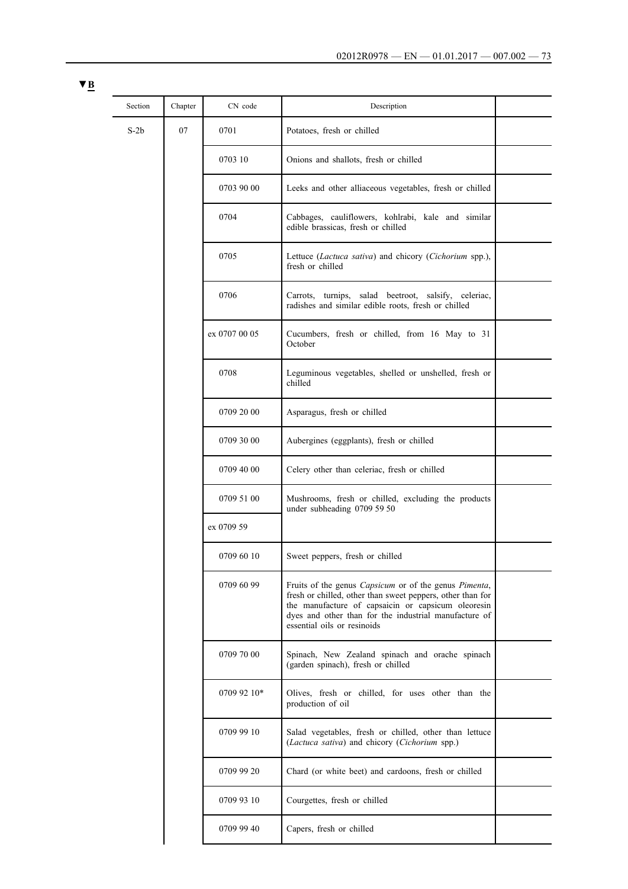▼B

| Section | Chapter | CN code | Description | |
|---|---|---|---|---|
| S-2b | 07 | 0701 | Potatoes, fresh or chilled | |
| | | 0703 10 | Onions and shallots, fresh or chilled | |
| | | 0703 90 00 | Leeks and other alliaceous vegetables, fresh or chilled | |
| | | 0704 | Cabbages, cauliflowers, kohlrabi, kale and similar edible brassicas, fresh or chilled | |
| | | 0705 | Lettuce (*Lactuca sativa*) and chicory (*Cichorium* spp.), fresh or chilled | |
| | | 0706 | Carrots, turnips, salad beetroot, salsify, celeriac, radishes and similar edible roots, fresh or chilled | |
| | | ex 0707 00 05 | Cucumbers, fresh or chilled, from 16 May to 31 October | |
| | | 0708 | Leguminous vegetables, shelled or unshelled, fresh or chilled | |
| | | 0709 20 00 | Asparagus, fresh or chilled | |
| | | 0709 30 00 | Aubergines (eggplants), fresh or chilled | |
| | | 0709 40 00 | Celery other than celeriac, fresh or chilled | |
| | | 0709 51 00 | Mushrooms, fresh or chilled, excluding the products under subheading 0709 59 50 | |
| | | ex 0709 59 | | |
| | | 0709 60 10 | Sweet peppers, fresh or chilled | |
| | | 0709 60 99 | Fruits of the genus *Capsicum* or of the genus *Pimenta*, fresh or chilled, other than sweet peppers, other than for the manufacture of capsaicin or capsicum oleoresin dyes and other than for the industrial manufacture of essential oils or resinoids | |
| | | 0709 70 00 | Spinach, New Zealand spinach and orache spinach (garden spinach), fresh or chilled | |
| | | 0709 92 10* | Olives, fresh or chilled, for uses other than the production of oil | |
| | | 0709 99 10 | Salad vegetables, fresh or chilled, other than lettuce (*Lactuca sativa*) and chicory (*Cichorium* spp.) | |
| | | 0709 99 20 | Chard (or white beet) and cardoons, fresh or chilled | |
| | | 0709 93 10 | Courgettes, fresh or chilled | |
| | | 0709 99 40 | Capers, fresh or chilled | |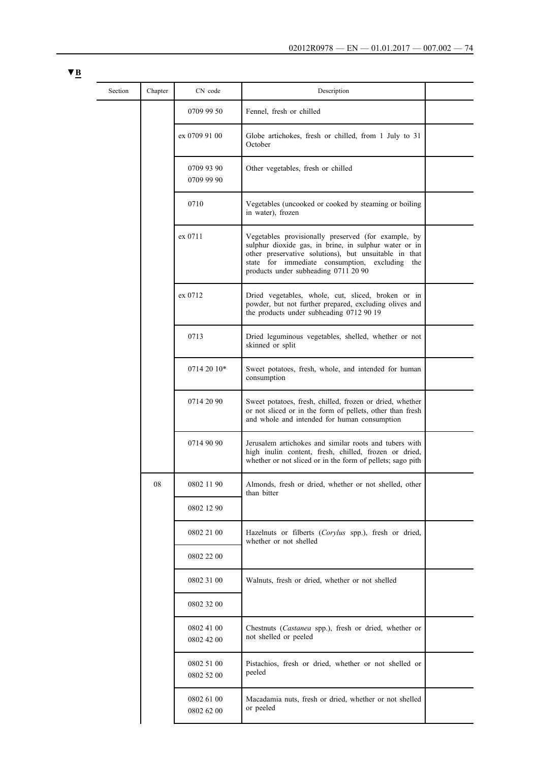▼B

| Section | Chapter | CN code | Description | |
|---|---|---|---|---|
| | | 0709 99 50 | Fennel, fresh or chilled | |
| | | ex 0709 91 00 | Globe artichokes, fresh or chilled, from 1 July to 31 October | |
| | | 0709 93 90<br>0709 99 90 | Other vegetables, fresh or chilled | |
| | | 0710 | Vegetables (uncooked or cooked by steaming or boiling in water), frozen | |
| | | ex 0711 | Vegetables provisionally preserved (for example, by sulphur dioxide gas, in brine, in sulphur water or in other preservative solutions), but unsuitable in that state for immediate consumption, excluding the products under subheading 0711 20 90 | |
| | | ex 0712 | Dried vegetables, whole, cut, sliced, broken or in powder, but not further prepared, excluding olives and the products under subheading 0712 90 19 | |
| | | 0713 | Dried leguminous vegetables, shelled, whether or not skinned or split | |
| | | 0714 20 10* | Sweet potatoes, fresh, whole, and intended for human consumption | |
| | | 0714 20 90 | Sweet potatoes, fresh, chilled, frozen or dried, whether or not sliced or in the form of pellets, other than fresh and whole and intended for human consumption | |
| | | 0714 90 90 | Jerusalem artichokes and similar roots and tubers with high inulin content, fresh, chilled, frozen or dried, whether or not sliced or in the form of pellets; sago pith | |
| | 08 | 0802 11 90<br>0802 12 90 | Almonds, fresh or dried, whether or not shelled, other than bitter | |
| | | 0802 21 00<br>0802 22 00 | Hazelnuts or filberts (*Corylus* spp.), fresh or dried, whether or not shelled | |
| | | 0802 31 00<br>0802 32 00 | Walnuts, fresh or dried, whether or not shelled | |
| | | 0802 41 00<br>0802 42 00 | Chestnuts (*Castanea* spp.), fresh or dried, whether or not shelled or peeled | |
| | | 0802 51 00<br>0802 52 00 | Pistachios, fresh or dried, whether or not shelled or peeled | |
| | | 0802 61 00<br>0802 62 00 | Macadamia nuts, fresh or dried, whether or not shelled or peeled | |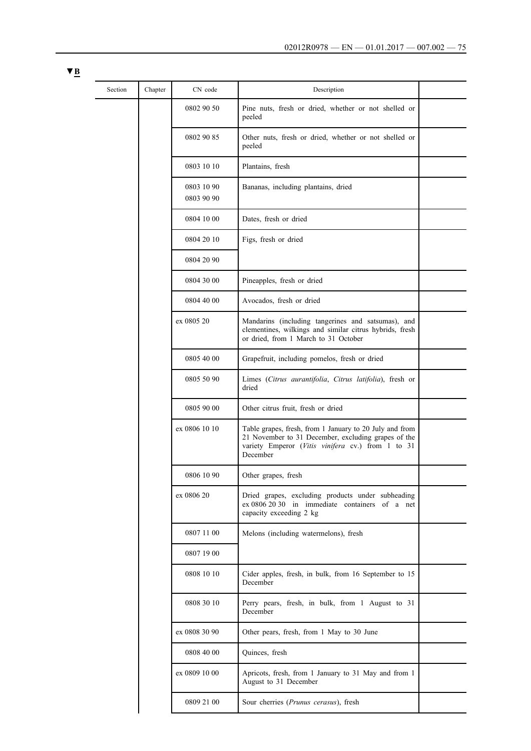▼B

| Section | Chapter | CN code | Description | |
|---|---|---|---|---|
| | | 0802 90 50 | Pine nuts, fresh or dried, whether or not shelled or peeled | |
| | | 0802 90 85 | Other nuts, fresh or dried, whether or not shelled or peeled | |
| | | 0803 10 10 | Plantains, fresh | |
| | | 0803 10 90<br>0803 90 90 | Bananas, including plantains, dried | |
| | | 0804 10 00 | Dates, fresh or dried | |
| | | 0804 20 10 | Figs, fresh or dried | |
| | | 0804 20 90 | | |
| | | 0804 30 00 | Pineapples, fresh or dried | |
| | | 0804 40 00 | Avocados, fresh or dried | |
| | | ex 0805 20 | Mandarins (including tangerines and satsumas), and clementines, wilkings and similar citrus hybrids, fresh or dried, from 1 March to 31 October | |
| | | 0805 40 00 | Grapefruit, including pomelos, fresh or dried | |
| | | 0805 50 90 | Limes (*Citrus aurantifolia*, *Citrus latifolia*), fresh or dried | |
| | | 0805 90 00 | Other citrus fruit, fresh or dried | |
| | | ex 0806 10 10 | Table grapes, fresh, from 1 January to 20 July and from 21 November to 31 December, excluding grapes of the variety Emperor (*Vitis vinifera* cv.) from 1 to 31 December | |
| | | 0806 10 90 | Other grapes, fresh | |
| | | ex 0806 20 | Dried grapes, excluding products under subheading ex 0806 20 30 in immediate containers of a net capacity exceeding 2 kg | |
| | | 0807 11 00 | Melons (including watermelons), fresh | |
| | | 0807 19 00 | | |
| | | 0808 10 10 | Cider apples, fresh, in bulk, from 16 September to 15 December | |
| | | 0808 30 10 | Perry pears, fresh, in bulk, from 1 August to 31 December | |
| | | ex 0808 30 90 | Other pears, fresh, from 1 May to 30 June | |
| | | 0808 40 00 | Quinces, fresh | |
| | | ex 0809 10 00 | Apricots, fresh, from 1 January to 31 May and from 1 August to 31 December | |
| | | 0809 21 00 | Sour cherries (*Prunus cerasus*), fresh | |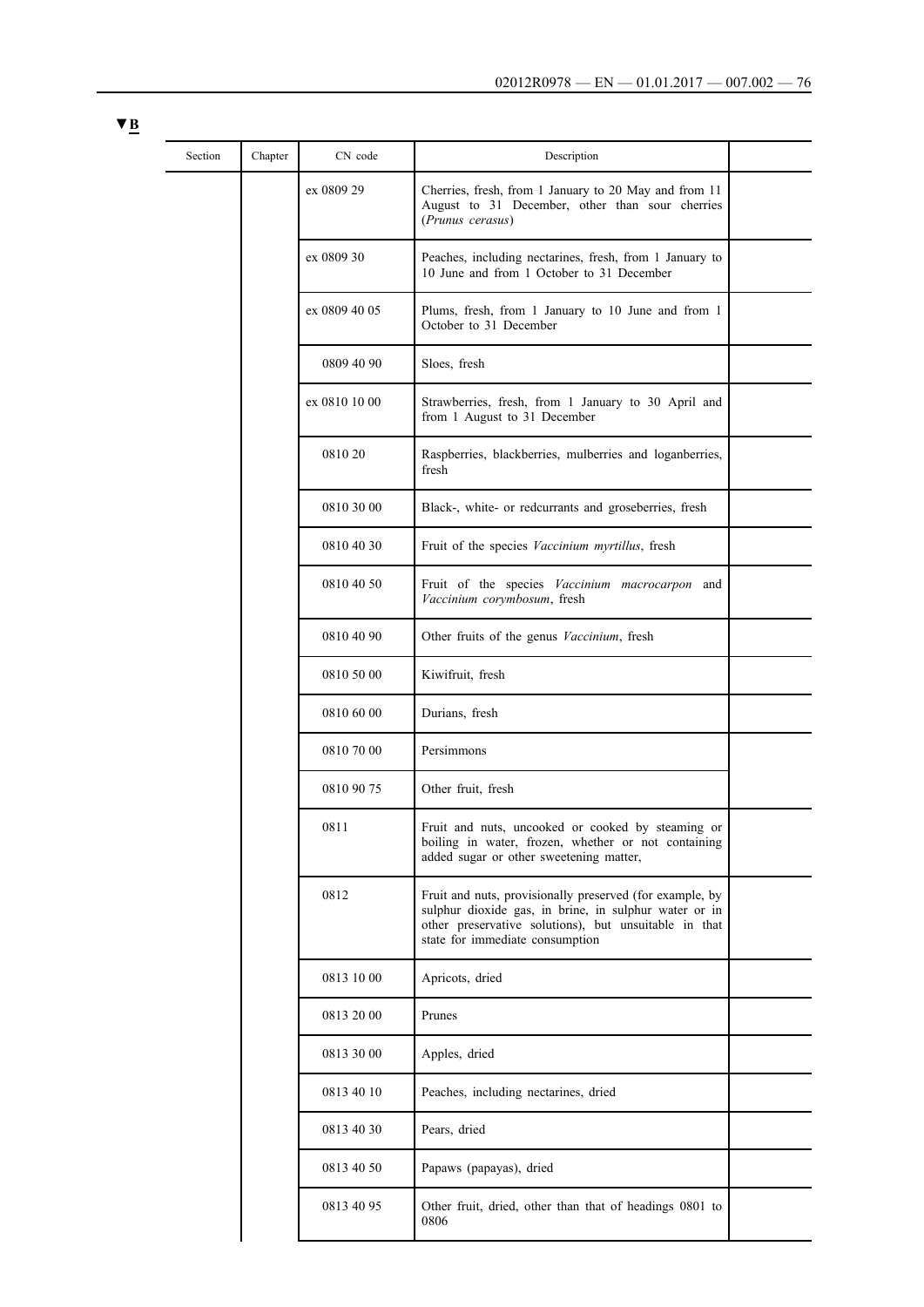▼B

| Section | Chapter | CN code | Description | |
|---|---|---|---|---|
| | | ex 0809 29 | Cherries, fresh, from 1 January to 20 May and from 11 August to 31 December, other than sour cherries (*Prunus cerasus*) | |
| | | ex 0809 30 | Peaches, including nectarines, fresh, from 1 January to 10 June and from 1 October to 31 December | |
| | | ex 0809 40 05 | Plums, fresh, from 1 January to 10 June and from 1 October to 31 December | |
| | | 0809 40 90 | Sloes, fresh | |
| | | ex 0810 10 00 | Strawberries, fresh, from 1 January to 30 April and from 1 August to 31 December | |
| | | 0810 20 | Raspberries, blackberries, mulberries and loganberries, fresh | |
| | | 0810 30 00 | Black-, white- or redcurrants and groseberries, fresh | |
| | | 0810 40 30 | Fruit of the species *Vaccinium myrtillus*, fresh | |
| | | 0810 40 50 | Fruit of the species *Vaccinium macrocarpon* and *Vaccinium corymbosum*, fresh | |
| | | 0810 40 90 | Other fruits of the genus *Vaccinium*, fresh | |
| | | 0810 50 00 | Kiwifruit, fresh | |
| | | 0810 60 00 | Durians, fresh | |
| | | 0810 70 00 | Persimmons | |
| | | 0810 90 75 | Other fruit, fresh | |
| | | 0811 | Fruit and nuts, uncooked or cooked by steaming or boiling in water, frozen, whether or not containing added sugar or other sweetening matter, | |
| | | 0812 | Fruit and nuts, provisionally preserved (for example, by sulphur dioxide gas, in brine, in sulphur water or in other preservative solutions), but unsuitable in that state for immediate consumption | |
| | | 0813 10 00 | Apricots, dried | |
| | | 0813 20 00 | Prunes | |
| | | 0813 30 00 | Apples, dried | |
| | | 0813 40 10 | Peaches, including nectarines, dried | |
| | | 0813 40 30 | Pears, dried | |
| | | 0813 40 50 | Papaws (papayas), dried | |
| | | 0813 40 95 | Other fruit, dried, other than that of headings 0801 to 0806 | |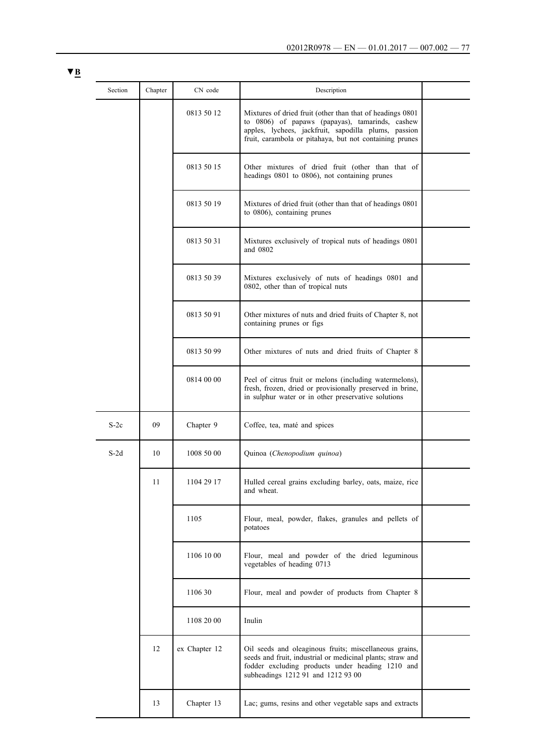▼B

| Section | Chapter | CN code | Description | |
|---|---|---|---|---|
| | | 0813 50 12 | Mixtures of dried fruit (other than that of headings 0801 to 0806) of papaws (papayas), tamarinds, cashew apples, lychees, jackfruit, sapodilla plums, passion fruit, carambola or pitahaya, but not containing prunes | |
| | | 0813 50 15 | Other mixtures of dried fruit (other than that of headings 0801 to 0806), not containing prunes | |
| | | 0813 50 19 | Mixtures of dried fruit (other than that of headings 0801 to 0806), containing prunes | |
| | | 0813 50 31 | Mixtures exclusively of tropical nuts of headings 0801 and 0802 | |
| | | 0813 50 39 | Mixtures exclusively of nuts of headings 0801 and 0802, other than of tropical nuts | |
| | | 0813 50 91 | Other mixtures of nuts and dried fruits of Chapter 8, not containing prunes or figs | |
| | | 0813 50 99 | Other mixtures of nuts and dried fruits of Chapter 8 | |
| | | 0814 00 00 | Peel of citrus fruit or melons (including watermelons), fresh, frozen, dried or provisionally preserved in brine, in sulphur water or in other preservative solutions | |
| S-2c | 09 | Chapter 9 | Coffee, tea, maté and spices | |
| S-2d | 10 | 1008 50 00 | Quinoa (*Chenopodium quinoa*) | |
| | 11 | 1104 29 17 | Hulled cereal grains excluding barley, oats, maize, rice and wheat. | |
| | | 1105 | Flour, meal, powder, flakes, granules and pellets of potatoes | |
| | | 1106 10 00 | Flour, meal and powder of the dried leguminous vegetables of heading 0713 | |
| | | 1106 30 | Flour, meal and powder of products from Chapter 8 | |
| | | 1108 20 00 | Inulin | |
| | 12 | ex Chapter 12 | Oil seeds and oleaginous fruits; miscellaneous grains, seeds and fruit, industrial or medicinal plants; straw and fodder excluding products under heading 1210 and subheadings 1212 91 and 1212 93 00 | |
| | 13 | Chapter 13 | Lac; gums, resins and other vegetable saps and extracts | |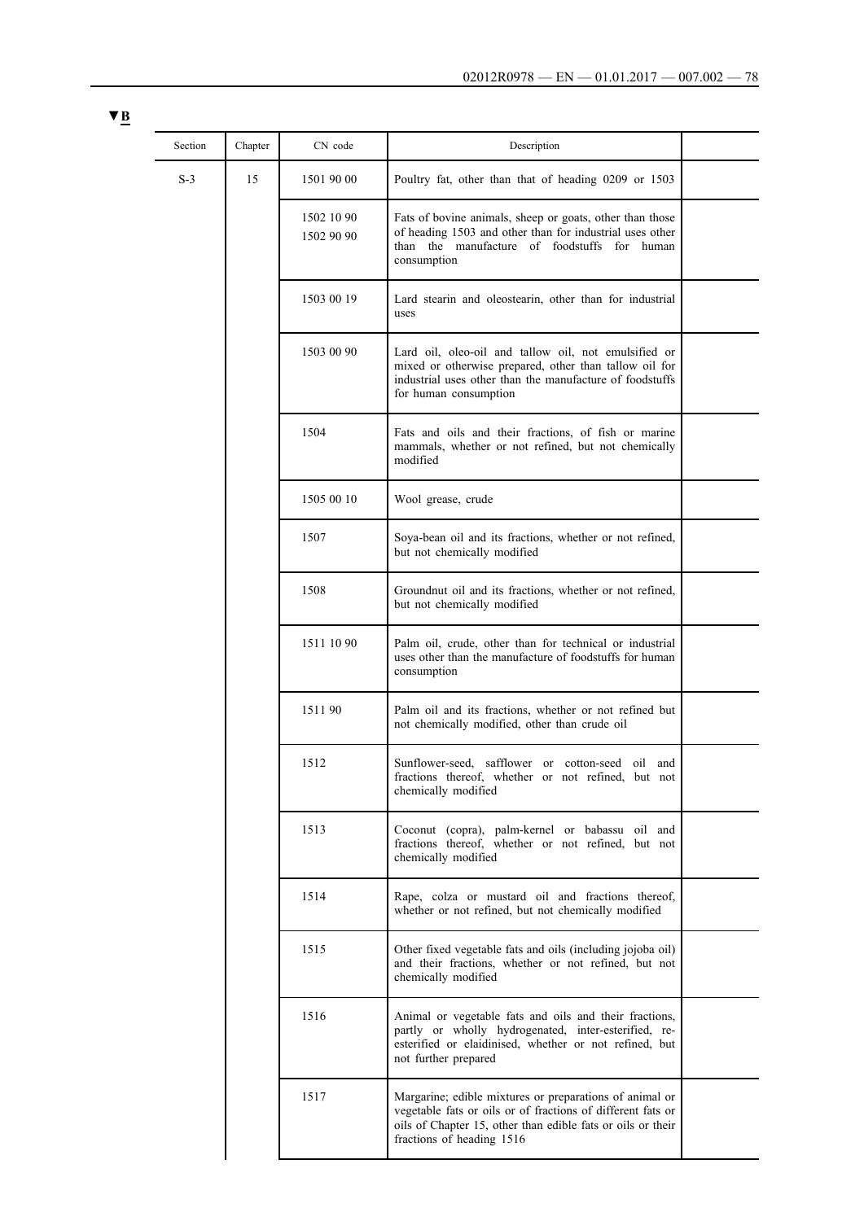▼B

| Section | Chapter | CN code | Description | |
|---|---|---|---|---|
| S-3 | 15 | 1501 90 00 | Poultry fat, other than that of heading 0209 or 1503 | |
| | | 1502 10 90<br>1502 90 90 | Fats of bovine animals, sheep or goats, other than those of heading 1503 and other than for industrial uses other than the manufacture of foodstuffs for human consumption | |
| | | 1503 00 19 | Lard stearin and oleostearin, other than for industrial uses | |
| | | 1503 00 90 | Lard oil, oleo-oil and tallow oil, not emulsified or mixed or otherwise prepared, other than tallow oil for industrial uses other than the manufacture of foodstuffs for human consumption | |
| | | 1504 | Fats and oils and their fractions, of fish or marine mammals, whether or not refined, but not chemically modified | |
| | | 1505 00 10 | Wool grease, crude | |
| | | 1507 | Soya-bean oil and its fractions, whether or not refined, but not chemically modified | |
| | | 1508 | Groundnut oil and its fractions, whether or not refined, but not chemically modified | |
| | | 1511 10 90 | Palm oil, crude, other than for technical or industrial uses other than the manufacture of foodstuffs for human consumption | |
| | | 1511 90 | Palm oil and its fractions, whether or not refined but not chemically modified, other than crude oil | |
| | | 1512 | Sunflower-seed, safflower or cotton-seed oil and fractions thereof, whether or not refined, but not chemically modified | |
| | | 1513 | Coconut (copra), palm-kernel or babassu oil and fractions thereof, whether or not refined, but not chemically modified | |
| | | 1514 | Rape, colza or mustard oil and fractions thereof, whether or not refined, but not chemically modified | |
| | | 1515 | Other fixed vegetable fats and oils (including jojoba oil) and their fractions, whether or not refined, but not chemically modified | |
| | | 1516 | Animal or vegetable fats and oils and their fractions, partly or wholly hydrogenated, inter-esterified, re-esterified or elaidinised, whether or not refined, but not further prepared | |
| | | 1517 | Margarine; edible mixtures or preparations of animal or vegetable fats or oils or of fractions of different fats or oils of Chapter 15, other than edible fats or oils or their fractions of heading 1516 | |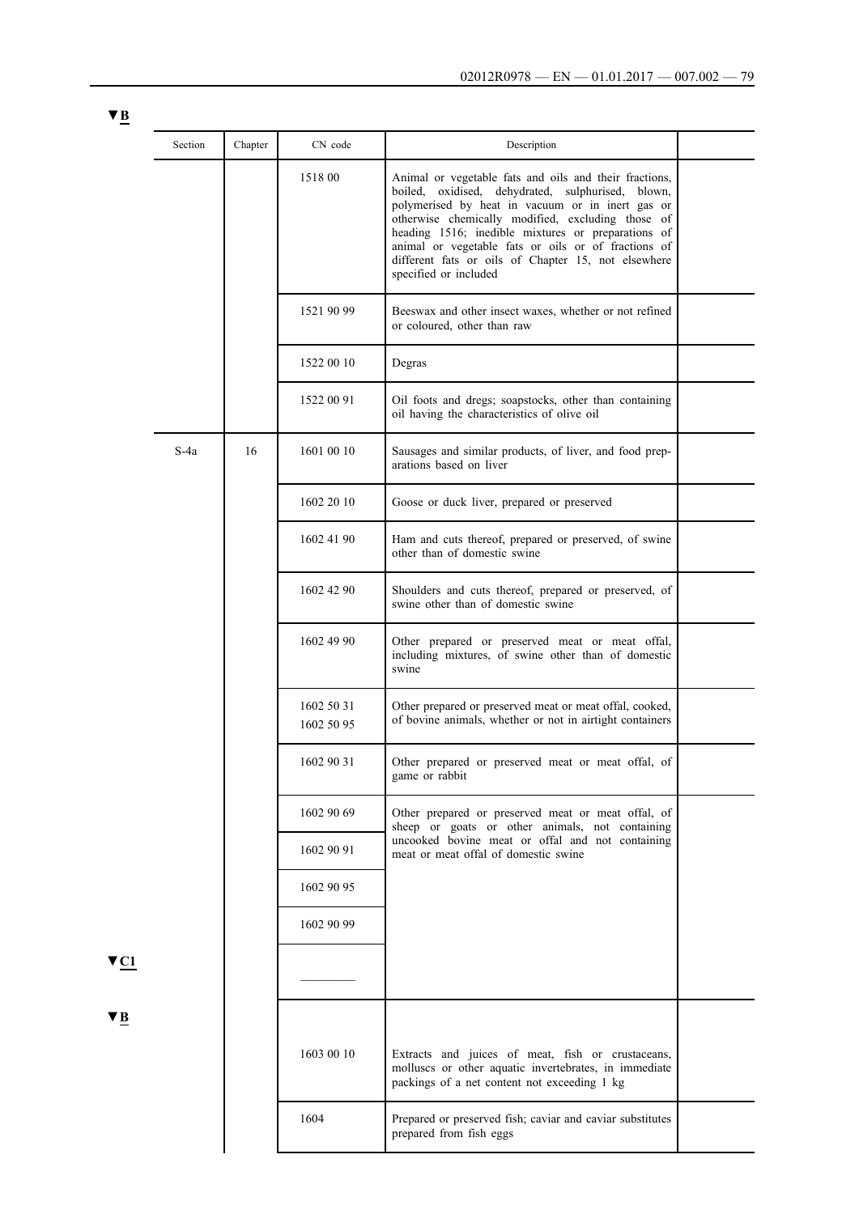▼B

| Section | Chapter | CN code | Description | |
|---|---|---|---|---|
| | | 1518 00 | Animal or vegetable fats and oils and their fractions, boiled, oxidised, dehydrated, sulphurised, blown, polymerised by heat in vacuum or in inert gas or otherwise chemically modified, excluding those of heading 1516; inedible mixtures or preparations of animal or vegetable fats or oils or of fractions of different fats or oils of Chapter 15, not elsewhere specified or included | |
| | | 1521 90 99 | Beeswax and other insect waxes, whether or not refined or coloured, other than raw | |
| | | 1522 00 10 | Degras | |
| | | 1522 00 91 | Oil foots and dregs; soapstocks, other than containing oil having the characteristics of olive oil | |
| S-4a | 16 | 1601 00 10 | Sausages and similar products, of liver, and food preparations based on liver | |
| | | 1602 20 10 | Goose or duck liver, prepared or preserved | |
| | | 1602 41 90 | Ham and cuts thereof, prepared or preserved, of swine other than of domestic swine | |
| | | 1602 42 90 | Shoulders and cuts thereof, prepared or preserved, of swine other than of domestic swine | |
| | | 1602 49 90 | Other prepared or preserved meat or meat offal, including mixtures, of swine other than of domestic swine | |
| | | 1602 50 31<br>1602 50 95 | Other prepared or preserved meat or meat offal, cooked, of bovine animals, whether or not in airtight containers | |
| | | 1602 90 31 | Other prepared or preserved meat or meat offal, of game or rabbit | |
| | | 1602 90 69<br>1602 90 91<br>1602 90 95<br>1602 90 99<br>▼C1<br>—————<br>▼B | Other prepared or preserved meat or meat offal, of sheep or goats or other animals, not containing uncooked bovine meat or offal and not containing meat or meat offal of domestic swine | |
| | | 1603 00 10 | Extracts and juices of meat, fish or crustaceans, molluscs or other aquatic invertebrates, in immediate packings of a net content not exceeding 1 kg | |
| | | 1604 | Prepared or preserved fish; caviar and caviar substitutes prepared from fish eggs | |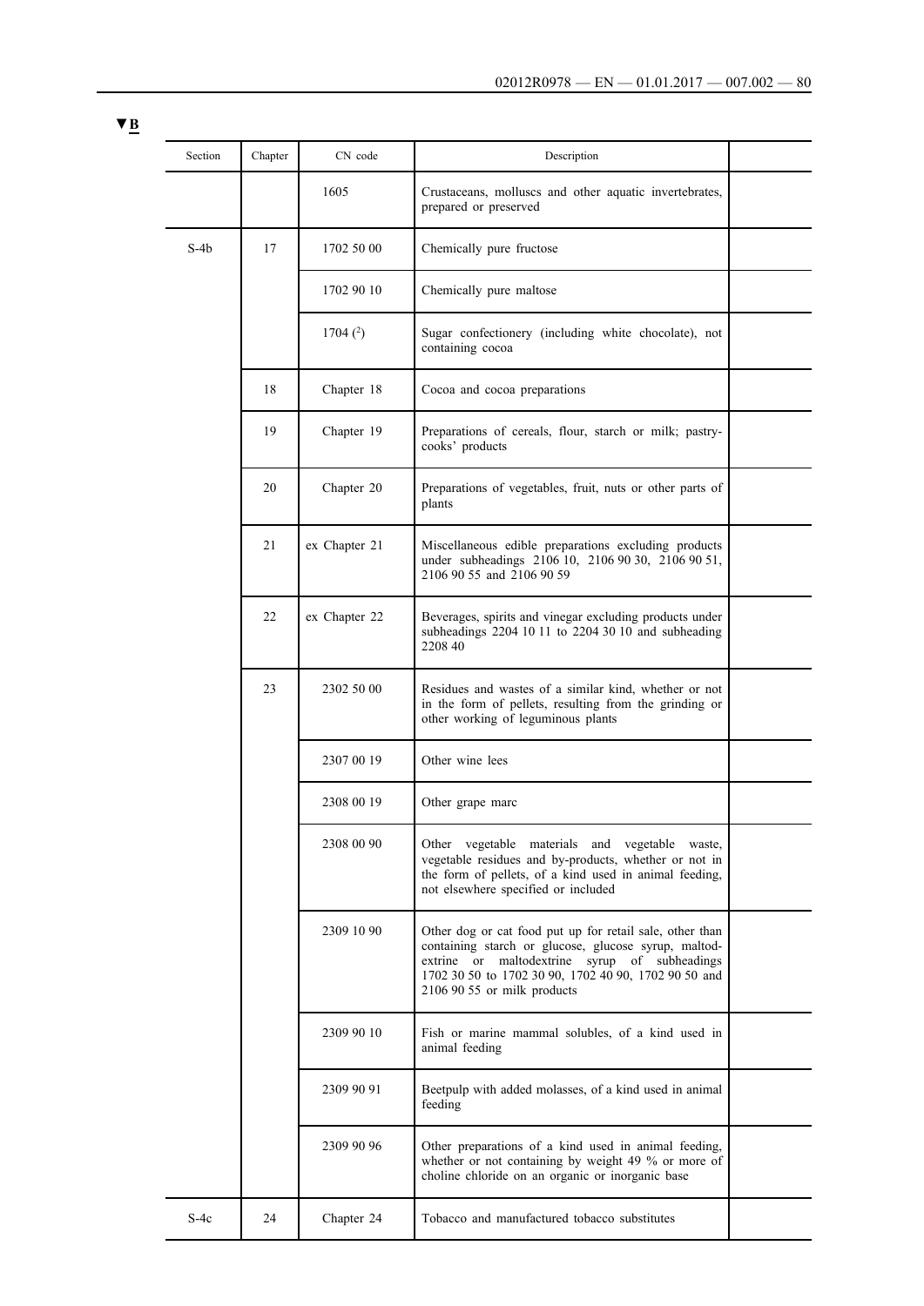▼B

| Section | Chapter | CN code | Description | |
|---|---|---|---|---|
| | | 1605 | Crustaceans, molluscs and other aquatic invertebrates, prepared or preserved | |
| S-4b | 17 | 1702 50 00 | Chemically pure fructose | |
| | | 1702 90 10 | Chemically pure maltose | |
| | | 1704 (2) | Sugar confectionery (including white chocolate), not containing cocoa | |
| | 18 | Chapter 18 | Cocoa and cocoa preparations | |
| | 19 | Chapter 19 | Preparations of cereals, flour, starch or milk; pastry-cooks' products | |
| | 20 | Chapter 20 | Preparations of vegetables, fruit, nuts or other parts of plants | |
| | 21 | ex Chapter 21 | Miscellaneous edible preparations excluding products under subheadings 2106 10, 2106 90 30, 2106 90 51, 2106 90 55 and 2106 90 59 | |
| | 22 | ex Chapter 22 | Beverages, spirits and vinegar excluding products under subheadings 2204 10 11 to 2204 30 10 and subheading 2208 40 | |
| | 23 | 2302 50 00 | Residues and wastes of a similar kind, whether or not in the form of pellets, resulting from the grinding or other working of leguminous plants | |
| | | 2307 00 19 | Other wine lees | |
| | | 2308 00 19 | Other grape marc | |
| | | 2308 00 90 | Other vegetable materials and vegetable waste, vegetable residues and by-products, whether or not in the form of pellets, of a kind used in animal feeding, not elsewhere specified or included | |
| | | 2309 10 90 | Other dog or cat food put up for retail sale, other than containing starch or glucose, glucose syrup, maltodextrine or maltodextrine syrup of subheadings 1702 30 50 to 1702 30 90, 1702 40 90, 1702 90 50 and 2106 90 55 or milk products | |
| | | 2309 90 10 | Fish or marine mammal solubles, of a kind used in animal feeding | |
| | | 2309 90 91 | Beetpulp with added molasses, of a kind used in animal feeding | |
| | | 2309 90 96 | Other preparations of a kind used in animal feeding, whether or not containing by weight 49 % or more of choline chloride on an organic or inorganic base | |
| S-4c | 24 | Chapter 24 | Tobacco and manufactured tobacco substitutes | |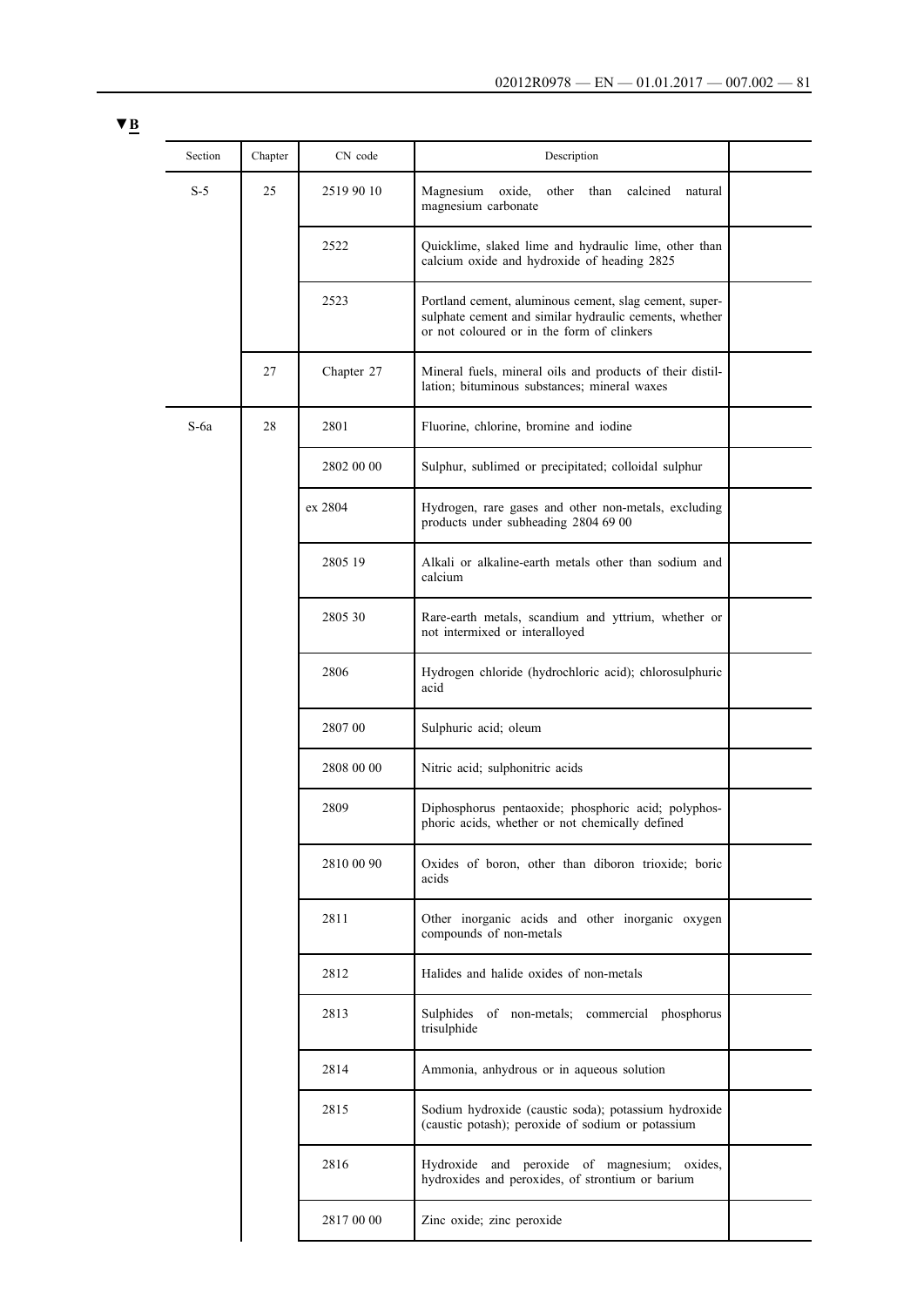▼B

| Section | Chapter | CN code | Description | |
|---|---|---|---|---|
| S-5 | 25 | 2519 90 10 | Magnesium oxide, other than calcined natural magnesium carbonate | |
| | | 2522 | Quicklime, slaked lime and hydraulic lime, other than calcium oxide and hydroxide of heading 2825 | |
| | | 2523 | Portland cement, aluminous cement, slag cement, super-sulphate cement and similar hydraulic cements, whether or not coloured or in the form of clinkers | |
| | 27 | Chapter 27 | Mineral fuels, mineral oils and products of their distillation; bituminous substances; mineral waxes | |
| S-6a | 28 | 2801 | Fluorine, chlorine, bromine and iodine | |
| | | 2802 00 00 | Sulphur, sublimed or precipitated; colloidal sulphur | |
| | | ex 2804 | Hydrogen, rare gases and other non-metals, excluding products under subheading 2804 69 00 | |
| | | 2805 19 | Alkali or alkaline-earth metals other than sodium and calcium | |
| | | 2805 30 | Rare-earth metals, scandium and yttrium, whether or not intermixed or interalloyed | |
| | | 2806 | Hydrogen chloride (hydrochloric acid); chlorosulphuric acid | |
| | | 2807 00 | Sulphuric acid; oleum | |
| | | 2808 00 00 | Nitric acid; sulphonitric acids | |
| | | 2809 | Diphosphorus pentaoxide; phosphoric acid; polyphosphoric acids, whether or not chemically defined | |
| | | 2810 00 90 | Oxides of boron, other than diboron trioxide; boric acids | |
| | | 2811 | Other inorganic acids and other inorganic oxygen compounds of non-metals | |
| | | 2812 | Halides and halide oxides of non-metals | |
| | | 2813 | Sulphides of non-metals; commercial phosphorus trisulphide | |
| | | 2814 | Ammonia, anhydrous or in aqueous solution | |
| | | 2815 | Sodium hydroxide (caustic soda); potassium hydroxide (caustic potash); peroxide of sodium or potassium | |
| | | 2816 | Hydroxide and peroxide of magnesium; oxides, hydroxides and peroxides, of strontium or barium | |
| | | 2817 00 00 | Zinc oxide; zinc peroxide | |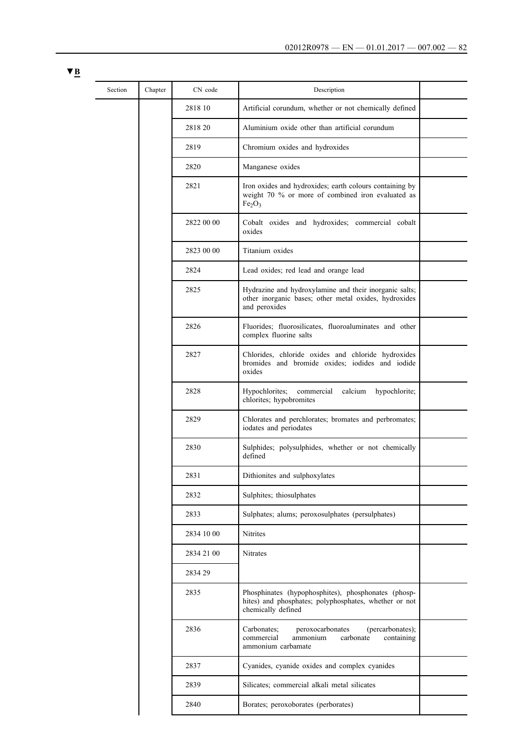▼B

| Section | Chapter | CN code | Description | |
|---|---|---|---|---|
| | | 2818 10 | Artificial corundum, whether or not chemically defined | |
| | | 2818 20 | Aluminium oxide other than artificial corundum | |
| | | 2819 | Chromium oxides and hydroxides | |
| | | 2820 | Manganese oxides | |
| | | 2821 | Iron oxides and hydroxides; earth colours containing by weight 70 % or more of combined iron evaluated as $Fe_2O_3$ | |
| | | 2822 00 00 | Cobalt oxides and hydroxides; commercial cobalt oxides | |
| | | 2823 00 00 | Titanium oxides | |
| | | 2824 | Lead oxides; red lead and orange lead | |
| | | 2825 | Hydrazine and hydroxylamine and their inorganic salts; other inorganic bases; other metal oxides, hydroxides and peroxides | |
| | | 2826 | Fluorides; fluorosilicates, fluoroaluminates and other complex fluorine salts | |
| | | 2827 | Chlorides, chloride oxides and chloride hydroxides bromides and bromide oxides; iodides and iodide oxides | |
| | | 2828 | Hypochlorites; commercial calcium hypochlorite; chlorites; hypobromites | |
| | | 2829 | Chlorates and perchlorates; bromates and perbromates; iodates and periodates | |
| | | 2830 | Sulphides; polysulphides, whether or not chemically defined | |
| | | 2831 | Dithionites and sulphoxylates | |
| | | 2832 | Sulphites; thiosulphates | |
| | | 2833 | Sulphates; alums; peroxosulphates (persulphates) | |
| | | 2834 10 00 | Nitrites | |
| | | 2834 21 00 | Nitrates | |
| | | 2834 29 | | |
| | | 2835 | Phosphinates (hypophosphites), phosphonates (phosphites) and phosphates; polyphosphates, whether or not chemically defined | |
| | | 2836 | Carbonates; peroxocarbonates (percarbonates); commercial ammonium carbonate containing ammonium carbamate | |
| | | 2837 | Cyanides, cyanide oxides and complex cyanides | |
| | | 2839 | Silicates; commercial alkali metal silicates | |
| | | 2840 | Borates; peroxoborates (perborates) | |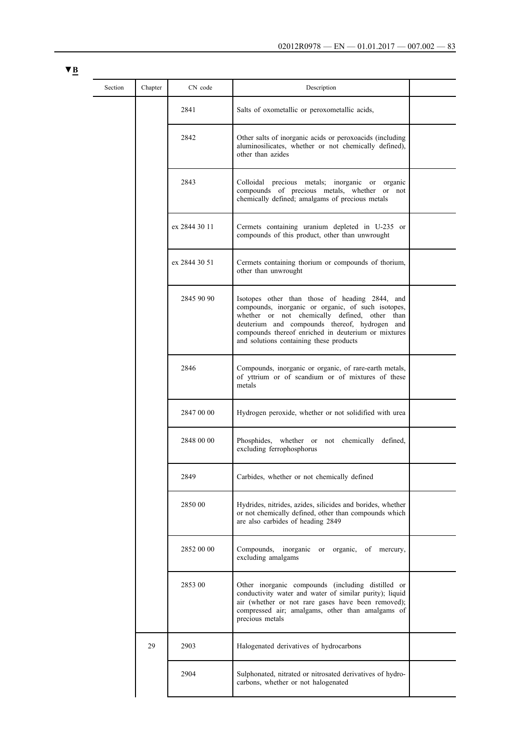▼B

| Section | Chapter | CN code | Description | |
|---|---|---|---|---|
| | | 2841 | Salts of oxometallic or peroxometallic acids, | |
| | | 2842 | Other salts of inorganic acids or peroxoacids (including aluminosilicates, whether or not chemically defined), other than azides | |
| | | 2843 | Colloidal precious metals; inorganic or organic compounds of precious metals, whether or not chemically defined; amalgams of precious metals | |
| | | ex 2844 30 11 | Cermets containing uranium depleted in U-235 or compounds of this product, other than unwrought | |
| | | ex 2844 30 51 | Cermets containing thorium or compounds of thorium, other than unwrought | |
| | | 2845 90 90 | Isotopes other than those of heading 2844, and compounds, inorganic or organic, of such isotopes, whether or not chemically defined, other than deuterium and compounds thereof, hydrogen and compounds thereof enriched in deuterium or mixtures and solutions containing these products | |
| | | 2846 | Compounds, inorganic or organic, of rare-earth metals, of yttrium or of scandium or of mixtures of these metals | |
| | | 2847 00 00 | Hydrogen peroxide, whether or not solidified with urea | |
| | | 2848 00 00 | Phosphides, whether or not chemically defined, excluding ferrophosphorus | |
| | | 2849 | Carbides, whether or not chemically defined | |
| | | 2850 00 | Hydrides, nitrides, azides, silicides and borides, whether or not chemically defined, other than compounds which are also carbides of heading 2849 | |
| | | 2852 00 00 | Compounds, inorganic or organic, of mercury, excluding amalgams | |
| | | 2853 00 | Other inorganic compounds (including distilled or conductivity water and water of similar purity); liquid air (whether or not rare gases have been removed); compressed air; amalgams, other than amalgams of precious metals | |
| | 29 | 2903 | Halogenated derivatives of hydrocarbons | |
| | | 2904 | Sulphonated, nitrated or nitrosated derivatives of hydrocarbons, whether or not halogenated | |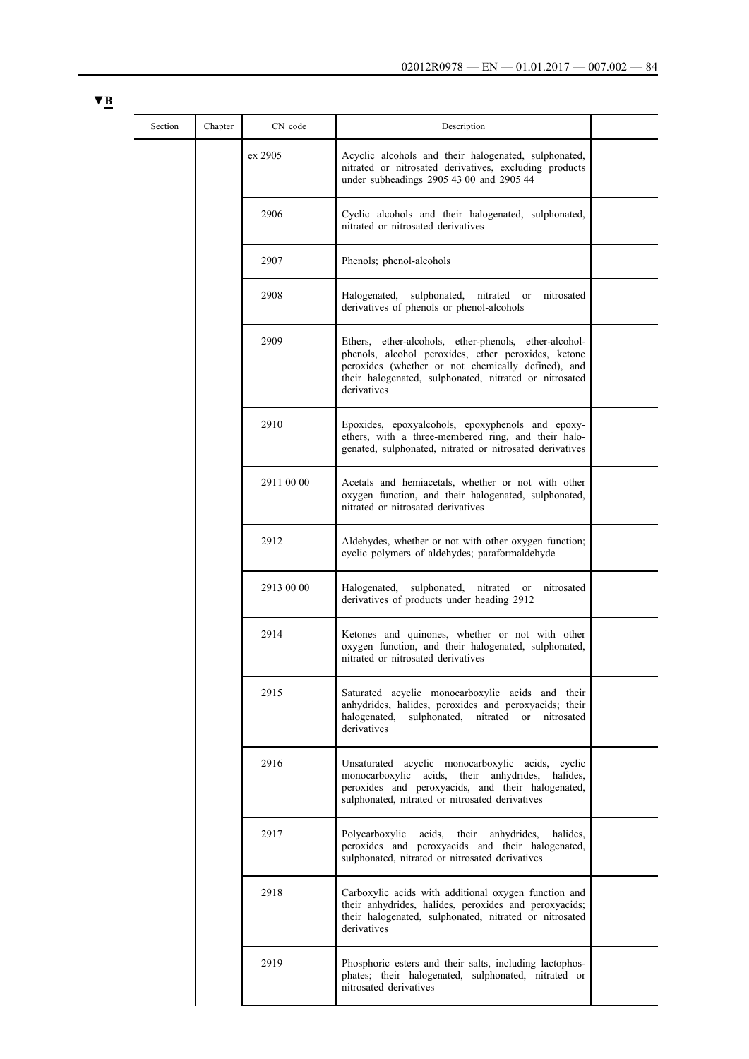▼B

| Section | Chapter | CN code | Description | |
|---|---|---|---|---|
| | | ex 2905 | Acyclic alcohols and their halogenated, sulphonated, nitrated or nitrosated derivatives, excluding products under subheadings 2905 43 00 and 2905 44 | |
| | | 2906 | Cyclic alcohols and their halogenated, sulphonated, nitrated or nitrosated derivatives | |
| | | 2907 | Phenols; phenol-alcohols | |
| | | 2908 | Halogenated, sulphonated, nitrated or nitrosated derivatives of phenols or phenol-alcohols | |
| | | 2909 | Ethers, ether-alcohols, ether-phenols, ether-alcohol-phenols, alcohol peroxides, ether peroxides, ketone peroxides (whether or not chemically defined), and their halogenated, sulphonated, nitrated or nitrosated derivatives | |
| | | 2910 | Epoxides, epoxyalcohols, epoxyphenols and epoxy-ethers, with a three-membered ring, and their halogenated, sulphonated, nitrated or nitrosated derivatives | |
| | | 2911 00 00 | Acetals and hemiacetals, whether or not with other oxygen function, and their halogenated, sulphonated, nitrated or nitrosated derivatives | |
| | | 2912 | Aldehydes, whether or not with other oxygen function; cyclic polymers of aldehydes; paraformaldehyde | |
| | | 2913 00 00 | Halogenated, sulphonated, nitrated or nitrosated derivatives of products under heading 2912 | |
| | | 2914 | Ketones and quinones, whether or not with other oxygen function, and their halogenated, sulphonated, nitrated or nitrosated derivatives | |
| | | 2915 | Saturated acyclic monocarboxylic acids and their anhydrides, halides, peroxides and peroxyacids; their halogenated, sulphonated, nitrated or nitrosated derivatives | |
| | | 2916 | Unsaturated acyclic monocarboxylic acids, cyclic monocarboxylic acids, their anhydrides, halides, peroxides and peroxyacids, and their halogenated, sulphonated, nitrated or nitrosated derivatives | |
| | | 2917 | Polycarboxylic acids, their anhydrides, halides, peroxides and peroxyacids and their halogenated, sulphonated, nitrated or nitrosated derivatives | |
| | | 2918 | Carboxylic acids with additional oxygen function and their anhydrides, halides, peroxides and peroxyacids; their halogenated, sulphonated, nitrated or nitrosated derivatives | |
| | | 2919 | Phosphoric esters and their salts, including lactophosphates; their halogenated, sulphonated, nitrated or nitrosated derivatives | |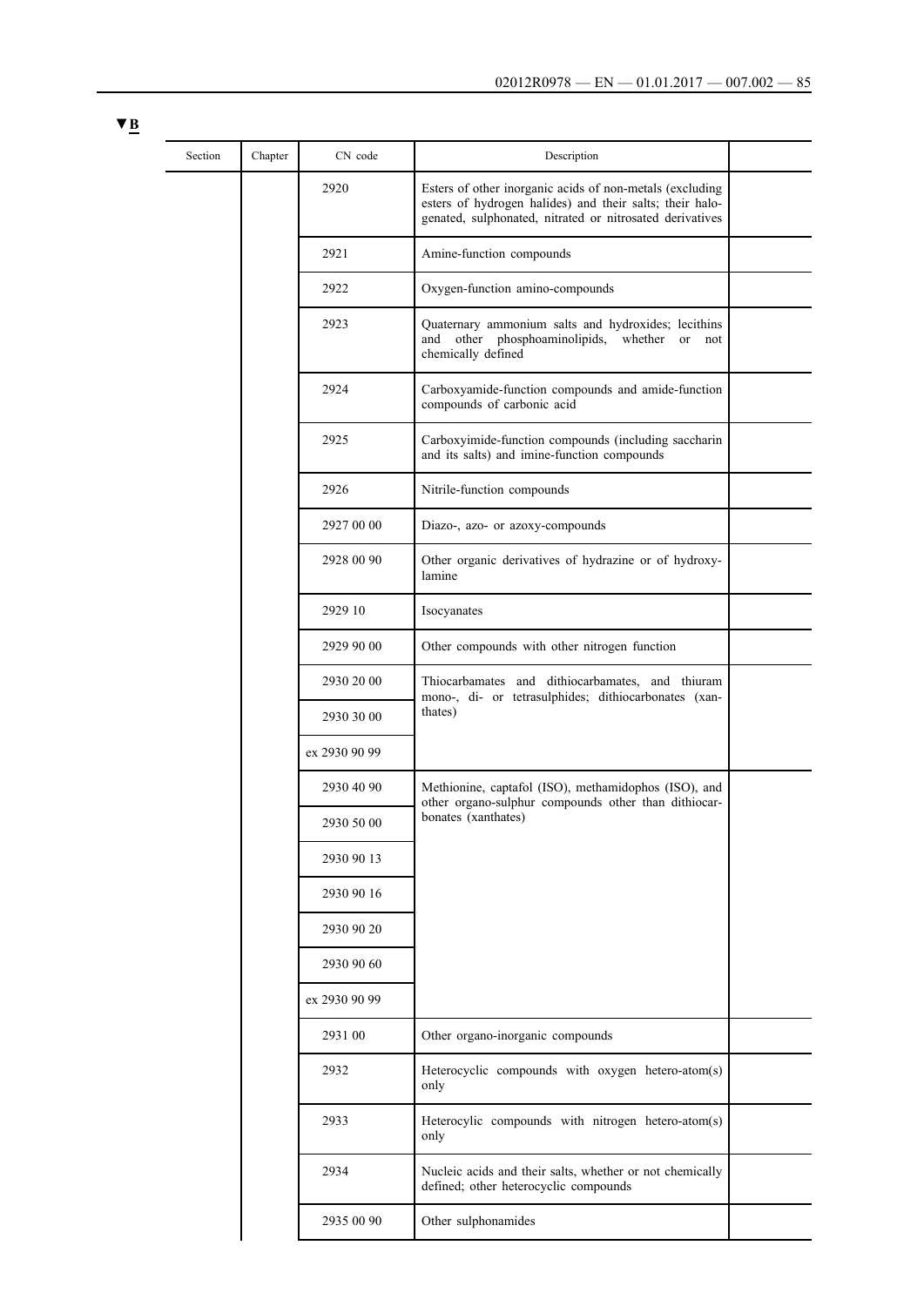▼B

| Section | Chapter | CN code | Description | |
|---|---|---|---|---|
| | | 2920 | Esters of other inorganic acids of non-metals (excluding esters of hydrogen halides) and their salts; their halogenated, sulphonated, nitrated or nitrosated derivatives | |
| | | 2921 | Amine-function compounds | |
| | | 2922 | Oxygen-function amino-compounds | |
| | | 2923 | Quaternary ammonium salts and hydroxides; lecithins and other phosphoaminolipids, whether or not chemically defined | |
| | | 2924 | Carboxyamide-function compounds and amide-function compounds of carbonic acid | |
| | | 2925 | Carboxyimide-function compounds (including saccharin and its salts) and imine-function compounds | |
| | | 2926 | Nitrile-function compounds | |
| | | 2927 00 00 | Diazo-, azo- or azoxy-compounds | |
| | | 2928 00 90 | Other organic derivatives of hydrazine or of hydroxylamine | |
| | | 2929 10 | Isocyanates | |
| | | 2929 90 00 | Other compounds with other nitrogen function | |
| | | 2930 20 00 | Thiocarbamates and dithiocarbamates, and thiuram mono-, di- or tetrasulphides; dithiocarbonates (xanthates) | |
| | | 2930 30 00 | | |
| | | ex 2930 90 99 | | |
| | | 2930 40 90 | Methionine, captafol (ISO), methamidophos (ISO), and other organo-sulphur compounds other than dithiocarbonates (xanthates) | |
| | | 2930 50 00 | | |
| | | 2930 90 13 | | |
| | | 2930 90 16 | | |
| | | 2930 90 20 | | |
| | | 2930 90 60 | | |
| | | ex 2930 90 99 | | |
| | | 2931 00 | Other organo-inorganic compounds | |
| | | 2932 | Heterocyclic compounds with oxygen hetero-atom(s) only | |
| | | 2933 | Heterocylic compounds with nitrogen hetero-atom(s) only | |
| | | 2934 | Nucleic acids and their salts, whether or not chemically defined; other heterocyclic compounds | |
| | | 2935 00 90 | Other sulphonamides | |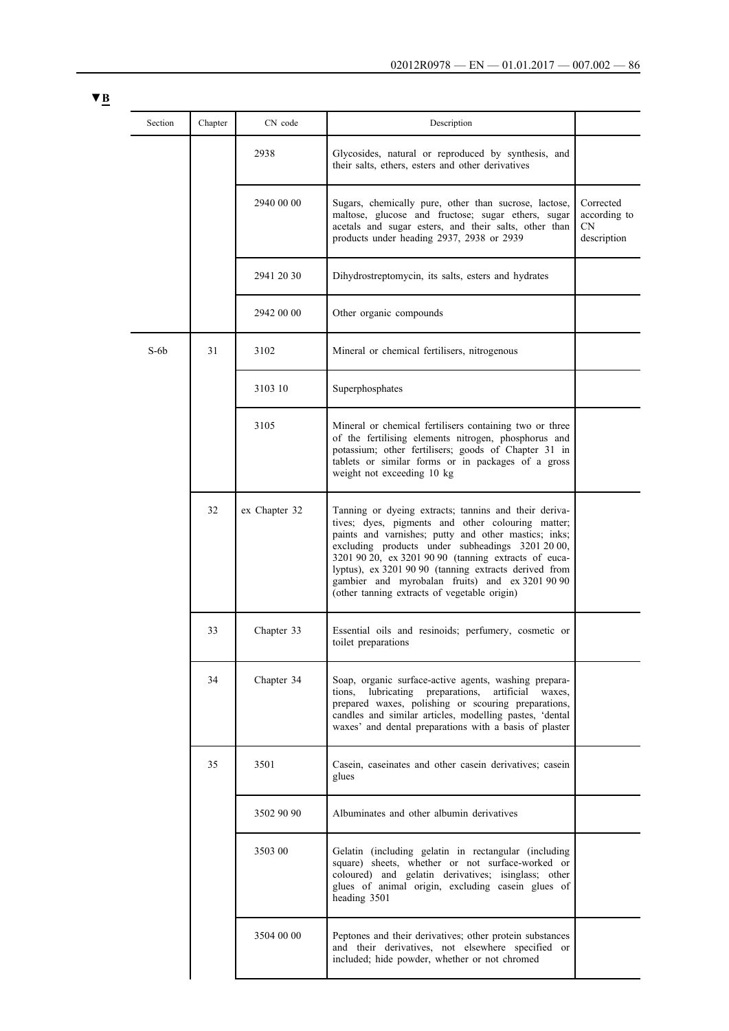▼B

| Section | Chapter | CN code | Description | |
|---|---|---|---|---|
| | | 2938 | Glycosides, natural or reproduced by synthesis, and their salts, ethers, esters and other derivatives | |
| | | 2940 00 00 | Sugars, chemically pure, other than sucrose, lactose, maltose, glucose and fructose; sugar ethers, sugar acetals and sugar esters, and their salts, other than products under heading 2937, 2938 or 2939 | Corrected according to CN description |
| | | 2941 20 30 | Dihydrostreptomycin, its salts, esters and hydrates | |
| | | 2942 00 00 | Other organic compounds | |
| S-6b | 31 | 3102 | Mineral or chemical fertilisers, nitrogenous | |
| | | 3103 10 | Superphosphates | |
| | | 3105 | Mineral or chemical fertilisers containing two or three of the fertilising elements nitrogen, phosphorus and potassium; other fertilisers; goods of Chapter 31 in tablets or similar forms or in packages of a gross weight not exceeding 10 kg | |
| | 32 | ex Chapter 32 | Tanning or dyeing extracts; tannins and their derivatives; dyes, pigments and other colouring matter; paints and varnishes; putty and other mastics; inks; excluding products under subheadings 3201 20 00, 3201 90 20, ex 3201 90 90 (tanning extracts of eucalyptus), ex 3201 90 90 (tanning extracts derived from gambier and myrobalan fruits) and ex 3201 90 90 (other tanning extracts of vegetable origin) | |
| | 33 | Chapter 33 | Essential oils and resinoids; perfumery, cosmetic or toilet preparations | |
| | 34 | Chapter 34 | Soap, organic surface-active agents, washing preparations, lubricating preparations, artificial waxes, prepared waxes, polishing or scouring preparations, candles and similar articles, modelling pastes, 'dental waxes' and dental preparations with a basis of plaster | |
| | 35 | 3501 | Casein, caseinates and other casein derivatives; casein glues | |
| | | 3502 90 90 | Albuminates and other albumin derivatives | |
| | | 3503 00 | Gelatin (including gelatin in rectangular (including square) sheets, whether or not surface-worked or coloured) and gelatin derivatives; isinglass; other glues of animal origin, excluding casein glues of heading 3501 | |
| | | 3504 00 00 | Peptones and their derivatives; other protein substances and their derivatives, not elsewhere specified or included; hide powder, whether or not chromed | |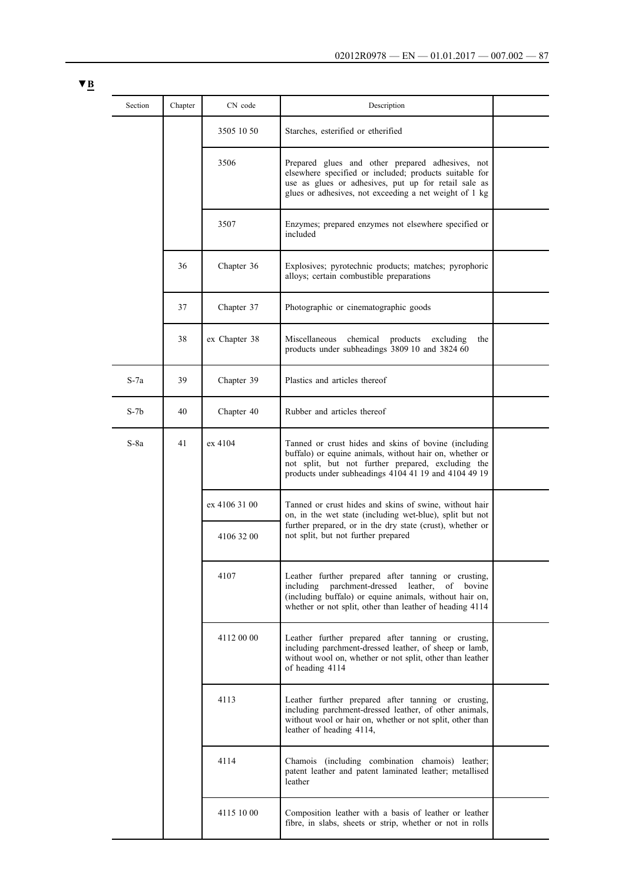▼B

| Section | Chapter | CN code | Description | |
|---|---|---|---|---|
| | | 3505 10 50 | Starches, esterified or etherified | |
| | | 3506 | Prepared glues and other prepared adhesives, not elsewhere specified or included; products suitable for use as glues or adhesives, put up for retail sale as glues or adhesives, not exceeding a net weight of 1 kg | |
| | | 3507 | Enzymes; prepared enzymes not elsewhere specified or included | |
| | 36 | Chapter 36 | Explosives; pyrotechnic products; matches; pyrophoric alloys; certain combustible preparations | |
| | 37 | Chapter 37 | Photographic or cinematographic goods | |
| | 38 | ex Chapter 38 | Miscellaneous chemical products excluding the products under subheadings 3809 10 and 3824 60 | |
| S-7a | 39 | Chapter 39 | Plastics and articles thereof | |
| S-7b | 40 | Chapter 40 | Rubber and articles thereof | |
| S-8a | 41 | ex 4104 | Tanned or crust hides and skins of bovine (including buffalo) or equine animals, without hair on, whether or not split, but not further prepared, excluding the products under subheadings 4104 41 19 and 4104 49 19 | |
| | | ex 4106 31 00<br>4106 32 00 | Tanned or crust hides and skins of swine, without hair on, in the wet state (including wet-blue), split but not further prepared, or in the dry state (crust), whether or not split, but not further prepared | |
| | | 4107 | Leather further prepared after tanning or crusting, including parchment-dressed leather, of bovine (including buffalo) or equine animals, without hair on, whether or not split, other than leather of heading 4114 | |
| | | 4112 00 00 | Leather further prepared after tanning or crusting, including parchment-dressed leather, of sheep or lamb, without wool on, whether or not split, other than leather of heading 4114 | |
| | | 4113 | Leather further prepared after tanning or crusting, including parchment-dressed leather, of other animals, without wool or hair on, whether or not split, other than leather of heading 4114, | |
| | | 4114 | Chamois (including combination chamois) leather; patent leather and patent laminated leather; metallised leather | |
| | | 4115 10 00 | Composition leather with a basis of leather or leather fibre, in slabs, sheets or strip, whether or not in rolls | |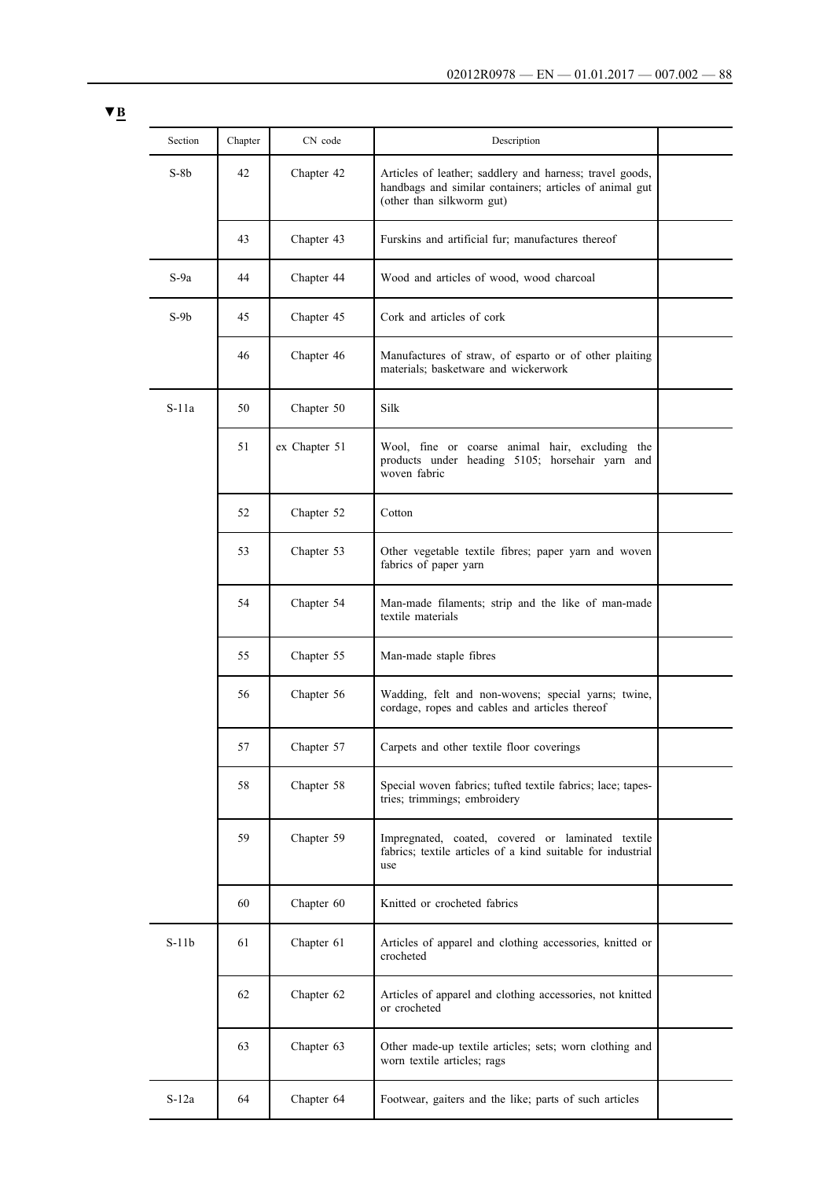▼B

| Section | Chapter | CN code | Description | |
|---|---|---|---|---|
| S-8b | 42 | Chapter 42 | Articles of leather; saddlery and harness; travel goods, handbags and similar containers; articles of animal gut (other than silkworm gut) | |
| | 43 | Chapter 43 | Furskins and artificial fur; manufactures thereof | |
| S-9a | 44 | Chapter 44 | Wood and articles of wood, wood charcoal | |
| S-9b | 45 | Chapter 45 | Cork and articles of cork | |
| | 46 | Chapter 46 | Manufactures of straw, of esparto or of other plaiting materials; basketware and wickerwork | |
| S-11a | 50 | Chapter 50 | Silk | |
| | 51 | ex Chapter 51 | Wool, fine or coarse animal hair, excluding the products under heading 5105; horsehair yarn and woven fabric | |
| | 52 | Chapter 52 | Cotton | |
| | 53 | Chapter 53 | Other vegetable textile fibres; paper yarn and woven fabrics of paper yarn | |
| | 54 | Chapter 54 | Man-made filaments; strip and the like of man-made textile materials | |
| | 55 | Chapter 55 | Man-made staple fibres | |
| | 56 | Chapter 56 | Wadding, felt and non-wovens; special yarns; twine, cordage, ropes and cables and articles thereof | |
| | 57 | Chapter 57 | Carpets and other textile floor coverings | |
| | 58 | Chapter 58 | Special woven fabrics; tufted textile fabrics; lace; tapestries; trimmings; embroidery | |
| | 59 | Chapter 59 | Impregnated, coated, covered or laminated textile fabrics; textile articles of a kind suitable for industrial use | |
| | 60 | Chapter 60 | Knitted or crocheted fabrics | |
| S-11b | 61 | Chapter 61 | Articles of apparel and clothing accessories, knitted or crocheted | |
| | 62 | Chapter 62 | Articles of apparel and clothing accessories, not knitted or crocheted | |
| | 63 | Chapter 63 | Other made-up textile articles; sets; worn clothing and worn textile articles; rags | |
| S-12a | 64 | Chapter 64 | Footwear, gaiters and the like; parts of such articles | |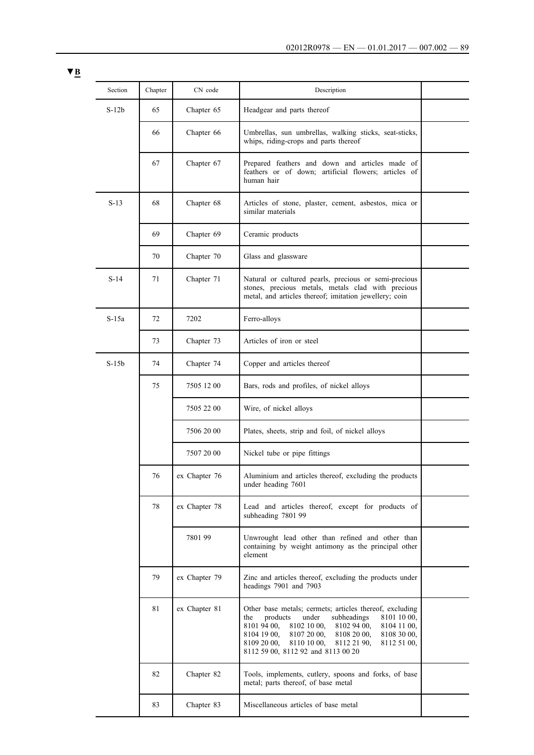▼B

| Section | Chapter | CN code | Description | |
|---|---|---|---|---|
| S-12b | 65 | Chapter 65 | Headgear and parts thereof | |
| | 66 | Chapter 66 | Umbrellas, sun umbrellas, walking sticks, seat-sticks, whips, riding-crops and parts thereof | |
| | 67 | Chapter 67 | Prepared feathers and down and articles made of feathers or of down; artificial flowers; articles of human hair | |
| S-13 | 68 | Chapter 68 | Articles of stone, plaster, cement, asbestos, mica or similar materials | |
| | 69 | Chapter 69 | Ceramic products | |
| | 70 | Chapter 70 | Glass and glassware | |
| S-14 | 71 | Chapter 71 | Natural or cultured pearls, precious or semi-precious stones, precious metals, metals clad with precious metal, and articles thereof; imitation jewellery; coin | |
| S-15a | 72 | 7202 | Ferro-alloys | |
| | 73 | Chapter 73 | Articles of iron or steel | |
| S-15b | 74 | Chapter 74 | Copper and articles thereof | |
| | 75 | 7505 12 00 | Bars, rods and profiles, of nickel alloys | |
| | | 7505 22 00 | Wire, of nickel alloys | |
| | | 7506 20 00 | Plates, sheets, strip and foil, of nickel alloys | |
| | | 7507 20 00 | Nickel tube or pipe fittings | |
| | 76 | ex Chapter 76 | Aluminium and articles thereof, excluding the products under heading 7601 | |
| | 78 | ex Chapter 78 | Lead and articles thereof, except for products of subheading 7801 99 | |
| | | 7801 99 | Unwrought lead other than refined and other than containing by weight antimony as the principal other element | |
| | 79 | ex Chapter 79 | Zinc and articles thereof, excluding the products under headings 7901 and 7903 | |
| | 81 | ex Chapter 81 | Other base metals; cermets; articles thereof, excluding the products under subheadings 8101 10 00, 8101 94 00, 8102 10 00, 8102 94 00, 8104 11 00, 8104 19 00, 8107 20 00, 8108 20 00, 8108 30 00, 8109 20 00, 8110 10 00, 8112 21 90, 8112 51 00, 8112 59 00, 8112 92 and 8113 00 20 | |
| | 82 | Chapter 82 | Tools, implements, cutlery, spoons and forks, of base metal; parts thereof, of base metal | |
| | 83 | Chapter 83 | Miscellaneous articles of base metal | |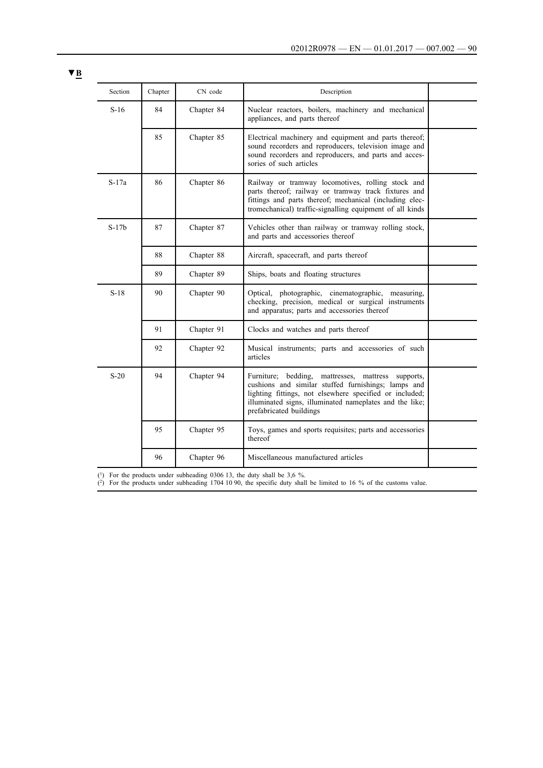▼B

| Section | Chapter | CN code | Description | |
|---|---|---|---|---|
| S-16 | 84 | Chapter 84 | Nuclear reactors, boilers, machinery and mechanical appliances, and parts thereof | |
| | 85 | Chapter 85 | Electrical machinery and equipment and parts thereof; sound recorders and reproducers, television image and sound recorders and reproducers, and parts and accessories of such articles | |
| S-17a | 86 | Chapter 86 | Railway or tramway locomotives, rolling stock and parts thereof; railway or tramway track fixtures and fittings and parts thereof; mechanical (including electromechanical) traffic-signalling equipment of all kinds | |
| S-17b | 87 | Chapter 87 | Vehicles other than railway or tramway rolling stock, and parts and accessories thereof | |
| | 88 | Chapter 88 | Aircraft, spacecraft, and parts thereof | |
| | 89 | Chapter 89 | Ships, boats and floating structures | |
| S-18 | 90 | Chapter 90 | Optical, photographic, cinematographic, measuring, checking, precision, medical or surgical instruments and apparatus; parts and accessories thereof | |
| | 91 | Chapter 91 | Clocks and watches and parts thereof | |
| | 92 | Chapter 92 | Musical instruments; parts and accessories of such articles | |
| S-20 | 94 | Chapter 94 | Furniture; bedding, mattresses, mattress supports, cushions and similar stuffed furnishings; lamps and lighting fittings, not elsewhere specified or included; illuminated signs, illuminated nameplates and the like; prefabricated buildings | |
| | 95 | Chapter 95 | Toys, games and sports requisites; parts and accessories thereof | |
| | 96 | Chapter 96 | Miscellaneous manufactured articles | |

(1) For the products under subheading 0306 13, the duty shall be 3,6 %.

(2) For the products under subheading 1704 10 90, the specific duty shall be limited to 16 % of the customs value.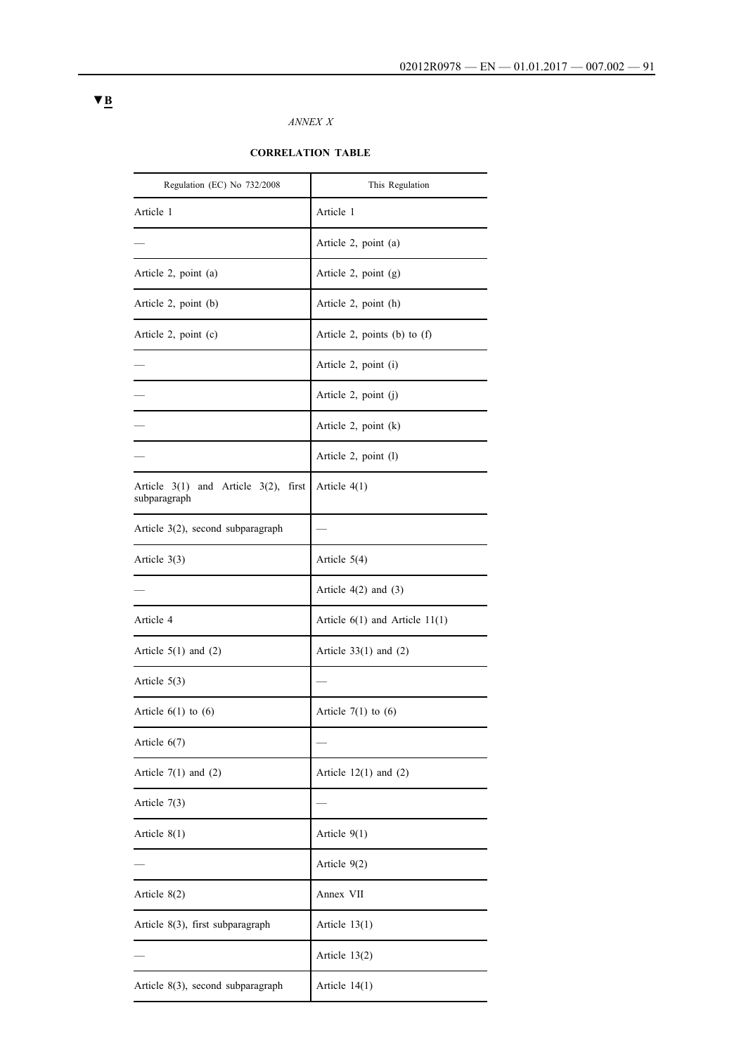▼B

*ANNEX X*

**CORRELATION TABLE**

| Regulation (EC) No 732/2008 | This Regulation |
|---|---|
| Article 1 | Article 1 |
| — | Article 2, point (a) |
| Article 2, point (a) | Article 2, point (g) |
| Article 2, point (b) | Article 2, point (h) |
| Article 2, point (c) | Article 2, points (b) to (f) |
| — | Article 2, point (i) |
| — | Article 2, point (j) |
| — | Article 2, point (k) |
| — | Article 2, point (l) |
| Article 3(1) and Article 3(2), first subparagraph | Article 4(1) |
| Article 3(2), second subparagraph | — |
| Article 3(3) | Article 5(4) |
| — | Article 4(2) and (3) |
| Article 4 | Article 6(1) and Article 11(1) |
| Article 5(1) and (2) | Article 33(1) and (2) |
| Article 5(3) | — |
| Article 6(1) to (6) | Article 7(1) to (6) |
| Article 6(7) | — |
| Article 7(1) and (2) | Article 12(1) and (2) |
| Article 7(3) | — |
| Article 8(1) | Article 9(1) |
| — | Article 9(2) |
| Article 8(2) | Annex VII |
| Article 8(3), first subparagraph | Article 13(1) |
| — | Article 13(2) |
| Article 8(3), second subparagraph | Article 14(1) |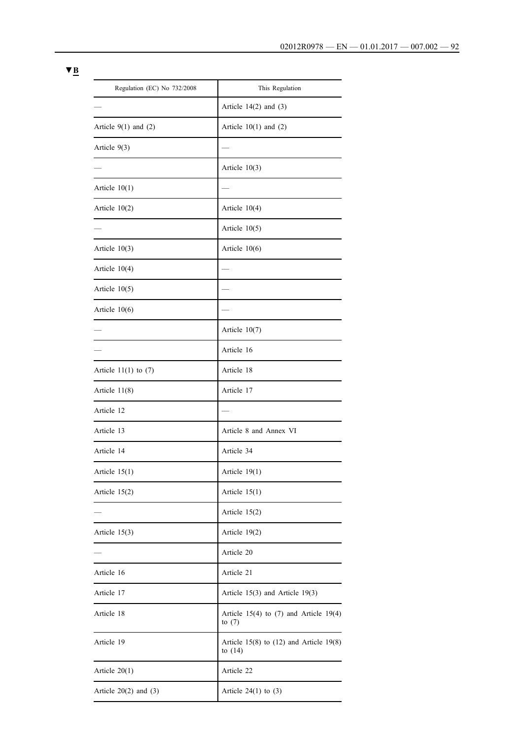▼B

| Regulation (EC) No 732/2008 | This Regulation |
|---|---|
| — | Article 14(2) and (3) |
| Article 9(1) and (2) | Article 10(1) and (2) |
| Article 9(3) | — |
| — | Article 10(3) |
| Article 10(1) | — |
| Article 10(2) | Article 10(4) |
| — | Article 10(5) |
| Article 10(3) | Article 10(6) |
| Article 10(4) | — |
| Article 10(5) | — |
| Article 10(6) | — |
| — | Article 10(7) |
| — | Article 16 |
| Article 11(1) to (7) | Article 18 |
| Article 11(8) | Article 17 |
| Article 12 | — |
| Article 13 | Article 8 and Annex VI |
| Article 14 | Article 34 |
| Article 15(1) | Article 19(1) |
| Article 15(2) | Article 15(1) |
| — | Article 15(2) |
| Article 15(3) | Article 19(2) |
| — | Article 20 |
| Article 16 | Article 21 |
| Article 17 | Article 15(3) and Article 19(3) |
| Article 18 | Article 15(4) to (7) and Article 19(4) to (7) |
| Article 19 | Article 15(8) to (12) and Article 19(8) to (14) |
| Article 20(1) | Article 22 |
| Article 20(2) and (3) | Article 24(1) to (3) |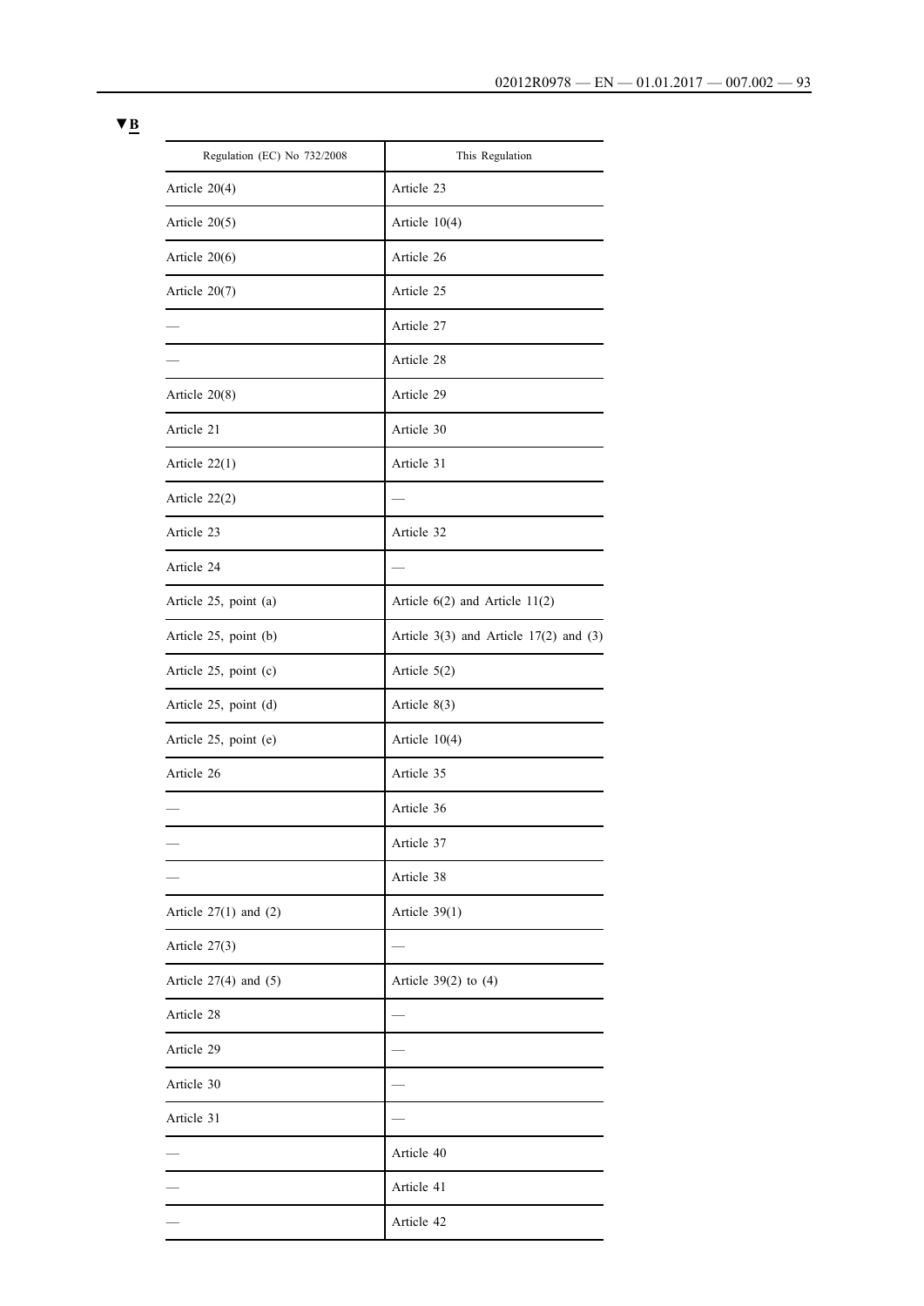▼B

| Regulation (EC) No 732/2008 | This Regulation |
| --- | --- |
| Article 20(4) | Article 23 |
| Article 20(5) | Article 10(4) |
| Article 20(6) | Article 26 |
| Article 20(7) | Article 25 |
| — | Article 27 |
| — | Article 28 |
| Article 20(8) | Article 29 |
| Article 21 | Article 30 |
| Article 22(1) | Article 31 |
| Article 22(2) | — |
| Article 23 | Article 32 |
| Article 24 | — |
| Article 25, point (a) | Article 6(2) and Article 11(2) |
| Article 25, point (b) | Article 3(3) and Article 17(2) and (3) |
| Article 25, point (c) | Article 5(2) |
| Article 25, point (d) | Article 8(3) |
| Article 25, point (e) | Article 10(4) |
| Article 26 | Article 35 |
| — | Article 36 |
| — | Article 37 |
| — | Article 38 |
| Article 27(1) and (2) | Article 39(1) |
| Article 27(3) | — |
| Article 27(4) and (5) | Article 39(2) to (4) |
| Article 28 | — |
| Article 29 | — |
| Article 30 | — |
| Article 31 | — |
| — | Article 40 |
| — | Article 41 |
| — | Article 42 |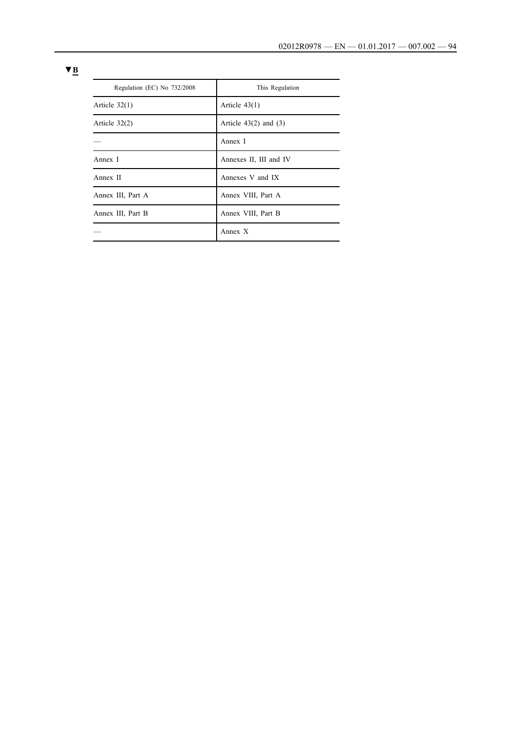▼B

| Regulation (EC) No 732/2008 | This Regulation |
|---|---|
| Article 32(1) | Article 43(1) |
| Article 32(2) | Article 43(2) and (3) |
| — | Annex I |
| Annex I | Annexes II, III and IV |
| Annex II | Annexes V and IX |
| Annex III, Part A | Annex VIII, Part A |
| Annex III, Part B | Annex VIII, Part B |
| — | Annex X |